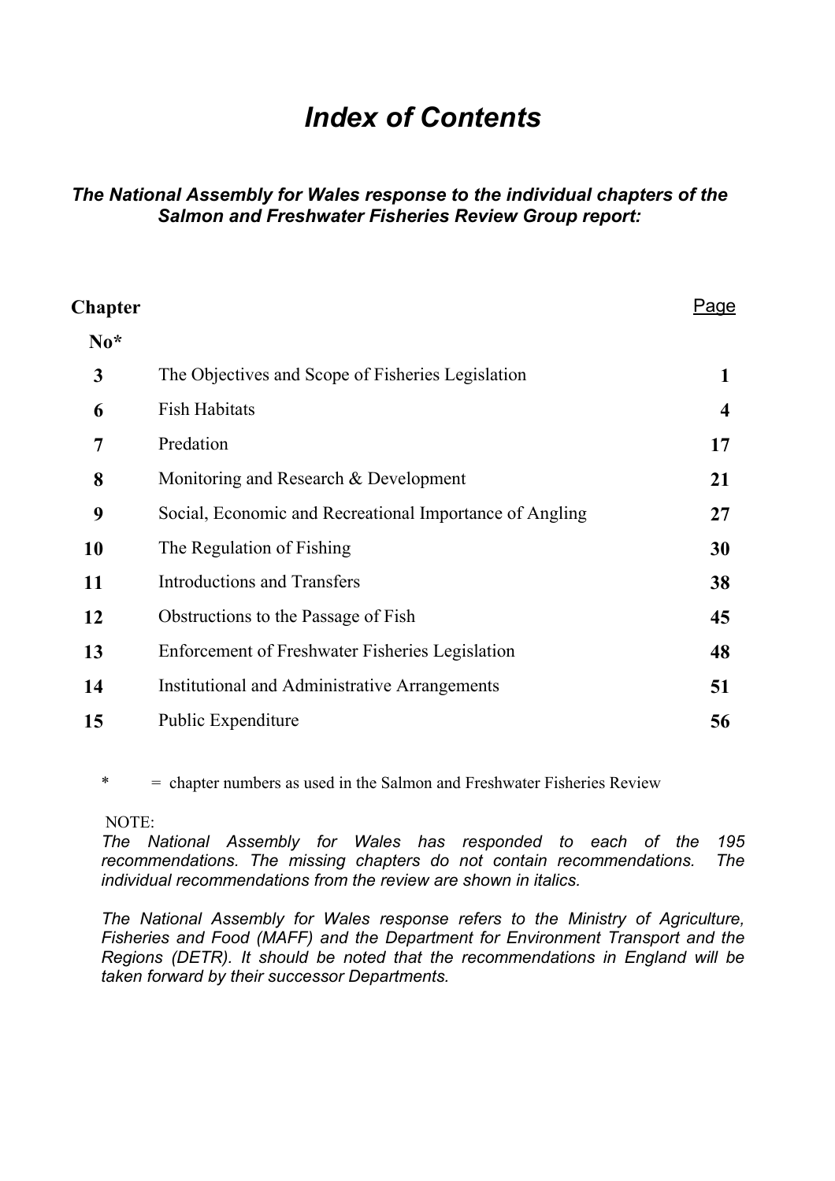# *Index of Contents*

### *The National Assembly for Wales response to the individual chapters of the Salmon and Freshwater Fisheries Review Group report:*

| Chapter No* | | Page |
|---|---|---|
| **3** | The Objectives and Scope of Fisheries Legislation | **1** |
| **6** | Fish Habitats | **4** |
| **7** | Predation | **17** |
| **8** | Monitoring and Research & Development | **21** |
| **9** | Social, Economic and Recreational Importance of Angling | **27** |
| **10** | The Regulation of Fishing | **30** |
| **11** | Introductions and Transfers | **38** |
| **12** | Obstructions to the Passage of Fish | **45** |
| **13** | Enforcement of Freshwater Fisheries Legislation | **48** |
| **14** | Institutional and Administrative Arrangements | **51** |
| **15** | Public Expenditure | **56** |

\* = chapter numbers as used in the Salmon and Freshwater Fisheries Review

NOTE:

*The National Assembly for Wales has responded to each of the 195 recommendations. The missing chapters do not contain recommendations. The individual recommendations from the review are shown in italics.*

*The National Assembly for Wales response refers to the Ministry of Agriculture, Fisheries and Food (MAFF) and the Department for Environment Transport and the Regions (DETR). It should be noted that the recommendations in England will be taken forward by their successor Departments.*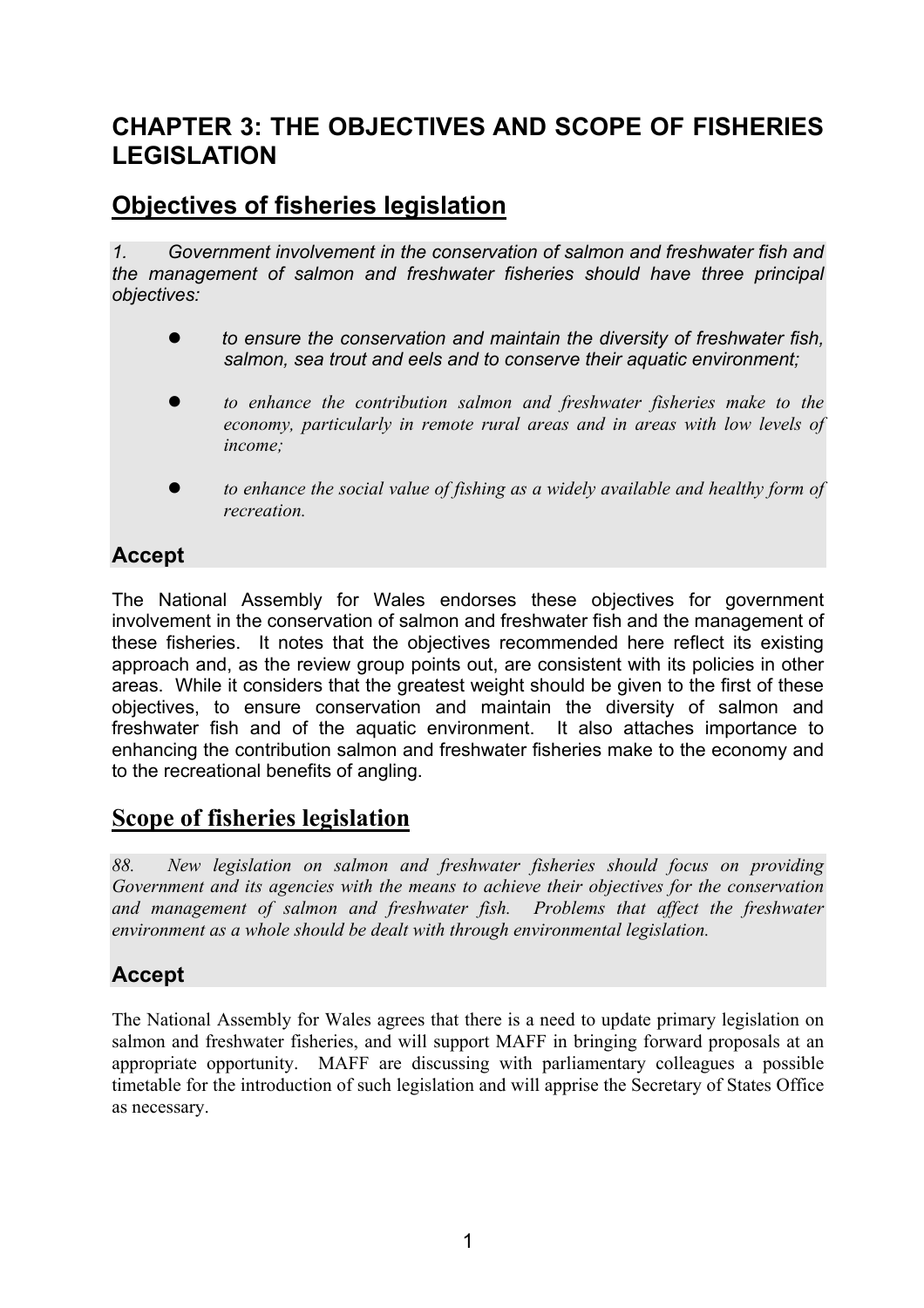# CHAPTER 3: THE OBJECTIVES AND SCOPE OF FISHERIES LEGISLATION

## Objectives of fisheries legislation

*1. Government involvement in the conservation of salmon and freshwater fish and the management of salmon and freshwater fisheries should have three principal objectives:*

- *to ensure the conservation and maintain the diversity of freshwater fish, salmon, sea trout and eels and to conserve their aquatic environment;*
- *to enhance the contribution salmon and freshwater fisheries make to the economy, particularly in remote rural areas and in areas with low levels of income;*
- *to enhance the social value of fishing as a widely available and healthy form of recreation.*

### Accept

The National Assembly for Wales endorses these objectives for government involvement in the conservation of salmon and freshwater fish and the management of these fisheries. It notes that the objectives recommended here reflect its existing approach and, as the review group points out, are consistent with its policies in other areas. While it considers that the greatest weight should be given to the first of these objectives, to ensure conservation and maintain the diversity of salmon and freshwater fish and of the aquatic environment. It also attaches importance to enhancing the contribution salmon and freshwater fisheries make to the economy and to the recreational benefits of angling.

## Scope of fisheries legislation

*88. New legislation on salmon and freshwater fisheries should focus on providing Government and its agencies with the means to achieve their objectives for the conservation and management of salmon and freshwater fish. Problems that affect the freshwater environment as a whole should be dealt with through environmental legislation.*

### Accept

The National Assembly for Wales agrees that there is a need to update primary legislation on salmon and freshwater fisheries, and will support MAFF in bringing forward proposals at an appropriate opportunity. MAFF are discussing with parliamentary colleagues a possible timetable for the introduction of such legislation and will apprise the Secretary of States Office as necessary.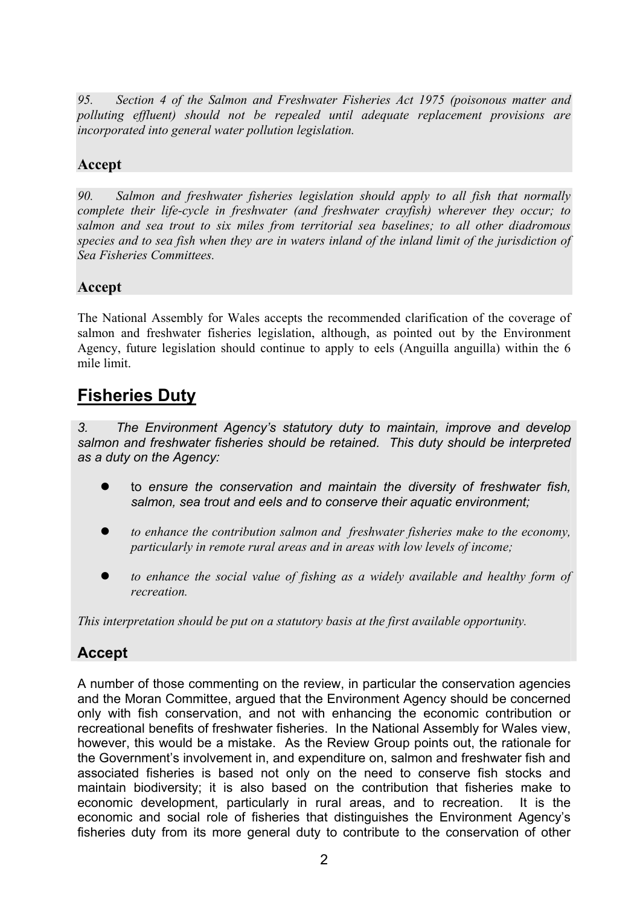*95. Section 4 of the Salmon and Freshwater Fisheries Act 1975 (poisonous matter and polluting effluent) should not be repealed until adequate replacement provisions are incorporated into general water pollution legislation.*

**Accept**

*90. Salmon and freshwater fisheries legislation should apply to all fish that normally complete their life-cycle in freshwater (and freshwater crayfish) wherever they occur; to salmon and sea trout to six miles from territorial sea baselines; to all other diadromous species and to sea fish when they are in waters inland of the inland limit of the jurisdiction of Sea Fisheries Committees.*

**Accept**

The National Assembly for Wales accepts the recommended clarification of the coverage of salmon and freshwater fisheries legislation, although, as pointed out by the Environment Agency, future legislation should continue to apply to eels (Anguilla anguilla) within the 6 mile limit.

## Fisheries Duty

*3. The Environment Agency's statutory duty to maintain, improve and develop salmon and freshwater fisheries should be retained. This duty should be interpreted as a duty on the Agency:*

- to *ensure the conservation and maintain the diversity of freshwater fish, salmon, sea trout and eels and to conserve their aquatic environment;*
- *to enhance the contribution salmon and freshwater fisheries make to the economy, particularly in remote rural areas and in areas with low levels of income;*
- *to enhance the social value of fishing as a widely available and healthy form of recreation.*

*This interpretation should be put on a statutory basis at the first available opportunity.*

**Accept**

A number of those commenting on the review, in particular the conservation agencies and the Moran Committee, argued that the Environment Agency should be concerned only with fish conservation, and not with enhancing the economic contribution or recreational benefits of freshwater fisheries. In the National Assembly for Wales view, however, this would be a mistake. As the Review Group points out, the rationale for the Government's involvement in, and expenditure on, salmon and freshwater fish and associated fisheries is based not only on the need to conserve fish stocks and maintain biodiversity; it is also based on the contribution that fisheries make to economic development, particularly in rural areas, and to recreation. It is the economic and social role of fisheries that distinguishes the Environment Agency's fisheries duty from its more general duty to contribute to the conservation of other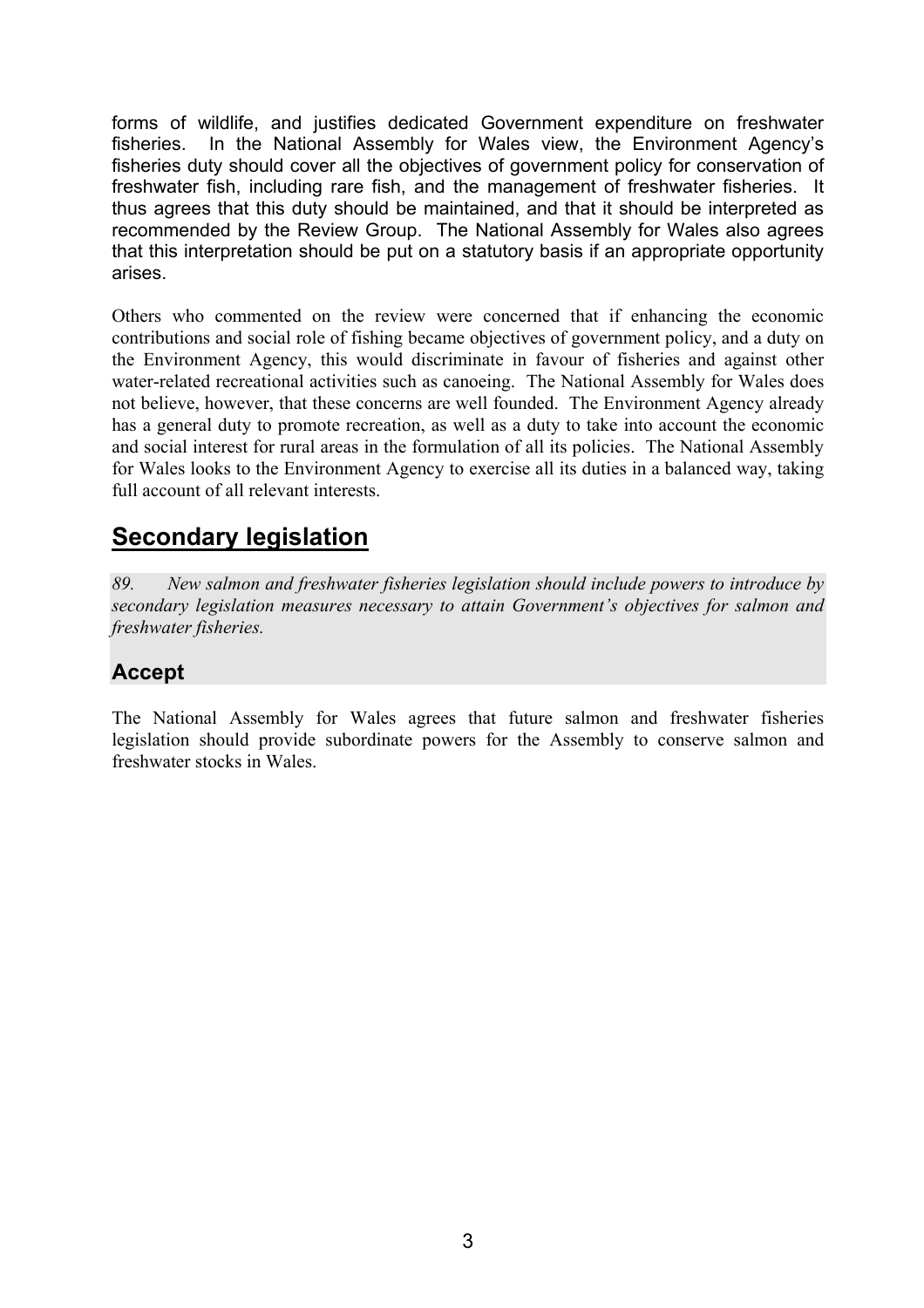forms of wildlife, and justifies dedicated Government expenditure on freshwater fisheries. In the National Assembly for Wales view, the Environment Agency's fisheries duty should cover all the objectives of government policy for conservation of freshwater fish, including rare fish, and the management of freshwater fisheries. It thus agrees that this duty should be maintained, and that it should be interpreted as recommended by the Review Group. The National Assembly for Wales also agrees that this interpretation should be put on a statutory basis if an appropriate opportunity arises.

Others who commented on the review were concerned that if enhancing the economic contributions and social role of fishing became objectives of government policy, and a duty on the Environment Agency, this would discriminate in favour of fisheries and against other water-related recreational activities such as canoeing. The National Assembly for Wales does not believe, however, that these concerns are well founded. The Environment Agency already has a general duty to promote recreation, as well as a duty to take into account the economic and social interest for rural areas in the formulation of all its policies. The National Assembly for Wales looks to the Environment Agency to exercise all its duties in a balanced way, taking full account of all relevant interests.

# Secondary legislation

*89. New salmon and freshwater fisheries legislation should include powers to introduce by secondary legislation measures necessary to attain Government's objectives for salmon and freshwater fisheries.*

## Accept

The National Assembly for Wales agrees that future salmon and freshwater fisheries legislation should provide subordinate powers for the Assembly to conserve salmon and freshwater stocks in Wales.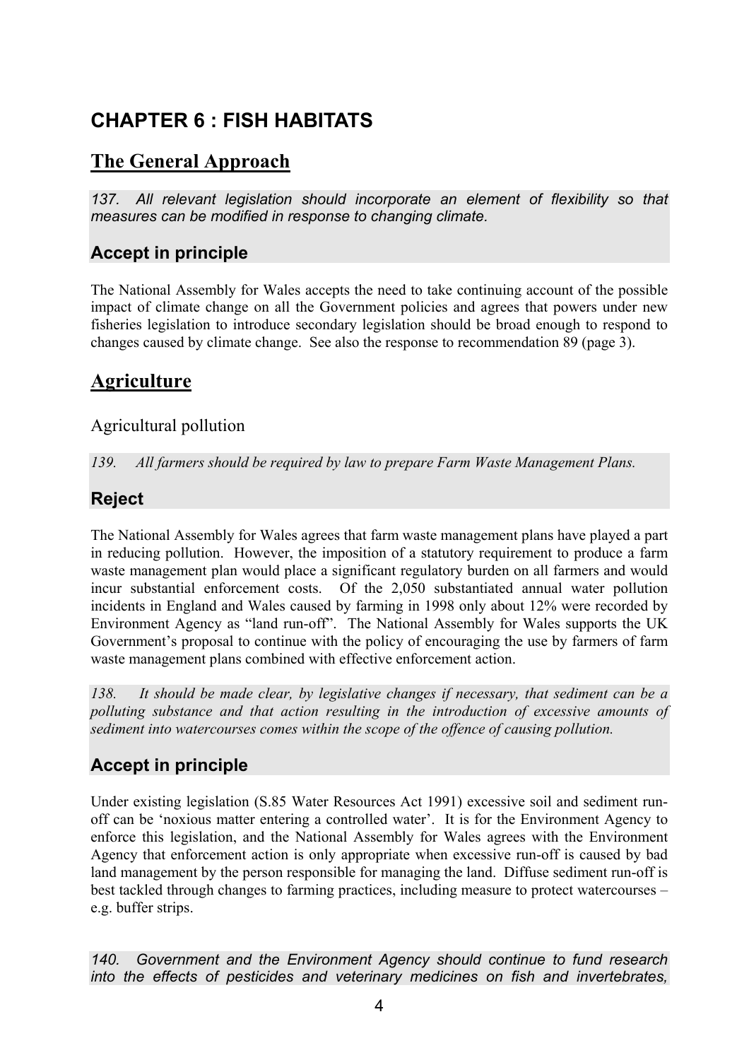# CHAPTER 6 : FISH HABITATS

## The General Approach

*137. All relevant legislation should incorporate an element of flexibility so that measures can be modified in response to changing climate.*

### Accept in principle

The National Assembly for Wales accepts the need to take continuing account of the possible impact of climate change on all the Government policies and agrees that powers under new fisheries legislation to introduce secondary legislation should be broad enough to respond to changes caused by climate change. See also the response to recommendation 89 (page 3).

## Agriculture

Agricultural pollution

*139. All farmers should be required by law to prepare Farm Waste Management Plans.*

### Reject

The National Assembly for Wales agrees that farm waste management plans have played a part in reducing pollution. However, the imposition of a statutory requirement to produce a farm waste management plan would place a significant regulatory burden on all farmers and would incur substantial enforcement costs. Of the 2,050 substantiated annual water pollution incidents in England and Wales caused by farming in 1998 only about 12% were recorded by Environment Agency as "land run-off". The National Assembly for Wales supports the UK Government's proposal to continue with the policy of encouraging the use by farmers of farm waste management plans combined with effective enforcement action.

*138. It should be made clear, by legislative changes if necessary, that sediment can be a polluting substance and that action resulting in the introduction of excessive amounts of sediment into watercourses comes within the scope of the offence of causing pollution.*

### Accept in principle

Under existing legislation (S.85 Water Resources Act 1991) excessive soil and sediment run-off can be 'noxious matter entering a controlled water'. It is for the Environment Agency to enforce this legislation, and the National Assembly for Wales agrees with the Environment Agency that enforcement action is only appropriate when excessive run-off is caused by bad land management by the person responsible for managing the land. Diffuse sediment run-off is best tackled through changes to farming practices, including measure to protect watercourses – e.g. buffer strips.

*140. Government and the Environment Agency should continue to fund research into the effects of pesticides and veterinary medicines on fish and invertebrates,*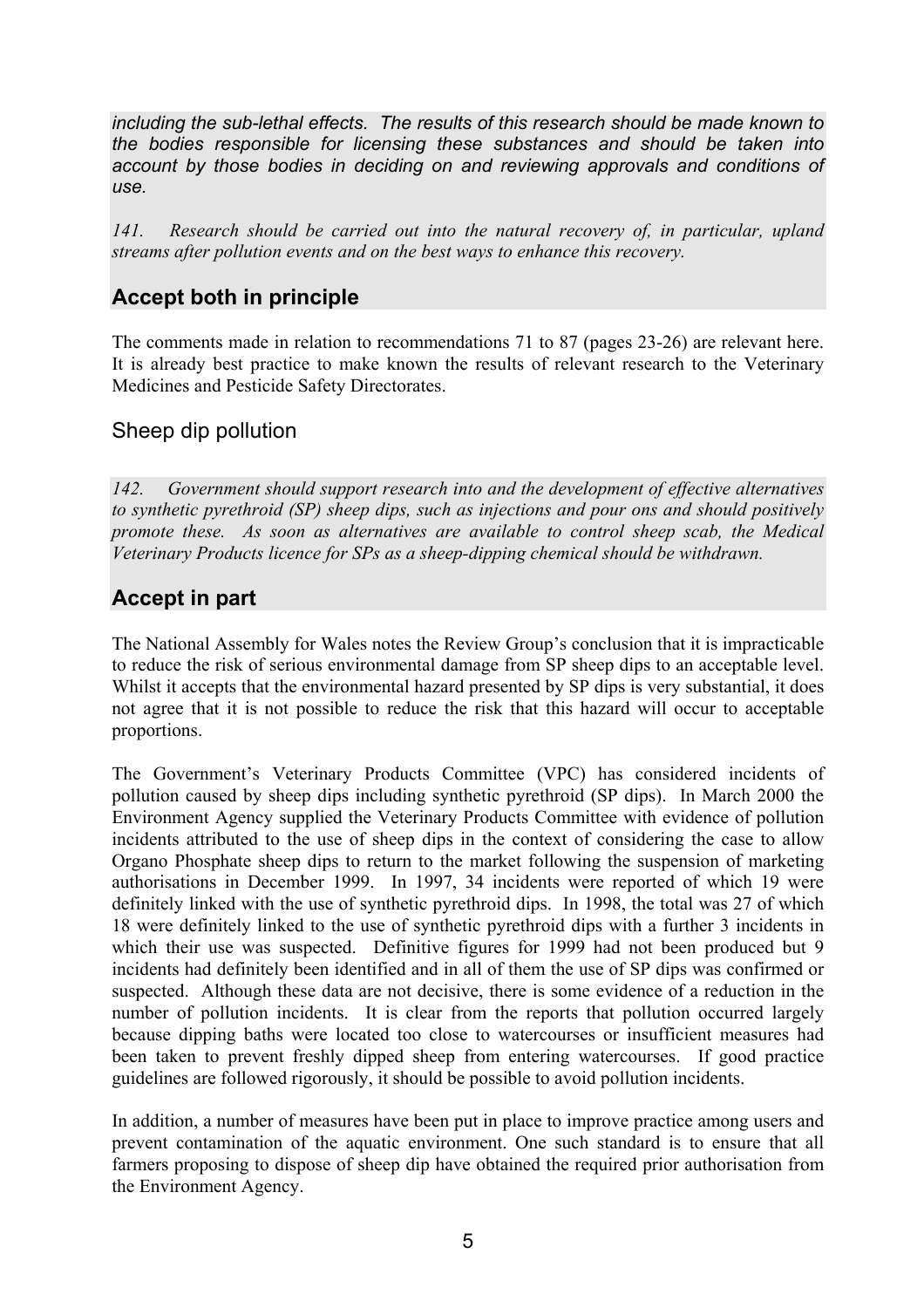*including the sub-lethal effects. The results of this research should be made known to the bodies responsible for licensing these substances and should be taken into account by those bodies in deciding on and reviewing approvals and conditions of use.*

*141. Research should be carried out into the natural recovery of, in particular, upland streams after pollution events and on the best ways to enhance this recovery.*

## Accept both in principle

The comments made in relation to recommendations 71 to 87 (pages 23-26) are relevant here. It is already best practice to make known the results of relevant research to the Veterinary Medicines and Pesticide Safety Directorates.

### Sheep dip pollution

*142. Government should support research into and the development of effective alternatives to synthetic pyrethroid (SP) sheep dips, such as injections and pour ons and should positively promote these. As soon as alternatives are available to control sheep scab, the Medical Veterinary Products licence for SPs as a sheep-dipping chemical should be withdrawn.*

## Accept in part

The National Assembly for Wales notes the Review Group's conclusion that it is impracticable to reduce the risk of serious environmental damage from SP sheep dips to an acceptable level. Whilst it accepts that the environmental hazard presented by SP dips is very substantial, it does not agree that it is not possible to reduce the risk that this hazard will occur to acceptable proportions.

The Government's Veterinary Products Committee (VPC) has considered incidents of pollution caused by sheep dips including synthetic pyrethroid (SP dips). In March 2000 the Environment Agency supplied the Veterinary Products Committee with evidence of pollution incidents attributed to the use of sheep dips in the context of considering the case to allow Organo Phosphate sheep dips to return to the market following the suspension of marketing authorisations in December 1999. In 1997, 34 incidents were reported of which 19 were definitely linked with the use of synthetic pyrethroid dips. In 1998, the total was 27 of which 18 were definitely linked to the use of synthetic pyrethroid dips with a further 3 incidents in which their use was suspected. Definitive figures for 1999 had not been produced but 9 incidents had definitely been identified and in all of them the use of SP dips was confirmed or suspected. Although these data are not decisive, there is some evidence of a reduction in the number of pollution incidents. It is clear from the reports that pollution occurred largely because dipping baths were located too close to watercourses or insufficient measures had been taken to prevent freshly dipped sheep from entering watercourses. If good practice guidelines are followed rigorously, it should be possible to avoid pollution incidents.

In addition, a number of measures have been put in place to improve practice among users and prevent contamination of the aquatic environment. One such standard is to ensure that all farmers proposing to dispose of sheep dip have obtained the required prior authorisation from the Environment Agency.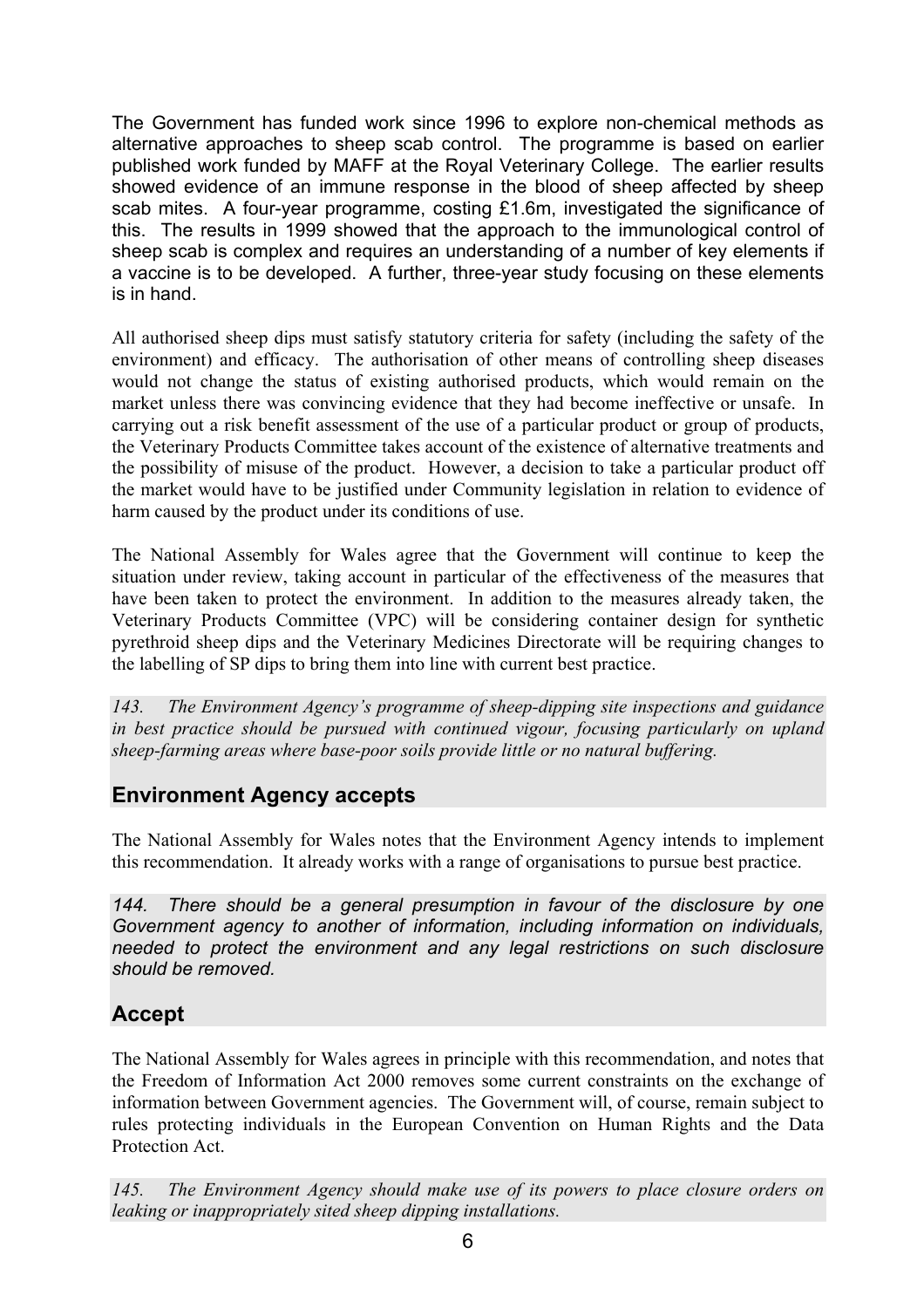The Government has funded work since 1996 to explore non-chemical methods as alternative approaches to sheep scab control. The programme is based on earlier published work funded by MAFF at the Royal Veterinary College. The earlier results showed evidence of an immune response in the blood of sheep affected by sheep scab mites. A four-year programme, costing £1.6m, investigated the significance of this. The results in 1999 showed that the approach to the immunological control of sheep scab is complex and requires an understanding of a number of key elements if a vaccine is to be developed. A further, three-year study focusing on these elements is in hand.

All authorised sheep dips must satisfy statutory criteria for safety (including the safety of the environment) and efficacy. The authorisation of other means of controlling sheep diseases would not change the status of existing authorised products, which would remain on the market unless there was convincing evidence that they had become ineffective or unsafe. In carrying out a risk benefit assessment of the use of a particular product or group of products, the Veterinary Products Committee takes account of the existence of alternative treatments and the possibility of misuse of the product. However, a decision to take a particular product off the market would have to be justified under Community legislation in relation to evidence of harm caused by the product under its conditions of use.

The National Assembly for Wales agree that the Government will continue to keep the situation under review, taking account in particular of the effectiveness of the measures that have been taken to protect the environment. In addition to the measures already taken, the Veterinary Products Committee (VPC) will be considering container design for synthetic pyrethroid sheep dips and the Veterinary Medicines Directorate will be requiring changes to the labelling of SP dips to bring them into line with current best practice.

*143. The Environment Agency's programme of sheep-dipping site inspections and guidance in best practice should be pursued with continued vigour, focusing particularly on upland sheep-farming areas where base-poor soils provide little or no natural buffering.*

## Environment Agency accepts

The National Assembly for Wales notes that the Environment Agency intends to implement this recommendation. It already works with a range of organisations to pursue best practice.

*144. There should be a general presumption in favour of the disclosure by one Government agency to another of information, including information on individuals, needed to protect the environment and any legal restrictions on such disclosure should be removed.*

## Accept

The National Assembly for Wales agrees in principle with this recommendation, and notes that the Freedom of Information Act 2000 removes some current constraints on the exchange of information between Government agencies. The Government will, of course, remain subject to rules protecting individuals in the European Convention on Human Rights and the Data Protection Act.

*145. The Environment Agency should make use of its powers to place closure orders on leaking or inappropriately sited sheep dipping installations.*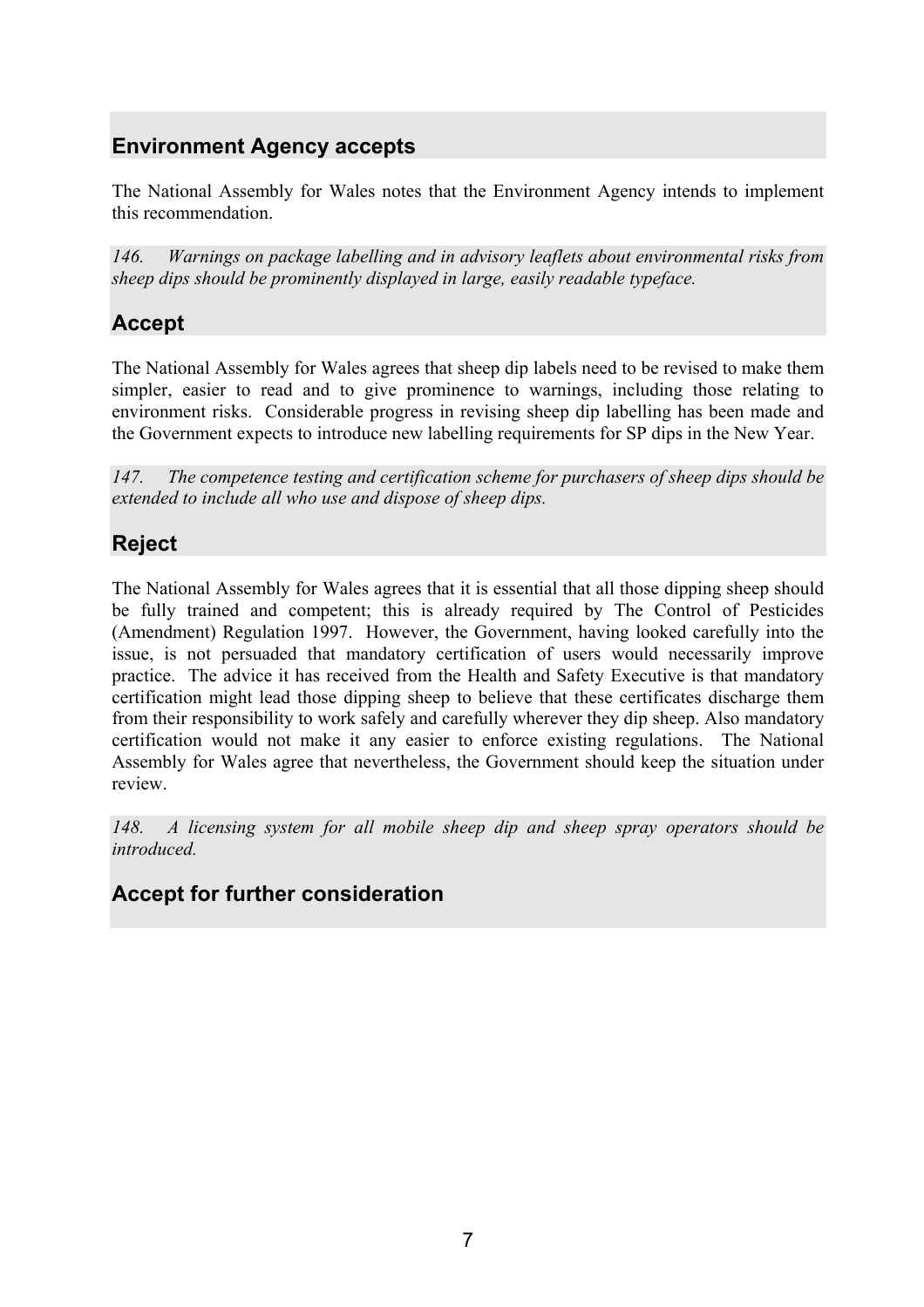## Environment Agency accepts

The National Assembly for Wales notes that the Environment Agency intends to implement this recommendation.

*146. Warnings on package labelling and in advisory leaflets about environmental risks from sheep dips should be prominently displayed in large, easily readable typeface.*

## Accept

The National Assembly for Wales agrees that sheep dip labels need to be revised to make them simpler, easier to read and to give prominence to warnings, including those relating to environment risks. Considerable progress in revising sheep dip labelling has been made and the Government expects to introduce new labelling requirements for SP dips in the New Year.

*147. The competence testing and certification scheme for purchasers of sheep dips should be extended to include all who use and dispose of sheep dips.*

## Reject

The National Assembly for Wales agrees that it is essential that all those dipping sheep should be fully trained and competent; this is already required by The Control of Pesticides (Amendment) Regulation 1997. However, the Government, having looked carefully into the issue, is not persuaded that mandatory certification of users would necessarily improve practice. The advice it has received from the Health and Safety Executive is that mandatory certification might lead those dipping sheep to believe that these certificates discharge them from their responsibility to work safely and carefully wherever they dip sheep. Also mandatory certification would not make it any easier to enforce existing regulations. The National Assembly for Wales agree that nevertheless, the Government should keep the situation under review.

*148. A licensing system for all mobile sheep dip and sheep spray operators should be introduced.*

## Accept for further consideration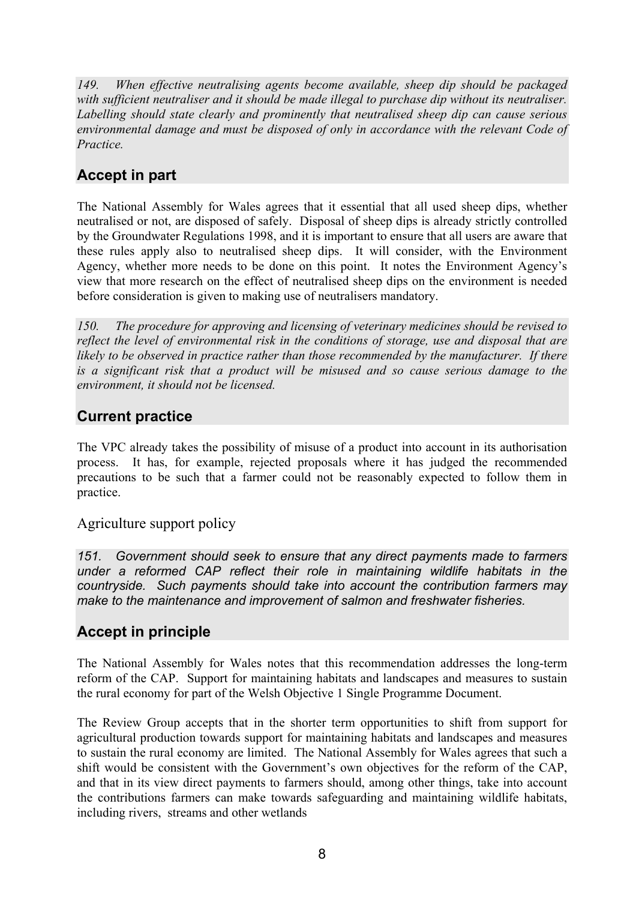*149. When effective neutralising agents become available, sheep dip should be packaged with sufficient neutraliser and it should be made illegal to purchase dip without its neutraliser. Labelling should state clearly and prominently that neutralised sheep dip can cause serious environmental damage and must be disposed of only in accordance with the relevant Code of Practice.*

## Accept in part

The National Assembly for Wales agrees that it essential that all used sheep dips, whether neutralised or not, are disposed of safely. Disposal of sheep dips is already strictly controlled by the Groundwater Regulations 1998, and it is important to ensure that all users are aware that these rules apply also to neutralised sheep dips. It will consider, with the Environment Agency, whether more needs to be done on this point. It notes the Environment Agency's view that more research on the effect of neutralised sheep dips on the environment is needed before consideration is given to making use of neutralisers mandatory.

*150. The procedure for approving and licensing of veterinary medicines should be revised to reflect the level of environmental risk in the conditions of storage, use and disposal that are likely to be observed in practice rather than those recommended by the manufacturer. If there is a significant risk that a product will be misused and so cause serious damage to the environment, it should not be licensed.*

## Current practice

The VPC already takes the possibility of misuse of a product into account in its authorisation process. It has, for example, rejected proposals where it has judged the recommended precautions to be such that a farmer could not be reasonably expected to follow them in practice.

### Agriculture support policy

*151. Government should seek to ensure that any direct payments made to farmers under a reformed CAP reflect their role in maintaining wildlife habitats in the countryside. Such payments should take into account the contribution farmers may make to the maintenance and improvement of salmon and freshwater fisheries.*

## Accept in principle

The National Assembly for Wales notes that this recommendation addresses the long-term reform of the CAP. Support for maintaining habitats and landscapes and measures to sustain the rural economy for part of the Welsh Objective 1 Single Programme Document.

The Review Group accepts that in the shorter term opportunities to shift from support for agricultural production towards support for maintaining habitats and landscapes and measures to sustain the rural economy are limited. The National Assembly for Wales agrees that such a shift would be consistent with the Government's own objectives for the reform of the CAP, and that in its view direct payments to farmers should, among other things, take into account the contributions farmers can make towards safeguarding and maintaining wildlife habitats, including rivers, streams and other wetlands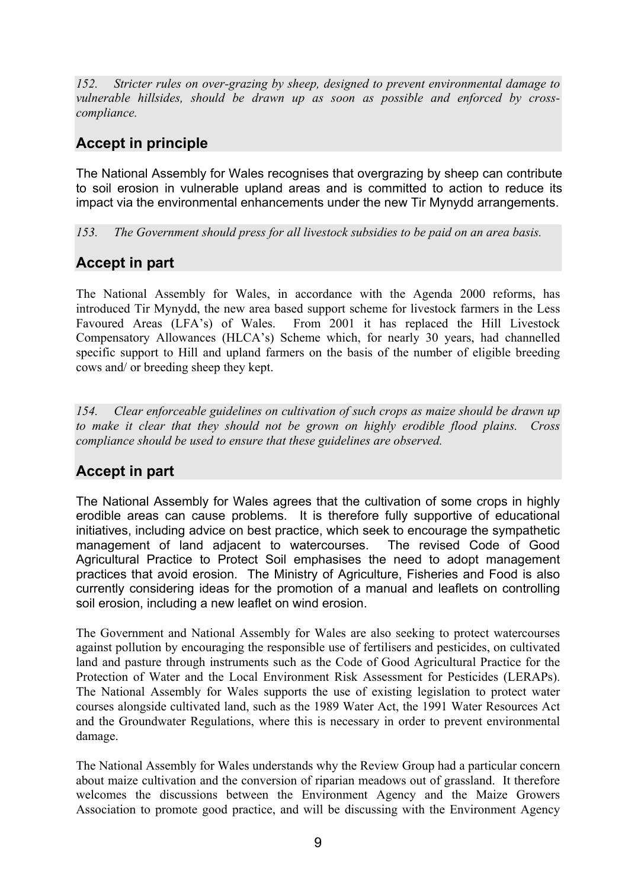*152. Stricter rules on over-grazing by sheep, designed to prevent environmental damage to vulnerable hillsides, should be drawn up as soon as possible and enforced by cross-compliance.*

## Accept in principle

The National Assembly for Wales recognises that overgrazing by sheep can contribute to soil erosion in vulnerable upland areas and is committed to action to reduce its impact via the environmental enhancements under the new Tir Mynydd arrangements.

*153. The Government should press for all livestock subsidies to be paid on an area basis.*

## Accept in part

The National Assembly for Wales, in accordance with the Agenda 2000 reforms, has introduced Tir Mynydd, the new area based support scheme for livestock farmers in the Less Favoured Areas (LFA's) of Wales. From 2001 it has replaced the Hill Livestock Compensatory Allowances (HLCA's) Scheme which, for nearly 30 years, had channelled specific support to Hill and upland farmers on the basis of the number of eligible breeding cows and/ or breeding sheep they kept.

*154. Clear enforceable guidelines on cultivation of such crops as maize should be drawn up to make it clear that they should not be grown on highly erodible flood plains. Cross compliance should be used to ensure that these guidelines are observed.*

## Accept in part

The National Assembly for Wales agrees that the cultivation of some crops in highly erodible areas can cause problems. It is therefore fully supportive of educational initiatives, including advice on best practice, which seek to encourage the sympathetic management of land adjacent to watercourses. The revised Code of Good Agricultural Practice to Protect Soil emphasises the need to adopt management practices that avoid erosion. The Ministry of Agriculture, Fisheries and Food is also currently considering ideas for the promotion of a manual and leaflets on controlling soil erosion, including a new leaflet on wind erosion.

The Government and National Assembly for Wales are also seeking to protect watercourses against pollution by encouraging the responsible use of fertilisers and pesticides, on cultivated land and pasture through instruments such as the Code of Good Agricultural Practice for the Protection of Water and the Local Environment Risk Assessment for Pesticides (LERAPs). The National Assembly for Wales supports the use of existing legislation to protect water courses alongside cultivated land, such as the 1989 Water Act, the 1991 Water Resources Act and the Groundwater Regulations, where this is necessary in order to prevent environmental damage.

The National Assembly for Wales understands why the Review Group had a particular concern about maize cultivation and the conversion of riparian meadows out of grassland. It therefore welcomes the discussions between the Environment Agency and the Maize Growers Association to promote good practice, and will be discussing with the Environment Agency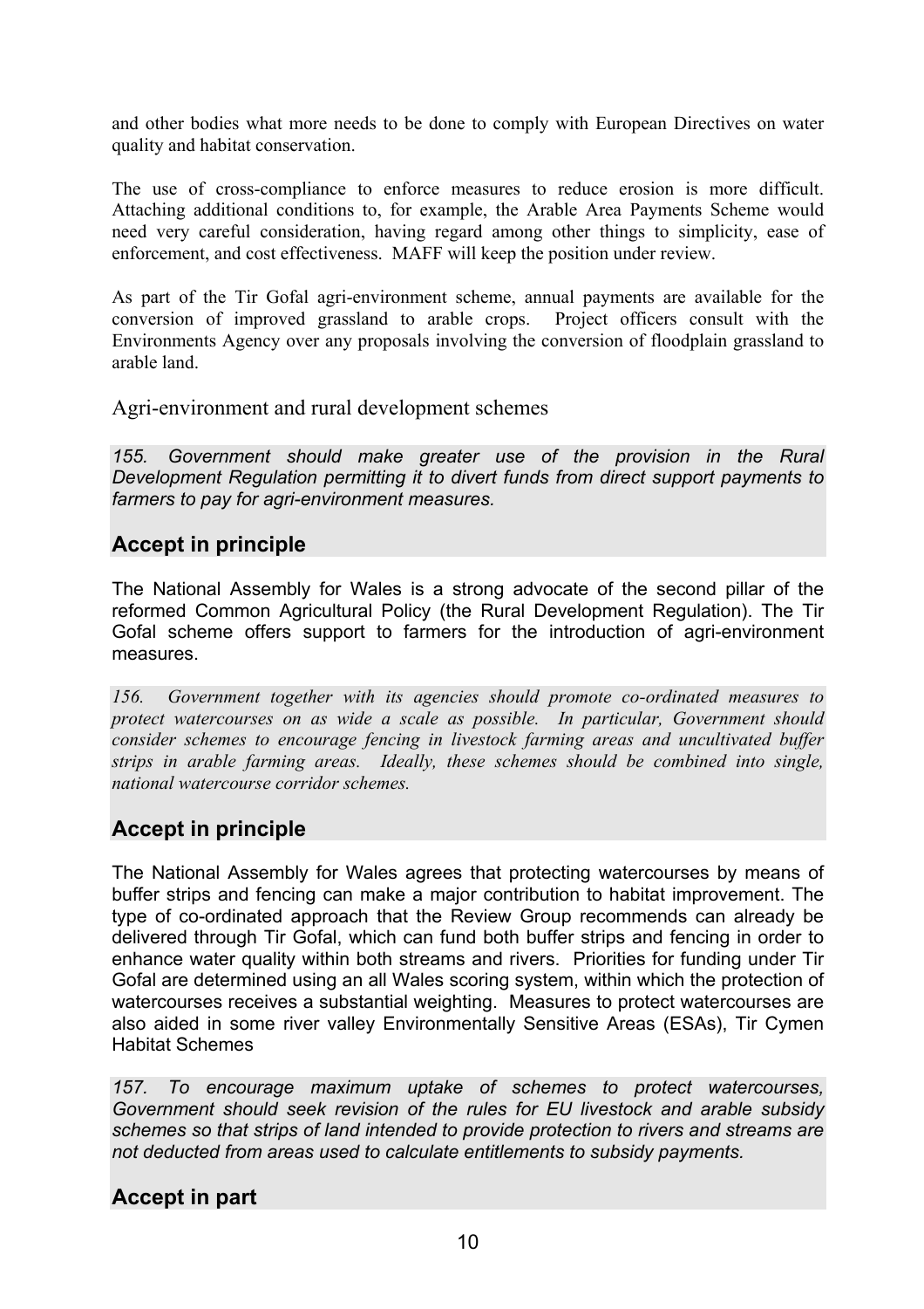and other bodies what more needs to be done to comply with European Directives on water quality and habitat conservation.

The use of cross-compliance to enforce measures to reduce erosion is more difficult. Attaching additional conditions to, for example, the Arable Area Payments Scheme would need very careful consideration, having regard among other things to simplicity, ease of enforcement, and cost effectiveness. MAFF will keep the position under review.

As part of the Tir Gofal agri-environment scheme, annual payments are available for the conversion of improved grassland to arable crops. Project officers consult with the Environments Agency over any proposals involving the conversion of floodplain grassland to arable land.

## Agri-environment and rural development schemes

*155. Government should make greater use of the provision in the Rural Development Regulation permitting it to divert funds from direct support payments to farmers to pay for agri-environment measures.*

### Accept in principle

The National Assembly for Wales is a strong advocate of the second pillar of the reformed Common Agricultural Policy (the Rural Development Regulation). The Tir Gofal scheme offers support to farmers for the introduction of agri-environment measures.

*156. Government together with its agencies should promote co-ordinated measures to protect watercourses on as wide a scale as possible. In particular, Government should consider schemes to encourage fencing in livestock farming areas and uncultivated buffer strips in arable farming areas. Ideally, these schemes should be combined into single, national watercourse corridor schemes.*

### Accept in principle

The National Assembly for Wales agrees that protecting watercourses by means of buffer strips and fencing can make a major contribution to habitat improvement. The type of co-ordinated approach that the Review Group recommends can already be delivered through Tir Gofal, which can fund both buffer strips and fencing in order to enhance water quality within both streams and rivers. Priorities for funding under Tir Gofal are determined using an all Wales scoring system, within which the protection of watercourses receives a substantial weighting. Measures to protect watercourses are also aided in some river valley Environmentally Sensitive Areas (ESAs), Tir Cymen Habitat Schemes

*157. To encourage maximum uptake of schemes to protect watercourses, Government should seek revision of the rules for EU livestock and arable subsidy schemes so that strips of land intended to provide protection to rivers and streams are not deducted from areas used to calculate entitlements to subsidy payments.*

### Accept in part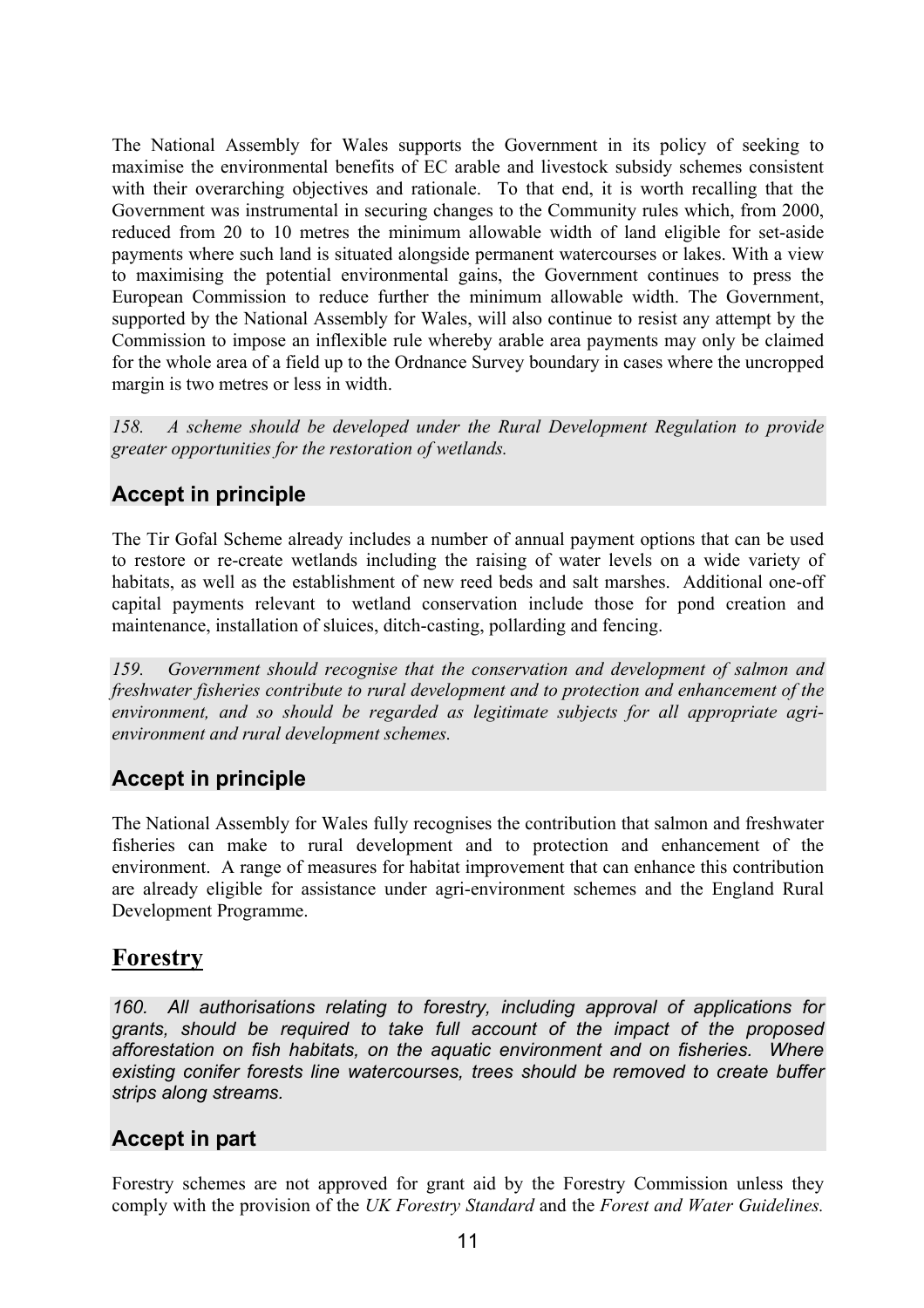The National Assembly for Wales supports the Government in its policy of seeking to maximise the environmental benefits of EC arable and livestock subsidy schemes consistent with their overarching objectives and rationale. To that end, it is worth recalling that the Government was instrumental in securing changes to the Community rules which, from 2000, reduced from 20 to 10 metres the minimum allowable width of land eligible for set-aside payments where such land is situated alongside permanent watercourses or lakes. With a view to maximising the potential environmental gains, the Government continues to press the European Commission to reduce further the minimum allowable width. The Government, supported by the National Assembly for Wales, will also continue to resist any attempt by the Commission to impose an inflexible rule whereby arable area payments may only be claimed for the whole area of a field up to the Ordnance Survey boundary in cases where the uncropped margin is two metres or less in width.

*158. A scheme should be developed under the Rural Development Regulation to provide greater opportunities for the restoration of wetlands.*

### Accept in principle

The Tir Gofal Scheme already includes a number of annual payment options that can be used to restore or re-create wetlands including the raising of water levels on a wide variety of habitats, as well as the establishment of new reed beds and salt marshes. Additional one-off capital payments relevant to wetland conservation include those for pond creation and maintenance, installation of sluices, ditch-casting, pollarding and fencing.

*159. Government should recognise that the conservation and development of salmon and freshwater fisheries contribute to rural development and to protection and enhancement of the environment, and so should be regarded as legitimate subjects for all appropriate agri-environment and rural development schemes.*

### Accept in principle

The National Assembly for Wales fully recognises the contribution that salmon and freshwater fisheries can make to rural development and to protection and enhancement of the environment. A range of measures for habitat improvement that can enhance this contribution are already eligible for assistance under agri-environment schemes and the England Rural Development Programme.

## Forestry

*160. All authorisations relating to forestry, including approval of applications for grants, should be required to take full account of the impact of the proposed afforestation on fish habitats, on the aquatic environment and on fisheries. Where existing conifer forests line watercourses, trees should be removed to create buffer strips along streams.*

### Accept in part

Forestry schemes are not approved for grant aid by the Forestry Commission unless they comply with the provision of the *UK Forestry Standard* and the *Forest and Water Guidelines.*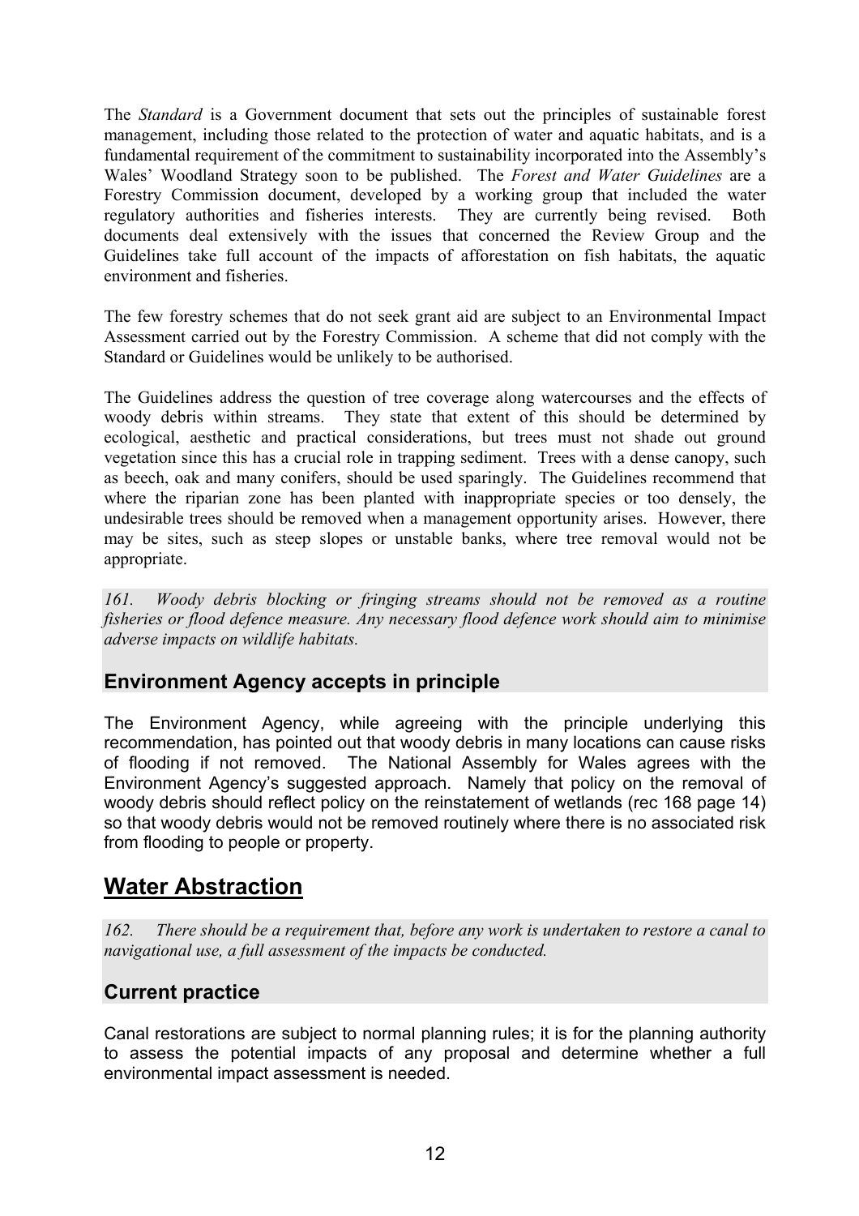The *Standard* is a Government document that sets out the principles of sustainable forest management, including those related to the protection of water and aquatic habitats, and is a fundamental requirement of the commitment to sustainability incorporated into the Assembly's Wales' Woodland Strategy soon to be published. The *Forest and Water Guidelines* are a Forestry Commission document, developed by a working group that included the water regulatory authorities and fisheries interests. They are currently being revised. Both documents deal extensively with the issues that concerned the Review Group and the Guidelines take full account of the impacts of afforestation on fish habitats, the aquatic environment and fisheries.

The few forestry schemes that do not seek grant aid are subject to an Environmental Impact Assessment carried out by the Forestry Commission. A scheme that did not comply with the Standard or Guidelines would be unlikely to be authorised.

The Guidelines address the question of tree coverage along watercourses and the effects of woody debris within streams. They state that extent of this should be determined by ecological, aesthetic and practical considerations, but trees must not shade out ground vegetation since this has a crucial role in trapping sediment. Trees with a dense canopy, such as beech, oak and many conifers, should be used sparingly. The Guidelines recommend that where the riparian zone has been planted with inappropriate species or too densely, the undesirable trees should be removed when a management opportunity arises. However, there may be sites, such as steep slopes or unstable banks, where tree removal would not be appropriate.

*161. Woody debris blocking or fringing streams should not be removed as a routine fisheries or flood defence measure. Any necessary flood defence work should aim to minimise adverse impacts on wildlife habitats.*

### Environment Agency accepts in principle

The Environment Agency, while agreeing with the principle underlying this recommendation, has pointed out that woody debris in many locations can cause risks of flooding if not removed. The National Assembly for Wales agrees with the Environment Agency's suggested approach. Namely that policy on the removal of woody debris should reflect policy on the reinstatement of wetlands (rec 168 page 14) so that woody debris would not be removed routinely where there is no associated risk from flooding to people or property.

## Water Abstraction

*162. There should be a requirement that, before any work is undertaken to restore a canal to navigational use, a full assessment of the impacts be conducted.*

### Current practice

Canal restorations are subject to normal planning rules; it is for the planning authority to assess the potential impacts of any proposal and determine whether a full environmental impact assessment is needed.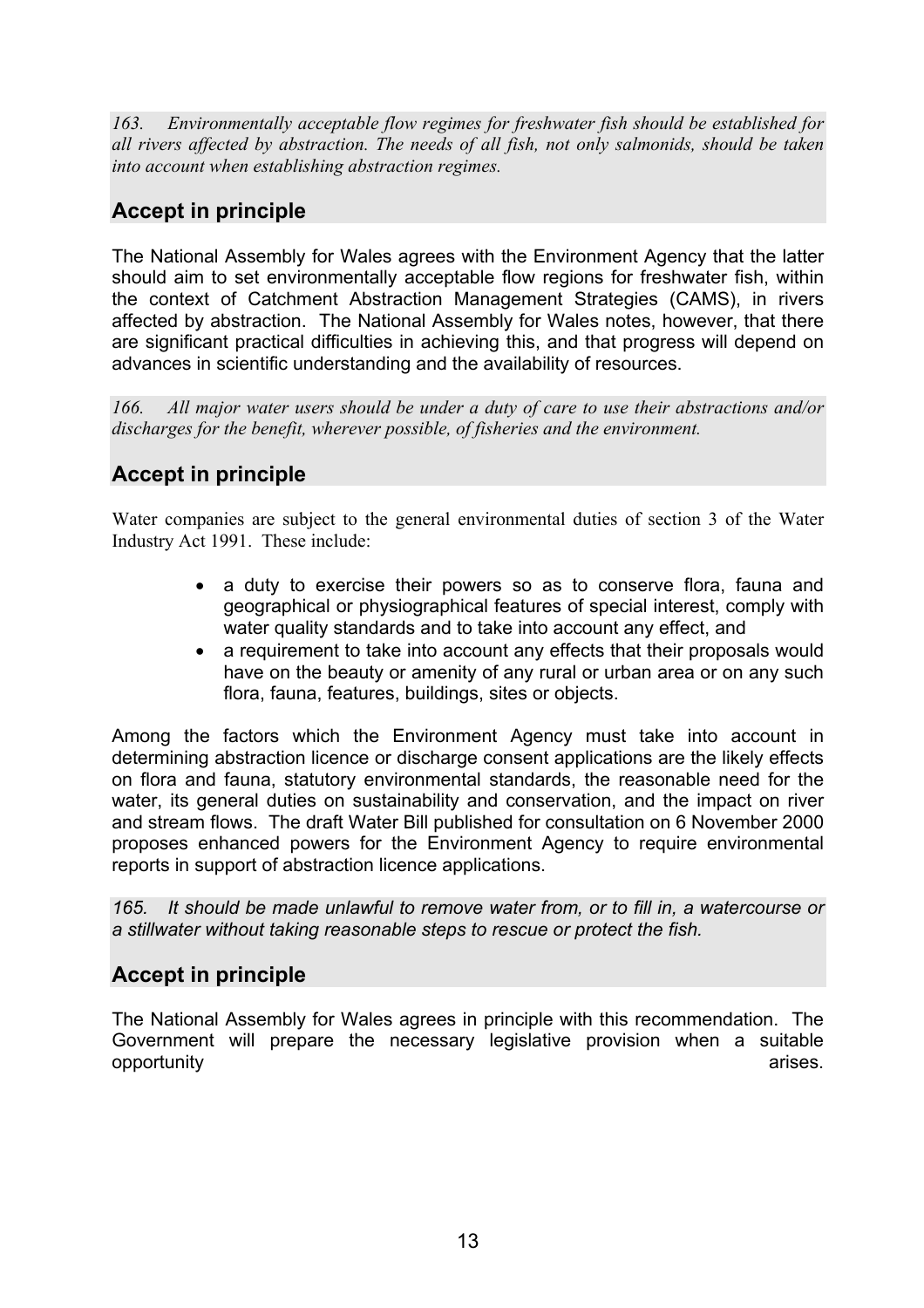*163. Environmentally acceptable flow regimes for freshwater fish should be established for all rivers affected by abstraction. The needs of all fish, not only salmonids, should be taken into account when establishing abstraction regimes.*

## Accept in principle

The National Assembly for Wales agrees with the Environment Agency that the latter should aim to set environmentally acceptable flow regions for freshwater fish, within the context of Catchment Abstraction Management Strategies (CAMS), in rivers affected by abstraction. The National Assembly for Wales notes, however, that there are significant practical difficulties in achieving this, and that progress will depend on advances in scientific understanding and the availability of resources.

*166. All major water users should be under a duty of care to use their abstractions and/or discharges for the benefit, wherever possible, of fisheries and the environment.*

## Accept in principle

Water companies are subject to the general environmental duties of section 3 of the Water Industry Act 1991. These include:

- a duty to exercise their powers so as to conserve flora, fauna and geographical or physiographical features of special interest, comply with water quality standards and to take into account any effect, and
- a requirement to take into account any effects that their proposals would have on the beauty or amenity of any rural or urban area or on any such flora, fauna, features, buildings, sites or objects.

Among the factors which the Environment Agency must take into account in determining abstraction licence or discharge consent applications are the likely effects on flora and fauna, statutory environmental standards, the reasonable need for the water, its general duties on sustainability and conservation, and the impact on river and stream flows. The draft Water Bill published for consultation on 6 November 2000 proposes enhanced powers for the Environment Agency to require environmental reports in support of abstraction licence applications.

*165. It should be made unlawful to remove water from, or to fill in, a watercourse or a stillwater without taking reasonable steps to rescue or protect the fish.*

## Accept in principle

The National Assembly for Wales agrees in principle with this recommendation. The Government will prepare the necessary legislative provision when a suitable opportunity arises.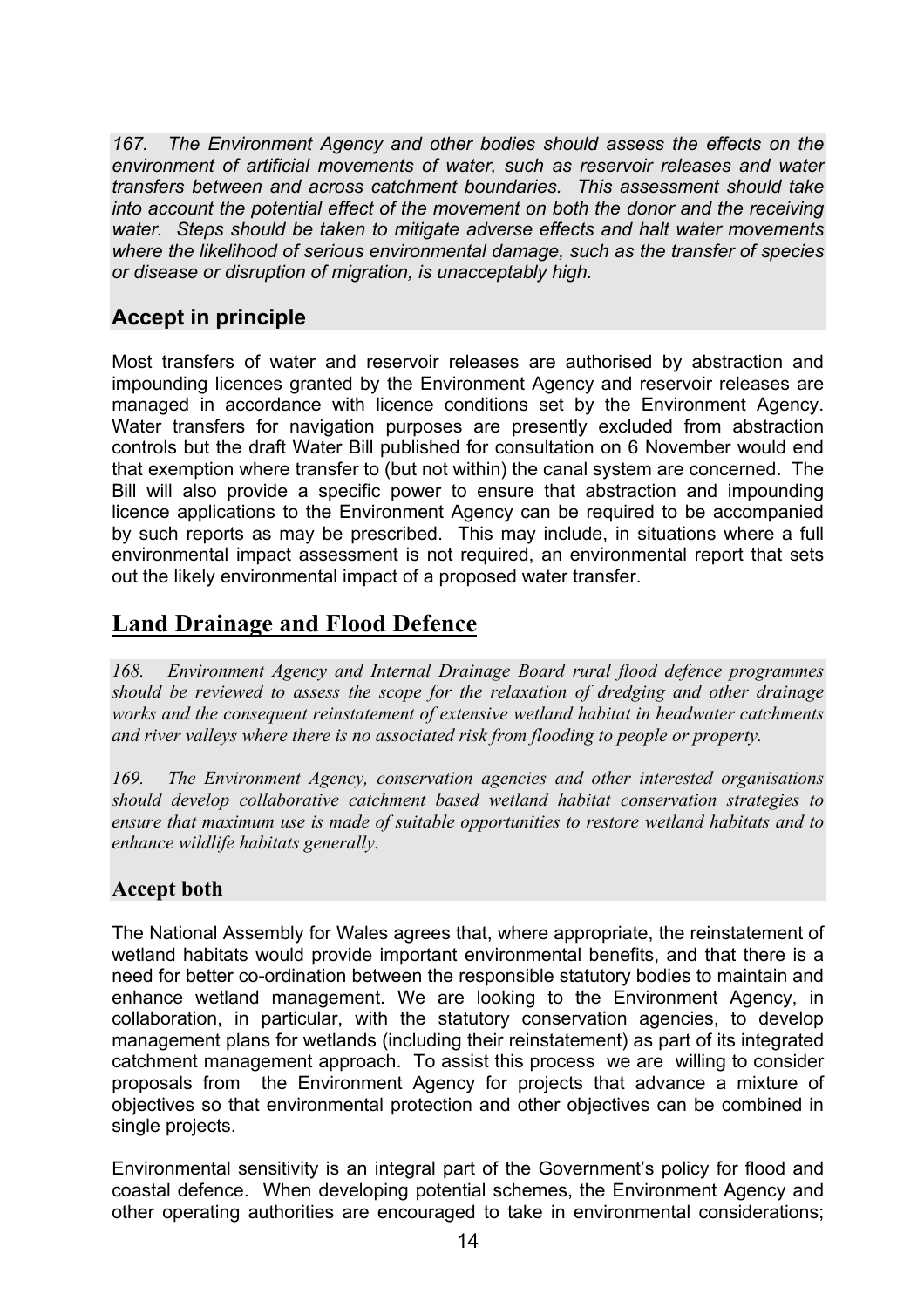*167. The Environment Agency and other bodies should assess the effects on the environment of artificial movements of water, such as reservoir releases and water transfers between and across catchment boundaries. This assessment should take into account the potential effect of the movement on both the donor and the receiving water. Steps should be taken to mitigate adverse effects and halt water movements where the likelihood of serious environmental damage, such as the transfer of species or disease or disruption of migration, is unacceptably high.*

### Accept in principle

Most transfers of water and reservoir releases are authorised by abstraction and impounding licences granted by the Environment Agency and reservoir releases are managed in accordance with licence conditions set by the Environment Agency. Water transfers for navigation purposes are presently excluded from abstraction controls but the draft Water Bill published for consultation on 6 November would end that exemption where transfer to (but not within) the canal system are concerned. The Bill will also provide a specific power to ensure that abstraction and impounding licence applications to the Environment Agency can be required to be accompanied by such reports as may be prescribed. This may include, in situations where a full environmental impact assessment is not required, an environmental report that sets out the likely environmental impact of a proposed water transfer.

## Land Drainage and Flood Defence

*168. Environment Agency and Internal Drainage Board rural flood defence programmes should be reviewed to assess the scope for the relaxation of dredging and other drainage works and the consequent reinstatement of extensive wetland habitat in headwater catchments and river valleys where there is no associated risk from flooding to people or property.*

*169. The Environment Agency, conservation agencies and other interested organisations should develop collaborative catchment based wetland habitat conservation strategies to ensure that maximum use is made of suitable opportunities to restore wetland habitats and to enhance wildlife habitats generally.*

### Accept both

The National Assembly for Wales agrees that, where appropriate, the reinstatement of wetland habitats would provide important environmental benefits, and that there is a need for better co-ordination between the responsible statutory bodies to maintain and enhance wetland management. We are looking to the Environment Agency, in collaboration, in particular, with the statutory conservation agencies, to develop management plans for wetlands (including their reinstatement) as part of its integrated catchment management approach. To assist this process we are willing to consider proposals from the Environment Agency for projects that advance a mixture of objectives so that environmental protection and other objectives can be combined in single projects.

Environmental sensitivity is an integral part of the Government's policy for flood and coastal defence. When developing potential schemes, the Environment Agency and other operating authorities are encouraged to take in environmental considerations;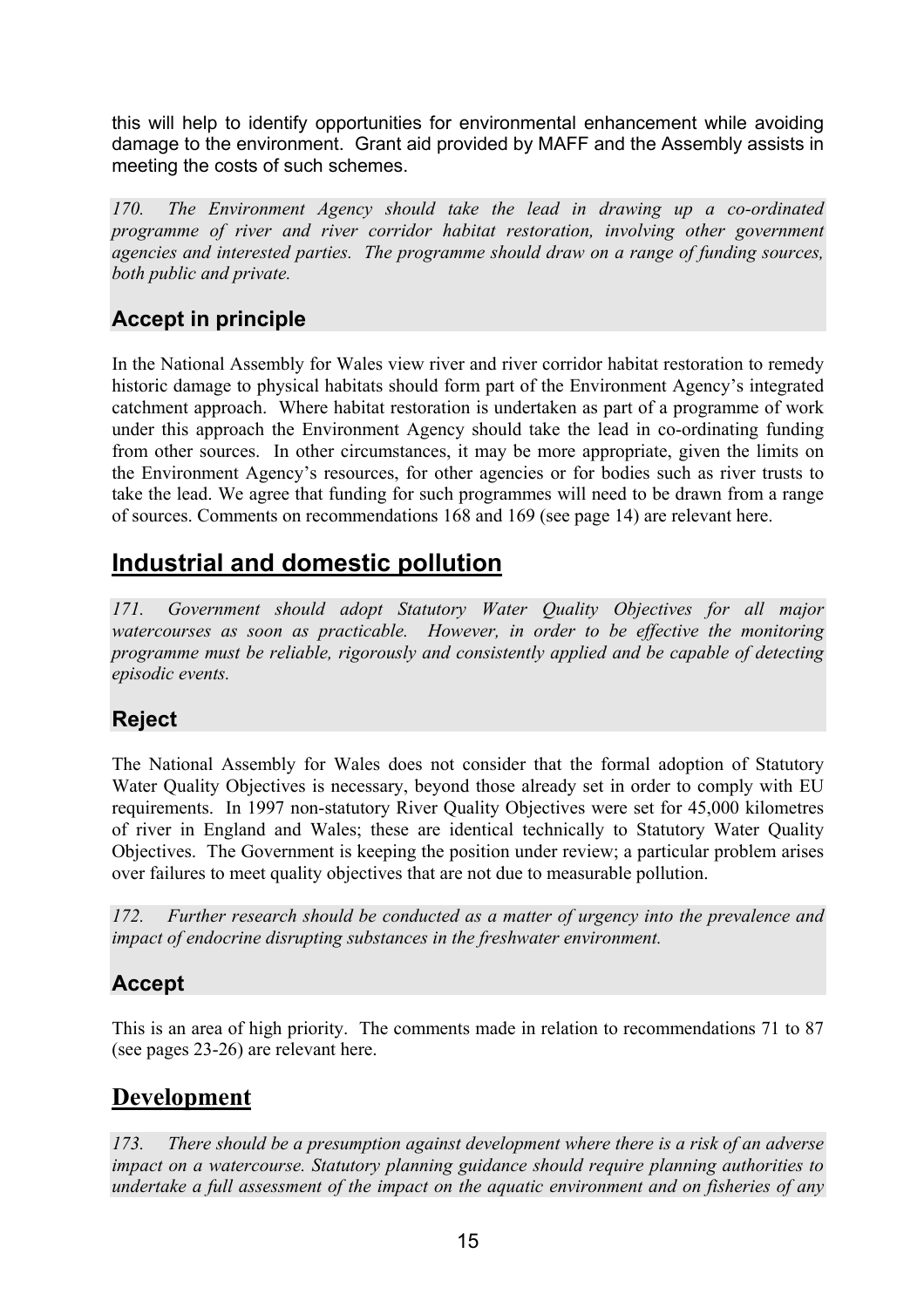this will help to identify opportunities for environmental enhancement while avoiding damage to the environment. Grant aid provided by MAFF and the Assembly assists in meeting the costs of such schemes.

*170. The Environment Agency should take the lead in drawing up a co-ordinated programme of river and river corridor habitat restoration, involving other government agencies and interested parties. The programme should draw on a range of funding sources, both public and private.*

### Accept in principle

In the National Assembly for Wales view river and river corridor habitat restoration to remedy historic damage to physical habitats should form part of the Environment Agency's integrated catchment approach. Where habitat restoration is undertaken as part of a programme of work under this approach the Environment Agency should take the lead in co-ordinating funding from other sources. In other circumstances, it may be more appropriate, given the limits on the Environment Agency's resources, for other agencies or for bodies such as river trusts to take the lead. We agree that funding for such programmes will need to be drawn from a range of sources. Comments on recommendations 168 and 169 (see page 14) are relevant here.

## Industrial and domestic pollution

*171. Government should adopt Statutory Water Quality Objectives for all major watercourses as soon as practicable. However, in order to be effective the monitoring programme must be reliable, rigorously and consistently applied and be capable of detecting episodic events.*

### Reject

The National Assembly for Wales does not consider that the formal adoption of Statutory Water Quality Objectives is necessary, beyond those already set in order to comply with EU requirements. In 1997 non-statutory River Quality Objectives were set for 45,000 kilometres of river in England and Wales; these are identical technically to Statutory Water Quality Objectives. The Government is keeping the position under review; a particular problem arises over failures to meet quality objectives that are not due to measurable pollution.

*172. Further research should be conducted as a matter of urgency into the prevalence and impact of endocrine disrupting substances in the freshwater environment.*

### Accept

This is an area of high priority. The comments made in relation to recommendations 71 to 87 (see pages 23-26) are relevant here.

## Development

*173. There should be a presumption against development where there is a risk of an adverse impact on a watercourse. Statutory planning guidance should require planning authorities to undertake a full assessment of the impact on the aquatic environment and on fisheries of any*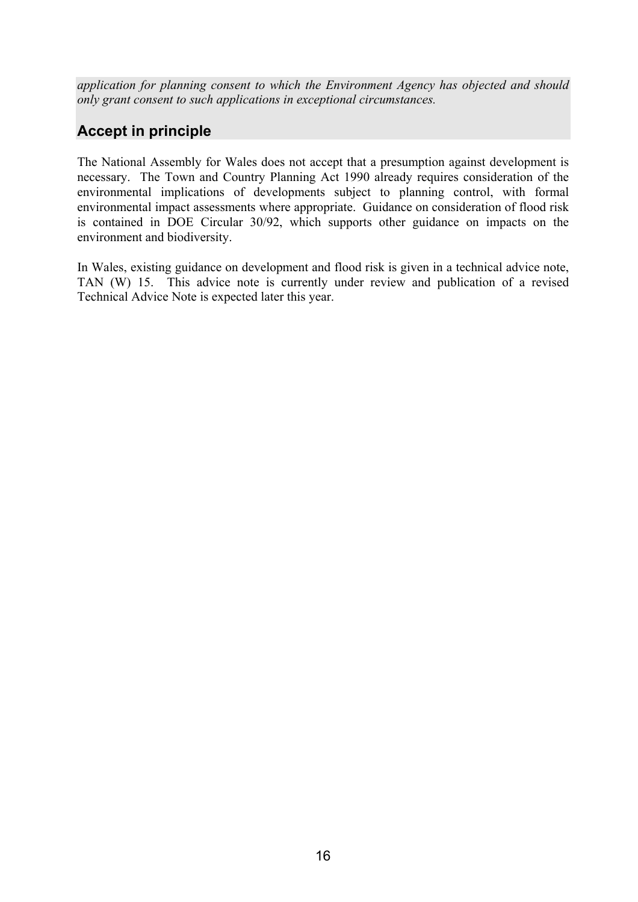*application for planning consent to which the Environment Agency has objected and should only grant consent to such applications in exceptional circumstances.*

## Accept in principle

The National Assembly for Wales does not accept that a presumption against development is necessary. The Town and Country Planning Act 1990 already requires consideration of the environmental implications of developments subject to planning control, with formal environmental impact assessments where appropriate. Guidance on consideration of flood risk is contained in DOE Circular 30/92, which supports other guidance on impacts on the environment and biodiversity.

In Wales, existing guidance on development and flood risk is given in a technical advice note, TAN (W) 15. This advice note is currently under review and publication of a revised Technical Advice Note is expected later this year.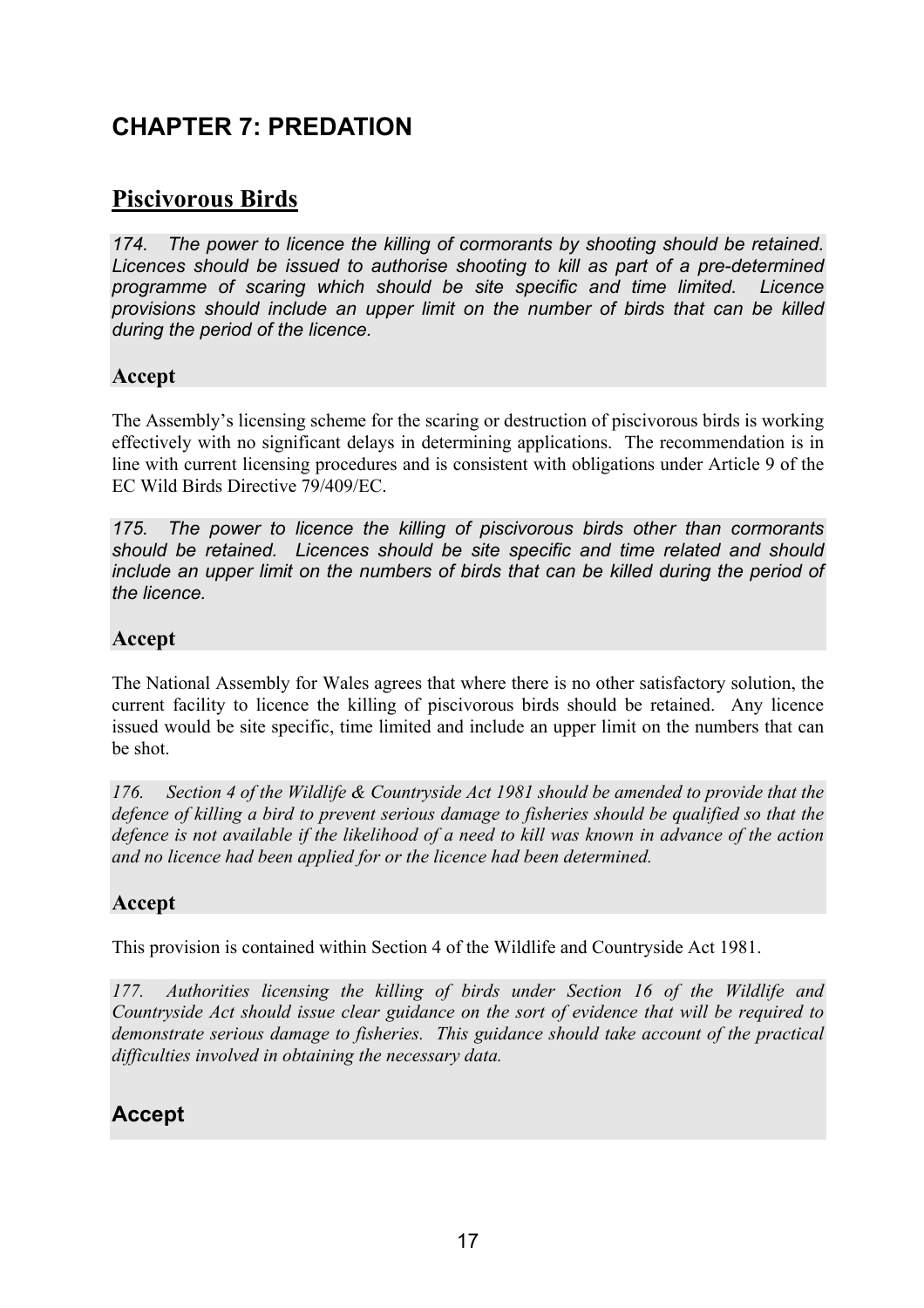# CHAPTER 7: PREDATION

## Piscivorous Birds

*174. The power to licence the killing of cormorants by shooting should be retained. Licences should be issued to authorise shooting to kill as part of a pre-determined programme of scaring which should be site specific and time limited. Licence provisions should include an upper limit on the number of birds that can be killed during the period of the licence.*

### Accept

The Assembly's licensing scheme for the scaring or destruction of piscivorous birds is working effectively with no significant delays in determining applications. The recommendation is in line with current licensing procedures and is consistent with obligations under Article 9 of the EC Wild Birds Directive 79/409/EC.

*175. The power to licence the killing of piscivorous birds other than cormorants should be retained. Licences should be site specific and time related and should include an upper limit on the numbers of birds that can be killed during the period of the licence.*

### Accept

The National Assembly for Wales agrees that where there is no other satisfactory solution, the current facility to licence the killing of piscivorous birds should be retained. Any licence issued would be site specific, time limited and include an upper limit on the numbers that can be shot.

*176. Section 4 of the Wildlife & Countryside Act 1981 should be amended to provide that the defence of killing a bird to prevent serious damage to fisheries should be qualified so that the defence is not available if the likelihood of a need to kill was known in advance of the action and no licence had been applied for or the licence had been determined.*

### Accept

This provision is contained within Section 4 of the Wildlife and Countryside Act 1981.

*177. Authorities licensing the killing of birds under Section 16 of the Wildlife and Countryside Act should issue clear guidance on the sort of evidence that will be required to demonstrate serious damage to fisheries. This guidance should take account of the practical difficulties involved in obtaining the necessary data.*

### Accept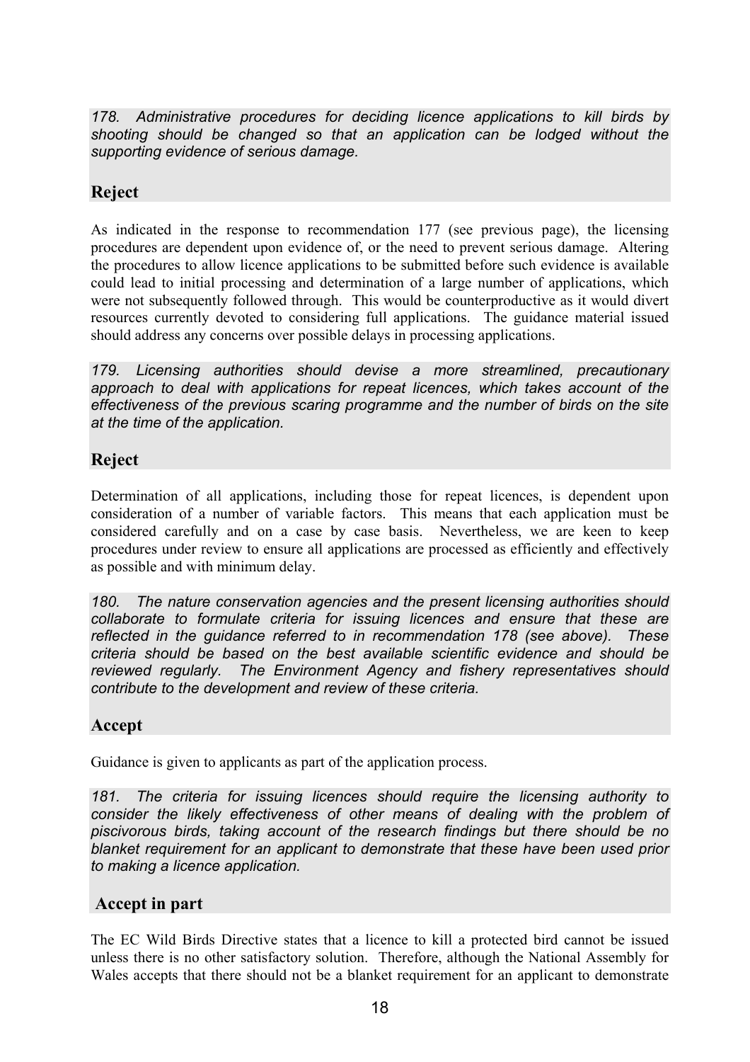*178. Administrative procedures for deciding licence applications to kill birds by shooting should be changed so that an application can be lodged without the supporting evidence of serious damage.*

## Reject

As indicated in the response to recommendation 177 (see previous page), the licensing procedures are dependent upon evidence of, or the need to prevent serious damage. Altering the procedures to allow licence applications to be submitted before such evidence is available could lead to initial processing and determination of a large number of applications, which were not subsequently followed through. This would be counterproductive as it would divert resources currently devoted to considering full applications. The guidance material issued should address any concerns over possible delays in processing applications.

*179. Licensing authorities should devise a more streamlined, precautionary approach to deal with applications for repeat licences, which takes account of the effectiveness of the previous scaring programme and the number of birds on the site at the time of the application.*

## Reject

Determination of all applications, including those for repeat licences, is dependent upon consideration of a number of variable factors. This means that each application must be considered carefully and on a case by case basis. Nevertheless, we are keen to keep procedures under review to ensure all applications are processed as efficiently and effectively as possible and with minimum delay.

*180. The nature conservation agencies and the present licensing authorities should collaborate to formulate criteria for issuing licences and ensure that these are reflected in the guidance referred to in recommendation 178 (see above). These criteria should be based on the best available scientific evidence and should be reviewed regularly. The Environment Agency and fishery representatives should contribute to the development and review of these criteria.*

## Accept

Guidance is given to applicants as part of the application process.

*181. The criteria for issuing licences should require the licensing authority to consider the likely effectiveness of other means of dealing with the problem of piscivorous birds, taking account of the research findings but there should be no blanket requirement for an applicant to demonstrate that these have been used prior to making a licence application.*

## Accept in part

The EC Wild Birds Directive states that a licence to kill a protected bird cannot be issued unless there is no other satisfactory solution. Therefore, although the National Assembly for Wales accepts that there should not be a blanket requirement for an applicant to demonstrate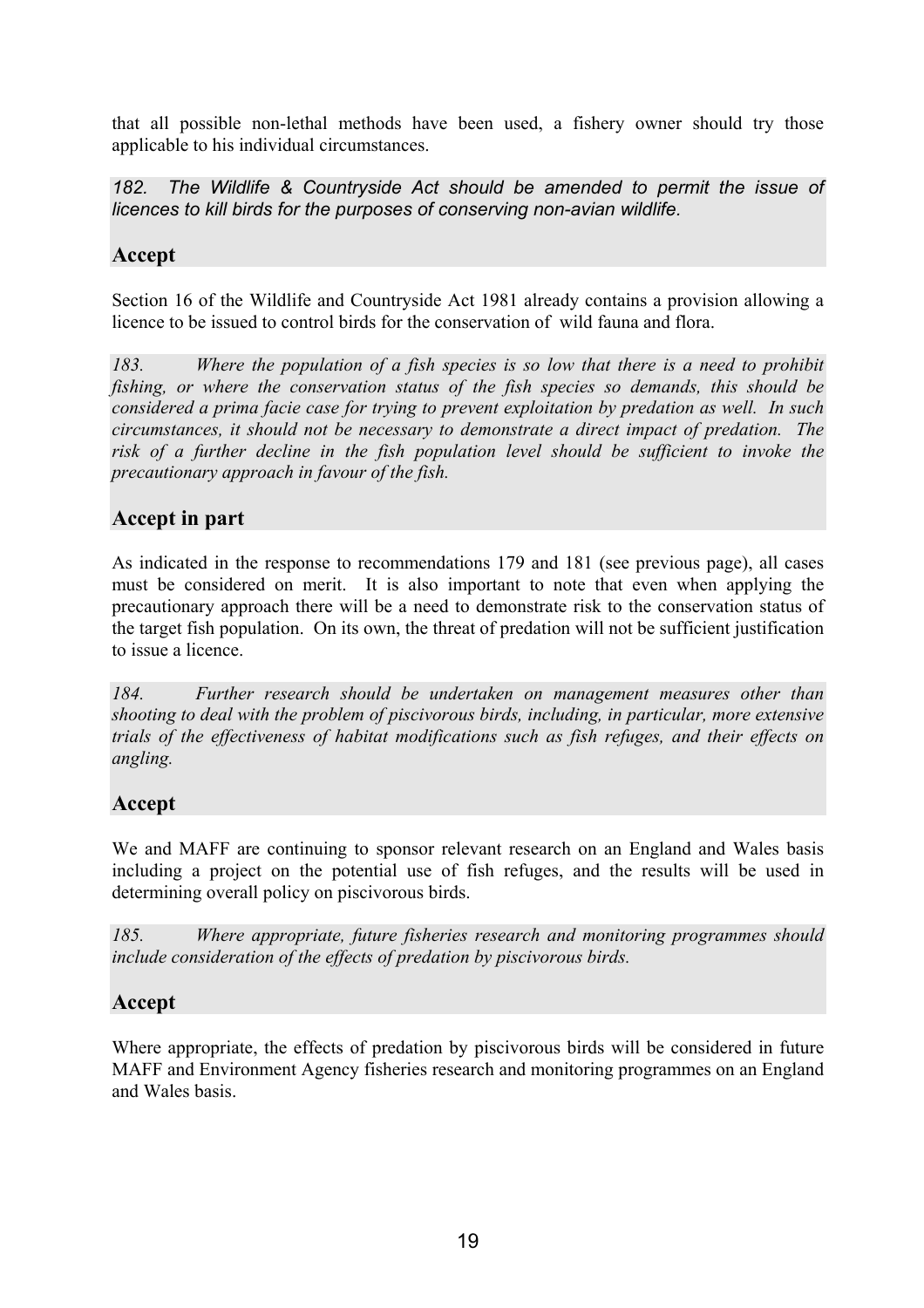that all possible non-lethal methods have been used, a fishery owner should try those applicable to his individual circumstances.

*182. The Wildlife & Countryside Act should be amended to permit the issue of licences to kill birds for the purposes of conserving non-avian wildlife.*

## Accept

Section 16 of the Wildlife and Countryside Act 1981 already contains a provision allowing a licence to be issued to control birds for the conservation of wild fauna and flora.

*183. Where the population of a fish species is so low that there is a need to prohibit fishing, or where the conservation status of the fish species so demands, this should be considered a prima facie case for trying to prevent exploitation by predation as well. In such circumstances, it should not be necessary to demonstrate a direct impact of predation. The risk of a further decline in the fish population level should be sufficient to invoke the precautionary approach in favour of the fish.*

## Accept in part

As indicated in the response to recommendations 179 and 181 (see previous page), all cases must be considered on merit. It is also important to note that even when applying the precautionary approach there will be a need to demonstrate risk to the conservation status of the target fish population. On its own, the threat of predation will not be sufficient justification to issue a licence.

*184. Further research should be undertaken on management measures other than shooting to deal with the problem of piscivorous birds, including, in particular, more extensive trials of the effectiveness of habitat modifications such as fish refuges, and their effects on angling.*

## Accept

We and MAFF are continuing to sponsor relevant research on an England and Wales basis including a project on the potential use of fish refuges, and the results will be used in determining overall policy on piscivorous birds.

*185. Where appropriate, future fisheries research and monitoring programmes should include consideration of the effects of predation by piscivorous birds.*

## Accept

Where appropriate, the effects of predation by piscivorous birds will be considered in future MAFF and Environment Agency fisheries research and monitoring programmes on an England and Wales basis.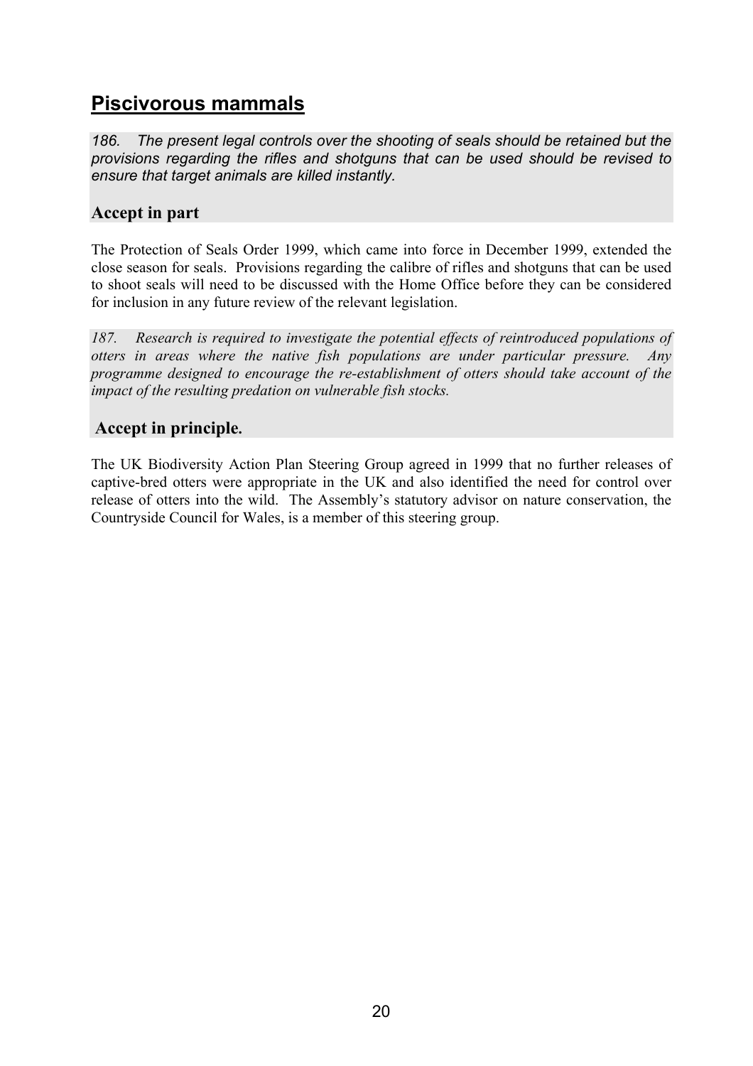## Piscivorous mammals

*186. The present legal controls over the shooting of seals should be retained but the provisions regarding the rifles and shotguns that can be used should be revised to ensure that target animals are killed instantly.*

### Accept in part

The Protection of Seals Order 1999, which came into force in December 1999, extended the close season for seals. Provisions regarding the calibre of rifles and shotguns that can be used to shoot seals will need to be discussed with the Home Office before they can be considered for inclusion in any future review of the relevant legislation.

*187. Research is required to investigate the potential effects of reintroduced populations of otters in areas where the native fish populations are under particular pressure. Any programme designed to encourage the re-establishment of otters should take account of the impact of the resulting predation on vulnerable fish stocks.*

### Accept in principle.

The UK Biodiversity Action Plan Steering Group agreed in 1999 that no further releases of captive-bred otters were appropriate in the UK and also identified the need for control over release of otters into the wild. The Assembly's statutory advisor on nature conservation, the Countryside Council for Wales, is a member of this steering group.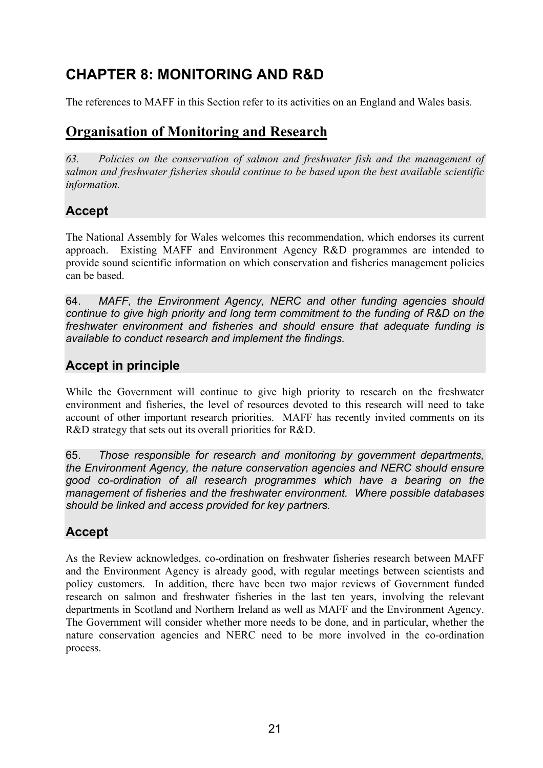# CHAPTER 8: MONITORING AND R&D

The references to MAFF in this Section refer to its activities on an England and Wales basis.

## Organisation of Monitoring and Research

*63. Policies on the conservation of salmon and freshwater fish and the management of salmon and freshwater fisheries should continue to be based upon the best available scientific information.*

### Accept

The National Assembly for Wales welcomes this recommendation, which endorses its current approach. Existing MAFF and Environment Agency R&D programmes are intended to provide sound scientific information on which conservation and fisheries management policies can be based.

64. *MAFF, the Environment Agency, NERC and other funding agencies should continue to give high priority and long term commitment to the funding of R&D on the freshwater environment and fisheries and should ensure that adequate funding is available to conduct research and implement the findings.*

### Accept in principle

While the Government will continue to give high priority to research on the freshwater environment and fisheries, the level of resources devoted to this research will need to take account of other important research priorities. MAFF has recently invited comments on its R&D strategy that sets out its overall priorities for R&D.

65. *Those responsible for research and monitoring by government departments, the Environment Agency, the nature conservation agencies and NERC should ensure good co-ordination of all research programmes which have a bearing on the management of fisheries and the freshwater environment. Where possible databases should be linked and access provided for key partners.*

### Accept

As the Review acknowledges, co-ordination on freshwater fisheries research between MAFF and the Environment Agency is already good, with regular meetings between scientists and policy customers. In addition, there have been two major reviews of Government funded research on salmon and freshwater fisheries in the last ten years, involving the relevant departments in Scotland and Northern Ireland as well as MAFF and the Environment Agency. The Government will consider whether more needs to be done, and in particular, whether the nature conservation agencies and NERC need to be more involved in the co-ordination process.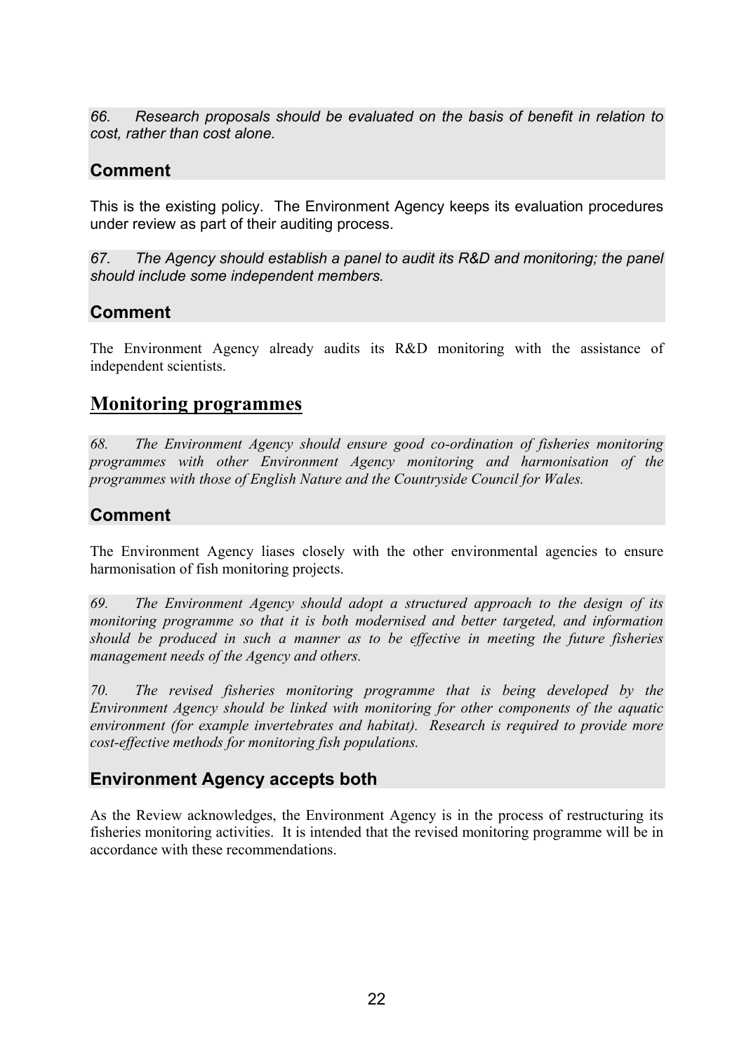*66. Research proposals should be evaluated on the basis of benefit in relation to cost, rather than cost alone.*

### Comment

This is the existing policy. The Environment Agency keeps its evaluation procedures under review as part of their auditing process.

*67. The Agency should establish a panel to audit its R&D and monitoring; the panel should include some independent members.*

### Comment

The Environment Agency already audits its R&D monitoring with the assistance of independent scientists.

## Monitoring programmes

*68. The Environment Agency should ensure good co-ordination of fisheries monitoring programmes with other Environment Agency monitoring and harmonisation of the programmes with those of English Nature and the Countryside Council for Wales.*

### Comment

The Environment Agency liases closely with the other environmental agencies to ensure harmonisation of fish monitoring projects.

*69. The Environment Agency should adopt a structured approach to the design of its monitoring programme so that it is both modernised and better targeted, and information should be produced in such a manner as to be effective in meeting the future fisheries management needs of the Agency and others.*

*70. The revised fisheries monitoring programme that is being developed by the Environment Agency should be linked with monitoring for other components of the aquatic environment (for example invertebrates and habitat). Research is required to provide more cost-effective methods for monitoring fish populations.*

### Environment Agency accepts both

As the Review acknowledges, the Environment Agency is in the process of restructuring its fisheries monitoring activities. It is intended that the revised monitoring programme will be in accordance with these recommendations.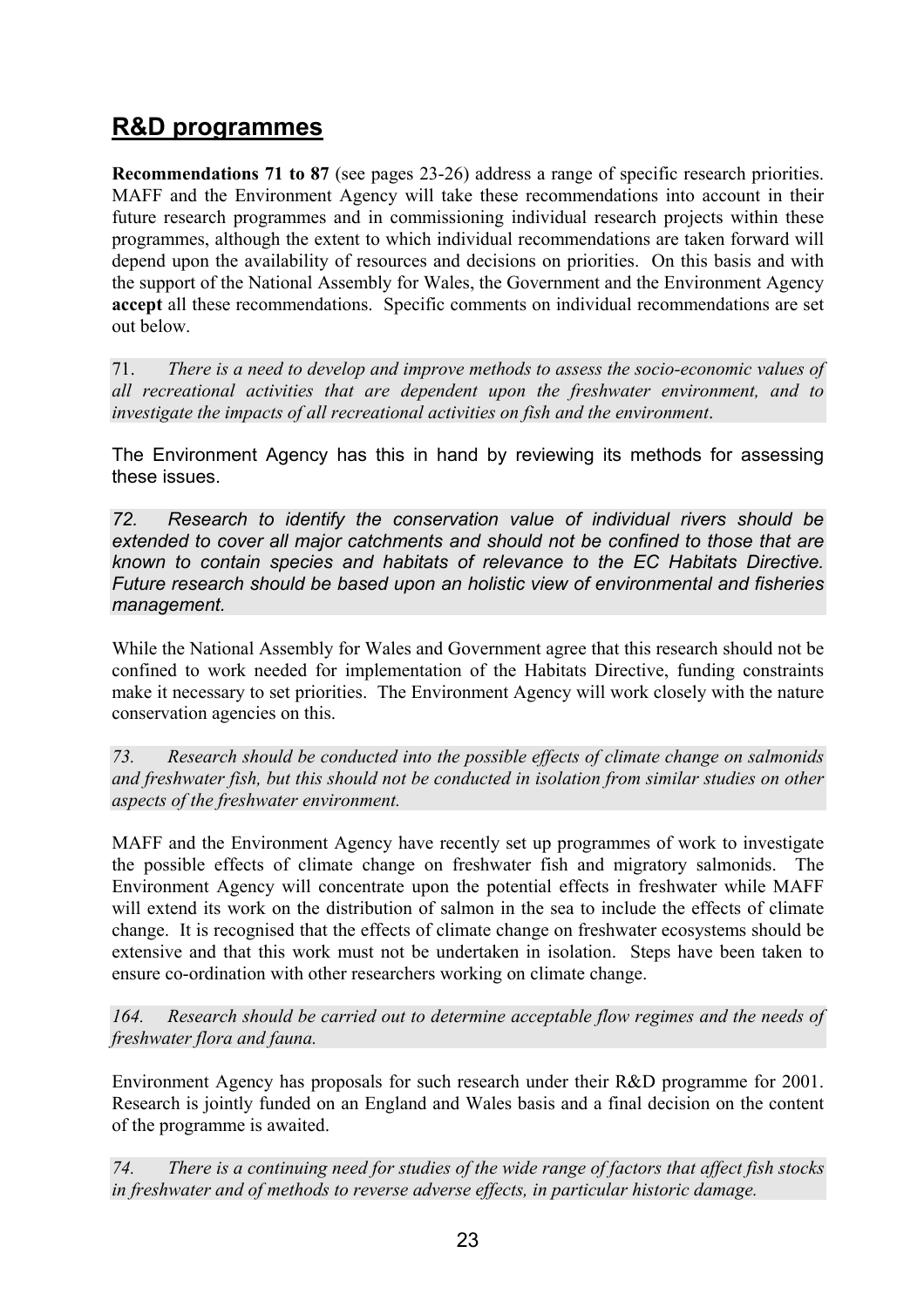## R&D programmes

**Recommendations 71 to 87** (see pages 23-26) address a range of specific research priorities. MAFF and the Environment Agency will take these recommendations into account in their future research programmes and in commissioning individual research projects within these programmes, although the extent to which individual recommendations are taken forward will depend upon the availability of resources and decisions on priorities. On this basis and with the support of the National Assembly for Wales, the Government and the Environment Agency **accept** all these recommendations. Specific comments on individual recommendations are set out below.

71. *There is a need to develop and improve methods to assess the socio-economic values of all recreational activities that are dependent upon the freshwater environment, and to investigate the impacts of all recreational activities on fish and the environment.*

The Environment Agency has this in hand by reviewing its methods for assessing these issues.

*72. Research to identify the conservation value of individual rivers should be extended to cover all major catchments and should not be confined to those that are known to contain species and habitats of relevance to the EC Habitats Directive. Future research should be based upon an holistic view of environmental and fisheries management.*

While the National Assembly for Wales and Government agree that this research should not be confined to work needed for implementation of the Habitats Directive, funding constraints make it necessary to set priorities. The Environment Agency will work closely with the nature conservation agencies on this.

*73. Research should be conducted into the possible effects of climate change on salmonids and freshwater fish, but this should not be conducted in isolation from similar studies on other aspects of the freshwater environment.*

MAFF and the Environment Agency have recently set up programmes of work to investigate the possible effects of climate change on freshwater fish and migratory salmonids. The Environment Agency will concentrate upon the potential effects in freshwater while MAFF will extend its work on the distribution of salmon in the sea to include the effects of climate change. It is recognised that the effects of climate change on freshwater ecosystems should be extensive and that this work must not be undertaken in isolation. Steps have been taken to ensure co-ordination with other researchers working on climate change.

*164. Research should be carried out to determine acceptable flow regimes and the needs of freshwater flora and fauna.*

Environment Agency has proposals for such research under their R&D programme for 2001. Research is jointly funded on an England and Wales basis and a final decision on the content of the programme is awaited.

*74. There is a continuing need for studies of the wide range of factors that affect fish stocks in freshwater and of methods to reverse adverse effects, in particular historic damage.*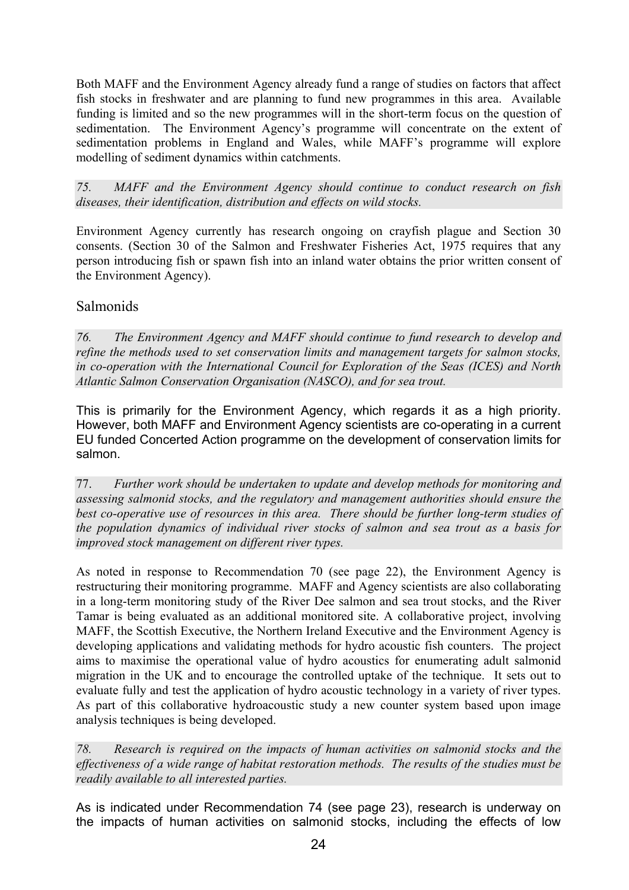Both MAFF and the Environment Agency already fund a range of studies on factors that affect fish stocks in freshwater and are planning to fund new programmes in this area. Available funding is limited and so the new programmes will in the short-term focus on the question of sedimentation. The Environment Agency's programme will concentrate on the extent of sedimentation problems in England and Wales, while MAFF's programme will explore modelling of sediment dynamics within catchments.

*75. MAFF and the Environment Agency should continue to conduct research on fish diseases, their identification, distribution and effects on wild stocks.*

Environment Agency currently has research ongoing on crayfish plague and Section 30 consents. (Section 30 of the Salmon and Freshwater Fisheries Act, 1975 requires that any person introducing fish or spawn fish into an inland water obtains the prior written consent of the Environment Agency).

## Salmonids

*76. The Environment Agency and MAFF should continue to fund research to develop and refine the methods used to set conservation limits and management targets for salmon stocks, in co-operation with the International Council for Exploration of the Seas (ICES) and North Atlantic Salmon Conservation Organisation (NASCO), and for sea trout.*

This is primarily for the Environment Agency, which regards it as a high priority. However, both MAFF and Environment Agency scientists are co-operating in a current EU funded Concerted Action programme on the development of conservation limits for salmon.

77. *Further work should be undertaken to update and develop methods for monitoring and assessing salmonid stocks, and the regulatory and management authorities should ensure the best co-operative use of resources in this area. There should be further long-term studies of the population dynamics of individual river stocks of salmon and sea trout as a basis for improved stock management on different river types.*

As noted in response to Recommendation 70 (see page 22), the Environment Agency is restructuring their monitoring programme. MAFF and Agency scientists are also collaborating in a long-term monitoring study of the River Dee salmon and sea trout stocks, and the River Tamar is being evaluated as an additional monitored site. A collaborative project, involving MAFF, the Scottish Executive, the Northern Ireland Executive and the Environment Agency is developing applications and validating methods for hydro acoustic fish counters. The project aims to maximise the operational value of hydro acoustics for enumerating adult salmonid migration in the UK and to encourage the controlled uptake of the technique. It sets out to evaluate fully and test the application of hydro acoustic technology in a variety of river types. As part of this collaborative hydroacoustic study a new counter system based upon image analysis techniques is being developed.

*78. Research is required on the impacts of human activities on salmonid stocks and the effectiveness of a wide range of habitat restoration methods. The results of the studies must be readily available to all interested parties.*

As is indicated under Recommendation 74 (see page 23), research is underway on the impacts of human activities on salmonid stocks, including the effects of low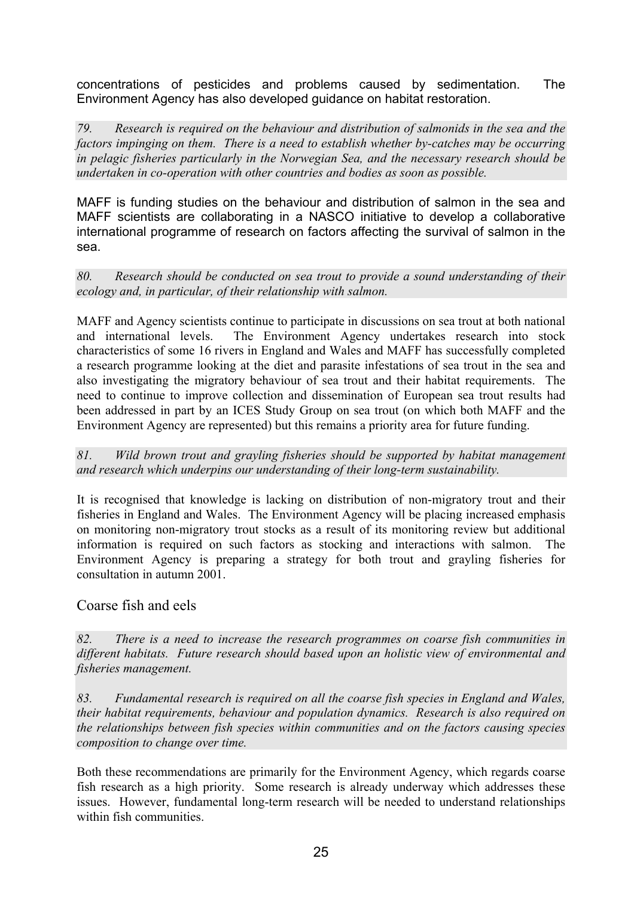concentrations of pesticides and problems caused by sedimentation. The Environment Agency has also developed guidance on habitat restoration.

*79. Research is required on the behaviour and distribution of salmonids in the sea and the factors impinging on them. There is a need to establish whether by-catches may be occurring in pelagic fisheries particularly in the Norwegian Sea, and the necessary research should be undertaken in co-operation with other countries and bodies as soon as possible.*

MAFF is funding studies on the behaviour and distribution of salmon in the sea and MAFF scientists are collaborating in a NASCO initiative to develop a collaborative international programme of research on factors affecting the survival of salmon in the sea.

*80. Research should be conducted on sea trout to provide a sound understanding of their ecology and, in particular, of their relationship with salmon.*

MAFF and Agency scientists continue to participate in discussions on sea trout at both national and international levels. The Environment Agency undertakes research into stock characteristics of some 16 rivers in England and Wales and MAFF has successfully completed a research programme looking at the diet and parasite infestations of sea trout in the sea and also investigating the migratory behaviour of sea trout and their habitat requirements. The need to continue to improve collection and dissemination of European sea trout results had been addressed in part by an ICES Study Group on sea trout (on which both MAFF and the Environment Agency are represented) but this remains a priority area for future funding.

*81. Wild brown trout and grayling fisheries should be supported by habitat management and research which underpins our understanding of their long-term sustainability.*

It is recognised that knowledge is lacking on distribution of non-migratory trout and their fisheries in England and Wales. The Environment Agency will be placing increased emphasis on monitoring non-migratory trout stocks as a result of its monitoring review but additional information is required on such factors as stocking and interactions with salmon. The Environment Agency is preparing a strategy for both trout and grayling fisheries for consultation in autumn 2001.

## Coarse fish and eels

*82. There is a need to increase the research programmes on coarse fish communities in different habitats. Future research should based upon an holistic view of environmental and fisheries management.*

*83. Fundamental research is required on all the coarse fish species in England and Wales, their habitat requirements, behaviour and population dynamics. Research is also required on the relationships between fish species within communities and on the factors causing species composition to change over time.*

Both these recommendations are primarily for the Environment Agency, which regards coarse fish research as a high priority. Some research is already underway which addresses these issues. However, fundamental long-term research will be needed to understand relationships within fish communities.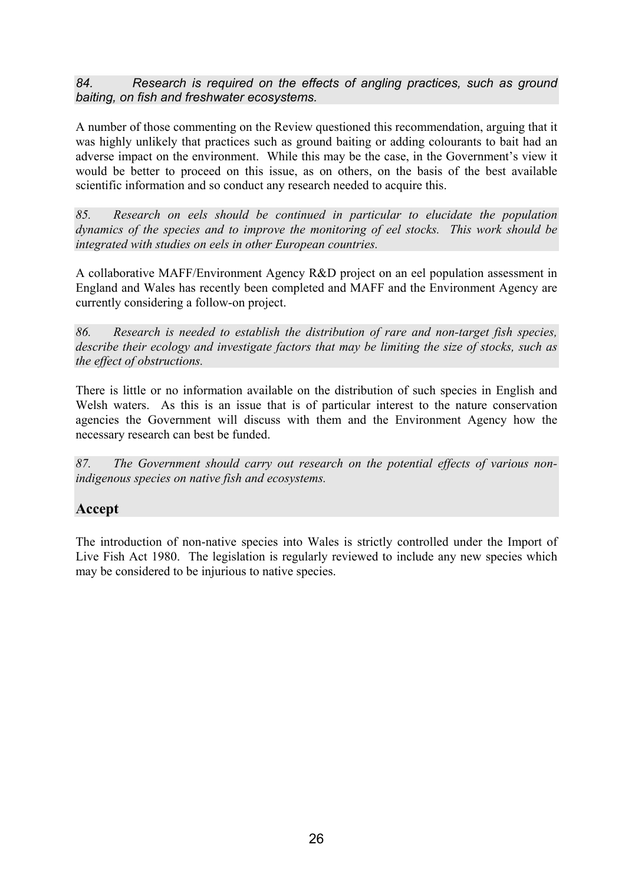*84. Research is required on the effects of angling practices, such as ground baiting, on fish and freshwater ecosystems.*

A number of those commenting on the Review questioned this recommendation, arguing that it was highly unlikely that practices such as ground baiting or adding colourants to bait had an adverse impact on the environment. While this may be the case, in the Government's view it would be better to proceed on this issue, as on others, on the basis of the best available scientific information and so conduct any research needed to acquire this.

*85. Research on eels should be continued in particular to elucidate the population dynamics of the species and to improve the monitoring of eel stocks. This work should be integrated with studies on eels in other European countries.*

A collaborative MAFF/Environment Agency R&D project on an eel population assessment in England and Wales has recently been completed and MAFF and the Environment Agency are currently considering a follow-on project.

*86. Research is needed to establish the distribution of rare and non-target fish species, describe their ecology and investigate factors that may be limiting the size of stocks, such as the effect of obstructions.*

There is little or no information available on the distribution of such species in English and Welsh waters. As this is an issue that is of particular interest to the nature conservation agencies the Government will discuss with them and the Environment Agency how the necessary research can best be funded.

*87. The Government should carry out research on the potential effects of various non-indigenous species on native fish and ecosystems.*

## Accept

The introduction of non-native species into Wales is strictly controlled under the Import of Live Fish Act 1980. The legislation is regularly reviewed to include any new species which may be considered to be injurious to native species.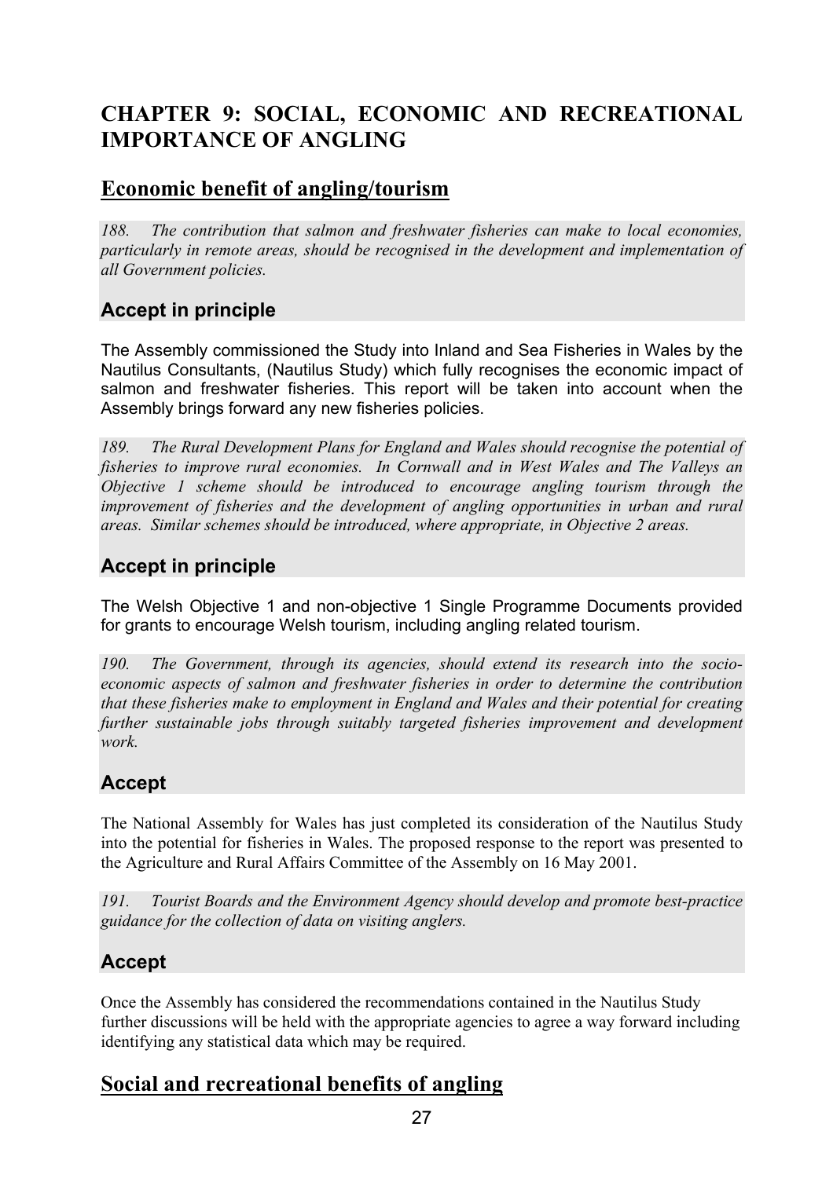# CHAPTER 9: SOCIAL, ECONOMIC AND RECREATIONAL IMPORTANCE OF ANGLING

## Economic benefit of angling/tourism

*188. The contribution that salmon and freshwater fisheries can make to local economies, particularly in remote areas, should be recognised in the development and implementation of all Government policies.*

### Accept in principle

The Assembly commissioned the Study into Inland and Sea Fisheries in Wales by the Nautilus Consultants, (Nautilus Study) which fully recognises the economic impact of salmon and freshwater fisheries. This report will be taken into account when the Assembly brings forward any new fisheries policies.

*189. The Rural Development Plans for England and Wales should recognise the potential of fisheries to improve rural economies. In Cornwall and in West Wales and The Valleys an Objective 1 scheme should be introduced to encourage angling tourism through the improvement of fisheries and the development of angling opportunities in urban and rural areas. Similar schemes should be introduced, where appropriate, in Objective 2 areas.*

### Accept in principle

The Welsh Objective 1 and non-objective 1 Single Programme Documents provided for grants to encourage Welsh tourism, including angling related tourism.

*190. The Government, through its agencies, should extend its research into the socio-economic aspects of salmon and freshwater fisheries in order to determine the contribution that these fisheries make to employment in England and Wales and their potential for creating further sustainable jobs through suitably targeted fisheries improvement and development work.*

### Accept

The National Assembly for Wales has just completed its consideration of the Nautilus Study into the potential for fisheries in Wales. The proposed response to the report was presented to the Agriculture and Rural Affairs Committee of the Assembly on 16 May 2001.

*191. Tourist Boards and the Environment Agency should develop and promote best-practice guidance for the collection of data on visiting anglers.*

### Accept

Once the Assembly has considered the recommendations contained in the Nautilus Study further discussions will be held with the appropriate agencies to agree a way forward including identifying any statistical data which may be required.

## Social and recreational benefits of angling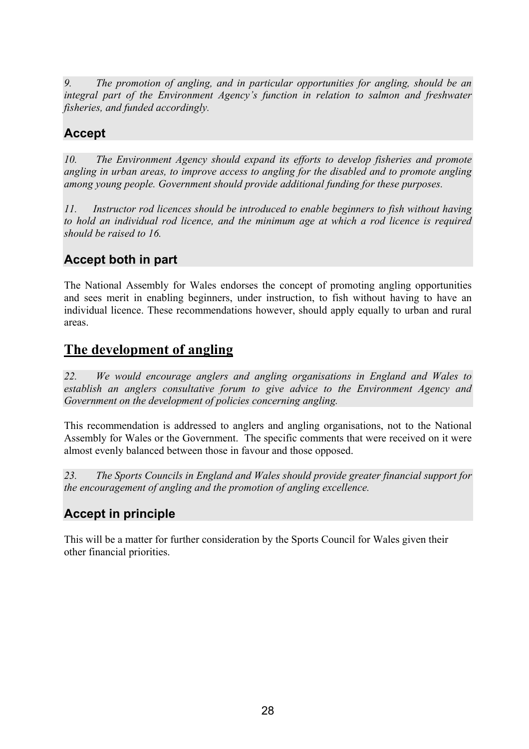*9. The promotion of angling, and in particular opportunities for angling, should be an integral part of the Environment Agency's function in relation to salmon and freshwater fisheries, and funded accordingly.*

### Accept

*10. The Environment Agency should expand its efforts to develop fisheries and promote angling in urban areas, to improve access to angling for the disabled and to promote angling among young people. Government should provide additional funding for these purposes.*

*11. Instructor rod licences should be introduced to enable beginners to fish without having to hold an individual rod licence, and the minimum age at which a rod licence is required should be raised to 16.*

### Accept both in part

The National Assembly for Wales endorses the concept of promoting angling opportunities and sees merit in enabling beginners, under instruction, to fish without having to have an individual licence. These recommendations however, should apply equally to urban and rural areas.

## The development of angling

*22. We would encourage anglers and angling organisations in England and Wales to establish an anglers consultative forum to give advice to the Environment Agency and Government on the development of policies concerning angling.*

This recommendation is addressed to anglers and angling organisations, not to the National Assembly for Wales or the Government. The specific comments that were received on it were almost evenly balanced between those in favour and those opposed.

*23. The Sports Councils in England and Wales should provide greater financial support for the encouragement of angling and the promotion of angling excellence.*

### Accept in principle

This will be a matter for further consideration by the Sports Council for Wales given their other financial priorities.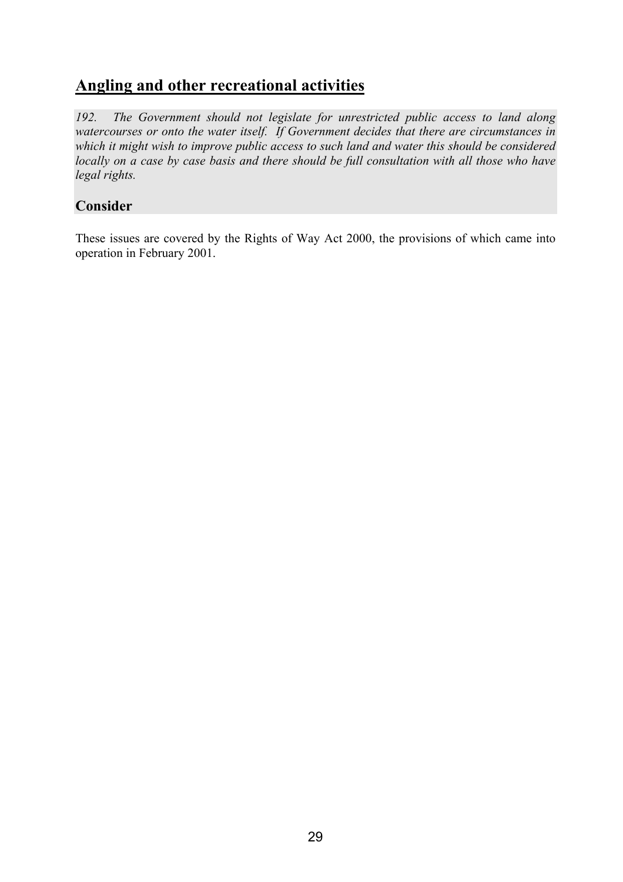## Angling and other recreational activities

*192. The Government should not legislate for unrestricted public access to land along watercourses or onto the water itself. If Government decides that there are circumstances in which it might wish to improve public access to such land and water this should be considered locally on a case by case basis and there should be full consultation with all those who have legal rights.*

### Consider

These issues are covered by the Rights of Way Act 2000, the provisions of which came into operation in February 2001.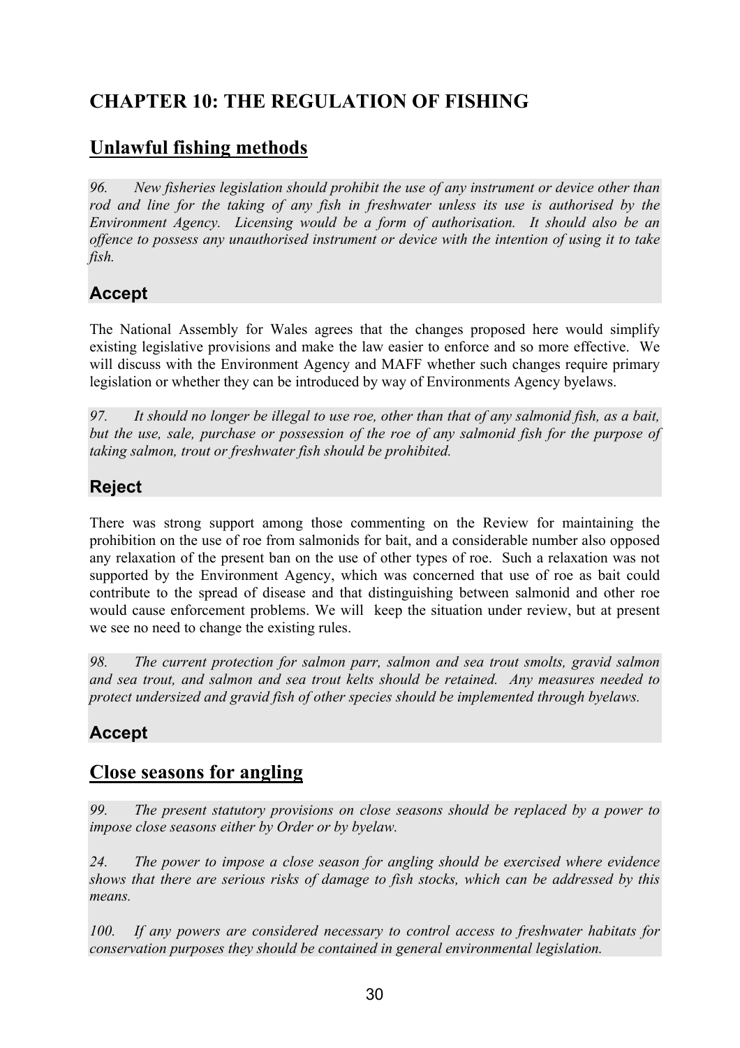# CHAPTER 10: THE REGULATION OF FISHING

## Unlawful fishing methods

*96. New fisheries legislation should prohibit the use of any instrument or device other than rod and line for the taking of any fish in freshwater unless its use is authorised by the Environment Agency. Licensing would be a form of authorisation. It should also be an offence to possess any unauthorised instrument or device with the intention of using it to take fish.*

### Accept

The National Assembly for Wales agrees that the changes proposed here would simplify existing legislative provisions and make the law easier to enforce and so more effective. We will discuss with the Environment Agency and MAFF whether such changes require primary legislation or whether they can be introduced by way of Environments Agency byelaws.

*97. It should no longer be illegal to use roe, other than that of any salmonid fish, as a bait, but the use, sale, purchase or possession of the roe of any salmonid fish for the purpose of taking salmon, trout or freshwater fish should be prohibited.*

### Reject

There was strong support among those commenting on the Review for maintaining the prohibition on the use of roe from salmonids for bait, and a considerable number also opposed any relaxation of the present ban on the use of other types of roe. Such a relaxation was not supported by the Environment Agency, which was concerned that use of roe as bait could contribute to the spread of disease and that distinguishing between salmonid and other roe would cause enforcement problems. We will keep the situation under review, but at present we see no need to change the existing rules.

*98. The current protection for salmon parr, salmon and sea trout smolts, gravid salmon and sea trout, and salmon and sea trout kelts should be retained. Any measures needed to protect undersized and gravid fish of other species should be implemented through byelaws.*

### Accept

## Close seasons for angling

*99. The present statutory provisions on close seasons should be replaced by a power to impose close seasons either by Order or by byelaw.*

*24. The power to impose a close season for angling should be exercised where evidence shows that there are serious risks of damage to fish stocks, which can be addressed by this means.*

*100. If any powers are considered necessary to control access to freshwater habitats for conservation purposes they should be contained in general environmental legislation.*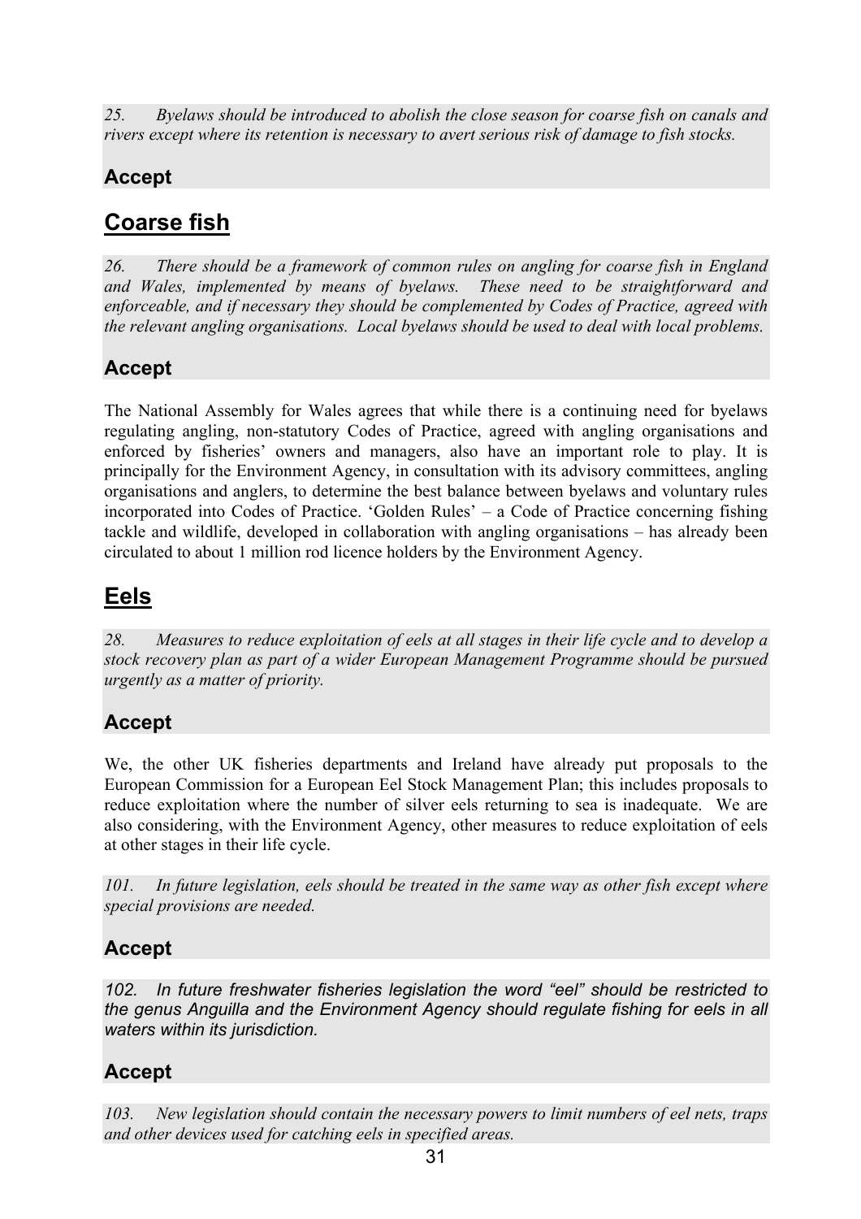*25. Byelaws should be introduced to abolish the close season for coarse fish on canals and rivers except where its retention is necessary to avert serious risk of damage to fish stocks.*

### Accept

## Coarse fish

*26. There should be a framework of common rules on angling for coarse fish in England and Wales, implemented by means of byelaws. These need to be straightforward and enforceable, and if necessary they should be complemented by Codes of Practice, agreed with the relevant angling organisations. Local byelaws should be used to deal with local problems.*

### Accept

The National Assembly for Wales agrees that while there is a continuing need for byelaws regulating angling, non-statutory Codes of Practice, agreed with angling organisations and enforced by fisheries' owners and managers, also have an important role to play. It is principally for the Environment Agency, in consultation with its advisory committees, angling organisations and anglers, to determine the best balance between byelaws and voluntary rules incorporated into Codes of Practice. 'Golden Rules' – a Code of Practice concerning fishing tackle and wildlife, developed in collaboration with angling organisations – has already been circulated to about 1 million rod licence holders by the Environment Agency.

## Eels

*28. Measures to reduce exploitation of eels at all stages in their life cycle and to develop a stock recovery plan as part of a wider European Management Programme should be pursued urgently as a matter of priority.*

### Accept

We, the other UK fisheries departments and Ireland have already put proposals to the European Commission for a European Eel Stock Management Plan; this includes proposals to reduce exploitation where the number of silver eels returning to sea is inadequate. We are also considering, with the Environment Agency, other measures to reduce exploitation of eels at other stages in their life cycle.

*101. In future legislation, eels should be treated in the same way as other fish except where special provisions are needed.*

### Accept

*102. In future freshwater fisheries legislation the word "eel" should be restricted to the genus Anguilla and the Environment Agency should regulate fishing for eels in all waters within its jurisdiction.*

### Accept

*103. New legislation should contain the necessary powers to limit numbers of eel nets, traps and other devices used for catching eels in specified areas.*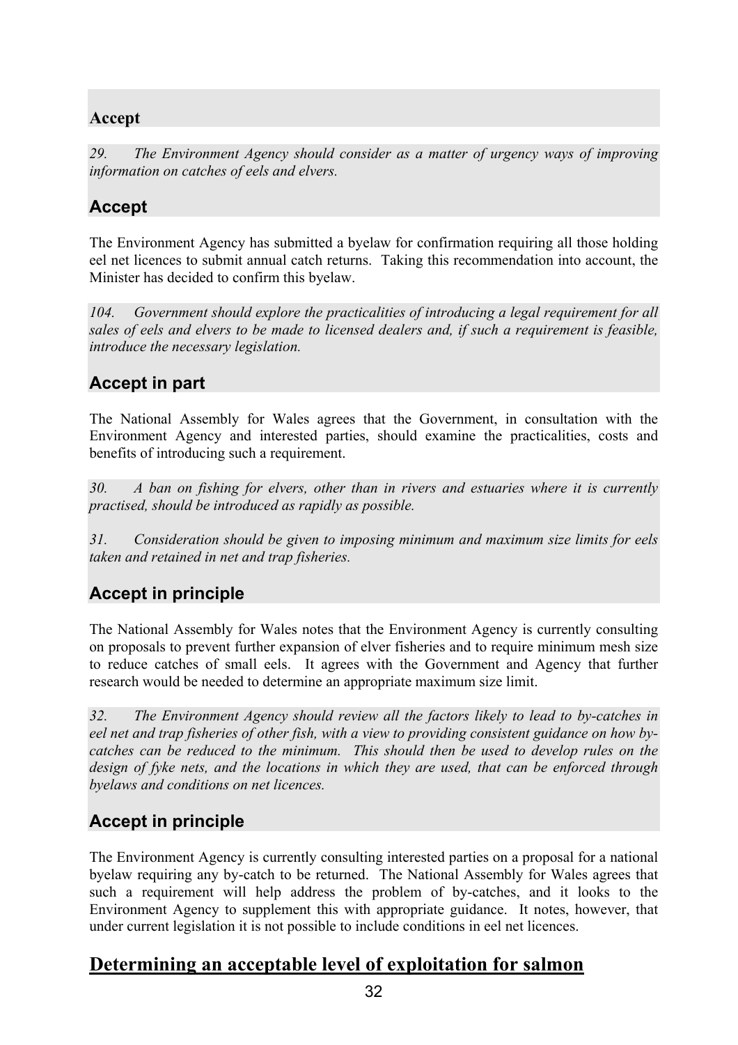**Accept**

*29. The Environment Agency should consider as a matter of urgency ways of improving information on catches of eels and elvers.*

### Accept

The Environment Agency has submitted a byelaw for confirmation requiring all those holding eel net licences to submit annual catch returns. Taking this recommendation into account, the Minister has decided to confirm this byelaw.

*104. Government should explore the practicalities of introducing a legal requirement for all sales of eels and elvers to be made to licensed dealers and, if such a requirement is feasible, introduce the necessary legislation.*

### Accept in part

The National Assembly for Wales agrees that the Government, in consultation with the Environment Agency and interested parties, should examine the practicalities, costs and benefits of introducing such a requirement.

*30. A ban on fishing for elvers, other than in rivers and estuaries where it is currently practised, should be introduced as rapidly as possible.*

*31. Consideration should be given to imposing minimum and maximum size limits for eels taken and retained in net and trap fisheries.*

### Accept in principle

The National Assembly for Wales notes that the Environment Agency is currently consulting on proposals to prevent further expansion of elver fisheries and to require minimum mesh size to reduce catches of small eels. It agrees with the Government and Agency that further research would be needed to determine an appropriate maximum size limit.

*32. The Environment Agency should review all the factors likely to lead to by-catches in eel net and trap fisheries of other fish, with a view to providing consistent guidance on how by-catches can be reduced to the minimum. This should then be used to develop rules on the design of fyke nets, and the locations in which they are used, that can be enforced through byelaws and conditions on net licences.*

### Accept in principle

The Environment Agency is currently consulting interested parties on a proposal for a national byelaw requiring any by-catch to be returned. The National Assembly for Wales agrees that such a requirement will help address the problem of by-catches, and it looks to the Environment Agency to supplement this with appropriate guidance. It notes, however, that under current legislation it is not possible to include conditions in eel net licences.

## Determining an acceptable level of exploitation for salmon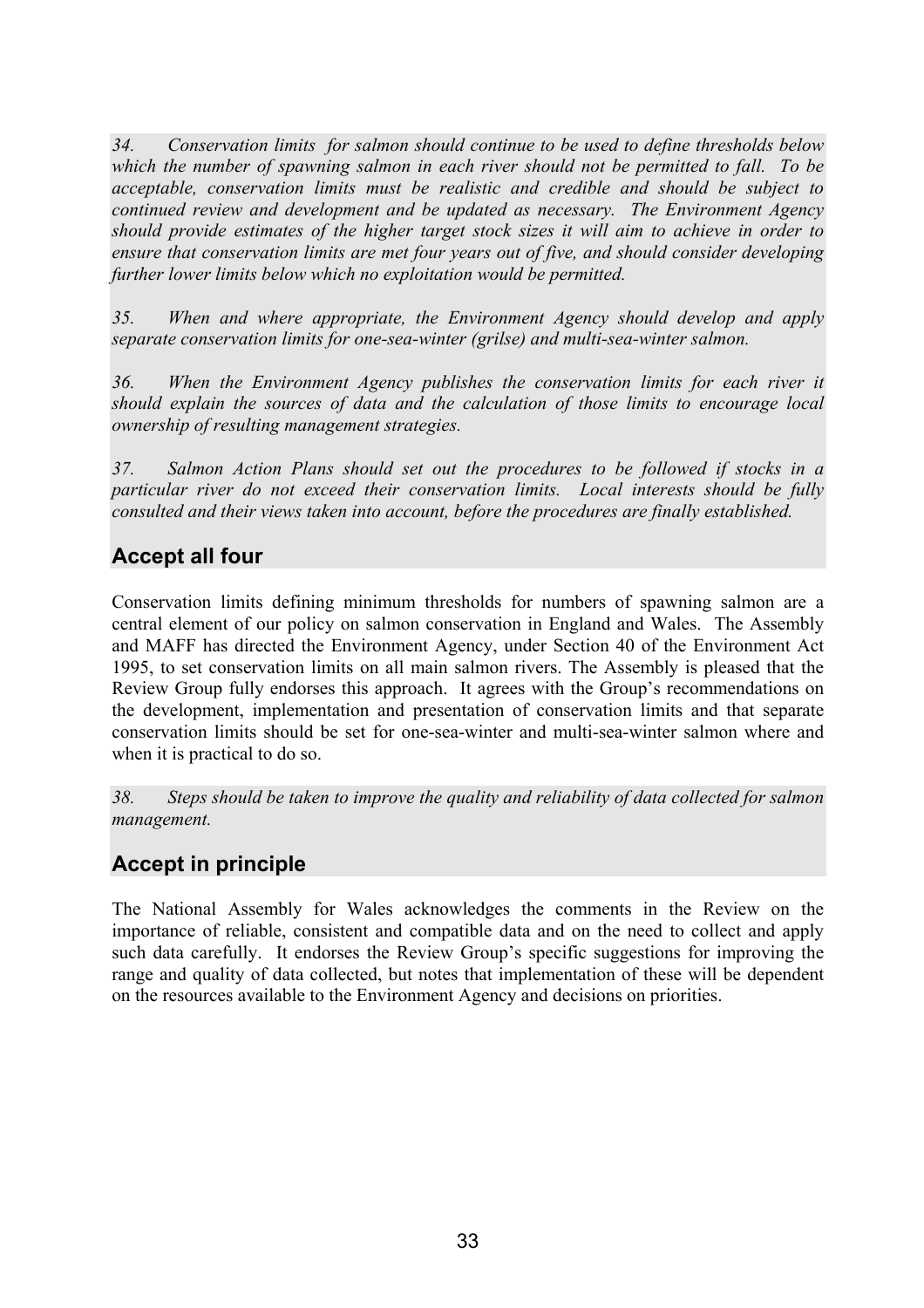*34. Conservation limits for salmon should continue to be used to define thresholds below which the number of spawning salmon in each river should not be permitted to fall. To be acceptable, conservation limits must be realistic and credible and should be subject to continued review and development and be updated as necessary. The Environment Agency should provide estimates of the higher target stock sizes it will aim to achieve in order to ensure that conservation limits are met four years out of five, and should consider developing further lower limits below which no exploitation would be permitted.*

*35. When and where appropriate, the Environment Agency should develop and apply separate conservation limits for one-sea-winter (grilse) and multi-sea-winter salmon.*

*36. When the Environment Agency publishes the conservation limits for each river it should explain the sources of data and the calculation of those limits to encourage local ownership of resulting management strategies.*

*37. Salmon Action Plans should set out the procedures to be followed if stocks in a particular river do not exceed their conservation limits. Local interests should be fully consulted and their views taken into account, before the procedures are finally established.*

## Accept all four

Conservation limits defining minimum thresholds for numbers of spawning salmon are a central element of our policy on salmon conservation in England and Wales. The Assembly and MAFF has directed the Environment Agency, under Section 40 of the Environment Act 1995, to set conservation limits on all main salmon rivers. The Assembly is pleased that the Review Group fully endorses this approach. It agrees with the Group's recommendations on the development, implementation and presentation of conservation limits and that separate conservation limits should be set for one-sea-winter and multi-sea-winter salmon where and when it is practical to do so.

*38. Steps should be taken to improve the quality and reliability of data collected for salmon management.*

## Accept in principle

The National Assembly for Wales acknowledges the comments in the Review on the importance of reliable, consistent and compatible data and on the need to collect and apply such data carefully. It endorses the Review Group's specific suggestions for improving the range and quality of data collected, but notes that implementation of these will be dependent on the resources available to the Environment Agency and decisions on priorities.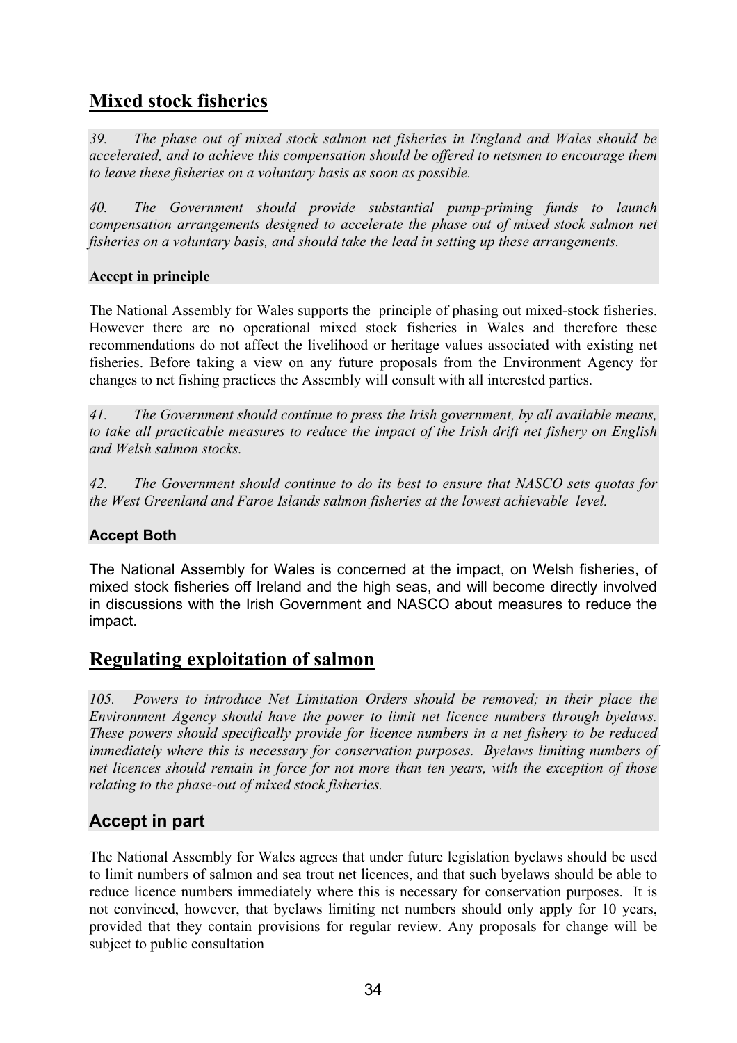## Mixed stock fisheries

*39. The phase out of mixed stock salmon net fisheries in England and Wales should be accelerated, and to achieve this compensation should be offered to netsmen to encourage them to leave these fisheries on a voluntary basis as soon as possible.*

*40. The Government should provide substantial pump-priming funds to launch compensation arrangements designed to accelerate the phase out of mixed stock salmon net fisheries on a voluntary basis, and should take the lead in setting up these arrangements.*

**Accept in principle**

The National Assembly for Wales supports the principle of phasing out mixed-stock fisheries. However there are no operational mixed stock fisheries in Wales and therefore these recommendations do not affect the livelihood or heritage values associated with existing net fisheries. Before taking a view on any future proposals from the Environment Agency for changes to net fishing practices the Assembly will consult with all interested parties.

*41. The Government should continue to press the Irish government, by all available means, to take all practicable measures to reduce the impact of the Irish drift net fishery on English and Welsh salmon stocks.*

*42. The Government should continue to do its best to ensure that NASCO sets quotas for the West Greenland and Faroe Islands salmon fisheries at the lowest achievable level.*

**Accept Both**

The National Assembly for Wales is concerned at the impact, on Welsh fisheries, of mixed stock fisheries off Ireland and the high seas, and will become directly involved in discussions with the Irish Government and NASCO about measures to reduce the impact.

## Regulating exploitation of salmon

*105. Powers to introduce Net Limitation Orders should be removed; in their place the Environment Agency should have the power to limit net licence numbers through byelaws. These powers should specifically provide for licence numbers in a net fishery to be reduced immediately where this is necessary for conservation purposes. Byelaws limiting numbers of net licences should remain in force for not more than ten years, with the exception of those relating to the phase-out of mixed stock fisheries.*

### Accept in part

The National Assembly for Wales agrees that under future legislation byelaws should be used to limit numbers of salmon and sea trout net licences, and that such byelaws should be able to reduce licence numbers immediately where this is necessary for conservation purposes. It is not convinced, however, that byelaws limiting net numbers should only apply for 10 years, provided that they contain provisions for regular review. Any proposals for change will be subject to public consultation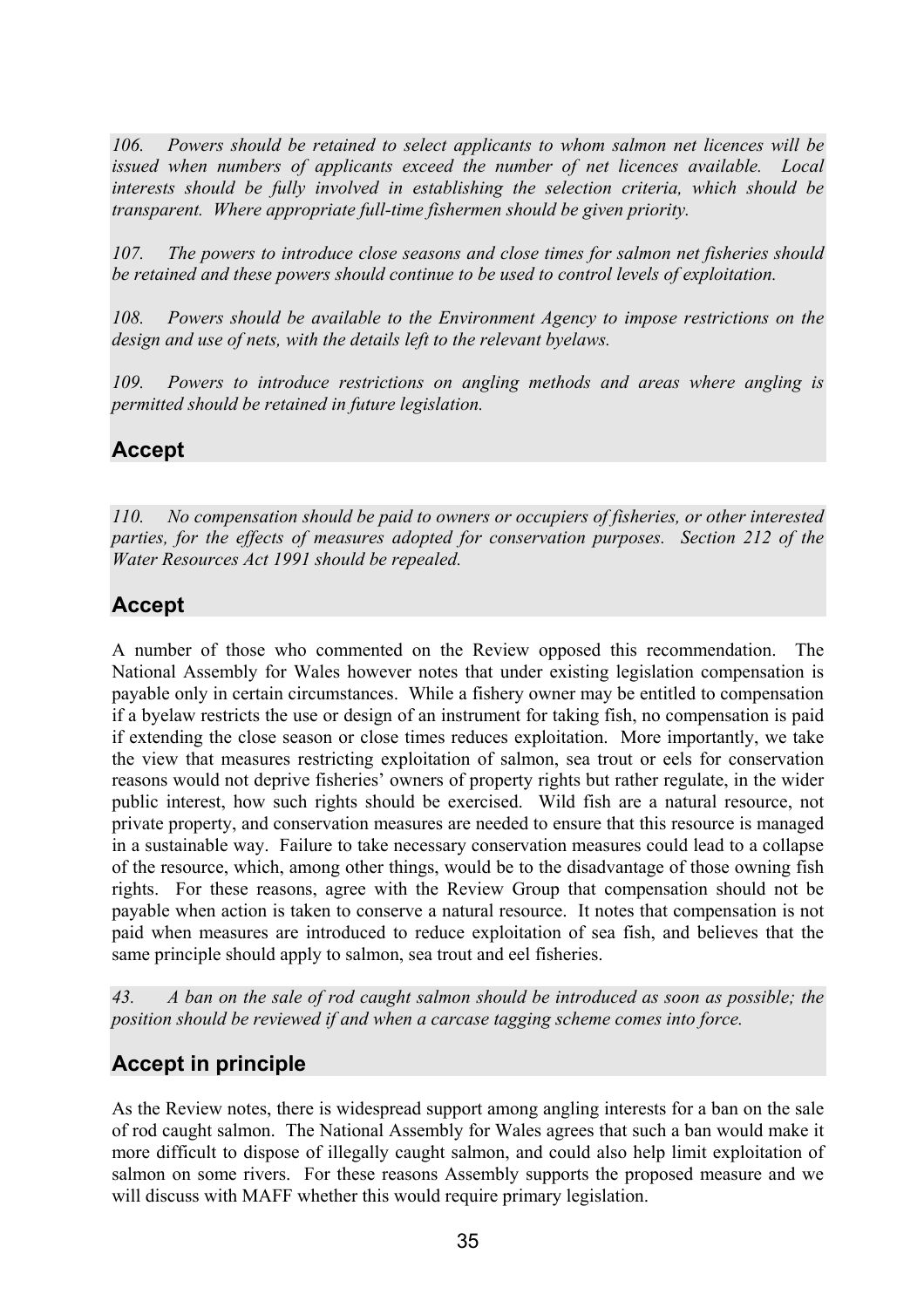*106. Powers should be retained to select applicants to whom salmon net licences will be issued when numbers of applicants exceed the number of net licences available. Local interests should be fully involved in establishing the selection criteria, which should be transparent. Where appropriate full-time fishermen should be given priority.*

*107. The powers to introduce close seasons and close times for salmon net fisheries should be retained and these powers should continue to be used to control levels of exploitation.*

*108. Powers should be available to the Environment Agency to impose restrictions on the design and use of nets, with the details left to the relevant byelaws.*

*109. Powers to introduce restrictions on angling methods and areas where angling is permitted should be retained in future legislation.*

## Accept

*110. No compensation should be paid to owners or occupiers of fisheries, or other interested parties, for the effects of measures adopted for conservation purposes. Section 212 of the Water Resources Act 1991 should be repealed.*

## Accept

A number of those who commented on the Review opposed this recommendation. The National Assembly for Wales however notes that under existing legislation compensation is payable only in certain circumstances. While a fishery owner may be entitled to compensation if a byelaw restricts the use or design of an instrument for taking fish, no compensation is paid if extending the close season or close times reduces exploitation. More importantly, we take the view that measures restricting exploitation of salmon, sea trout or eels for conservation reasons would not deprive fisheries' owners of property rights but rather regulate, in the wider public interest, how such rights should be exercised. Wild fish are a natural resource, not private property, and conservation measures are needed to ensure that this resource is managed in a sustainable way. Failure to take necessary conservation measures could lead to a collapse of the resource, which, among other things, would be to the disadvantage of those owning fish rights. For these reasons, agree with the Review Group that compensation should not be payable when action is taken to conserve a natural resource. It notes that compensation is not paid when measures are introduced to reduce exploitation of sea fish, and believes that the same principle should apply to salmon, sea trout and eel fisheries.

*43. A ban on the sale of rod caught salmon should be introduced as soon as possible; the position should be reviewed if and when a carcase tagging scheme comes into force.*

## Accept in principle

As the Review notes, there is widespread support among angling interests for a ban on the sale of rod caught salmon. The National Assembly for Wales agrees that such a ban would make it more difficult to dispose of illegally caught salmon, and could also help limit exploitation of salmon on some rivers. For these reasons Assembly supports the proposed measure and we will discuss with MAFF whether this would require primary legislation.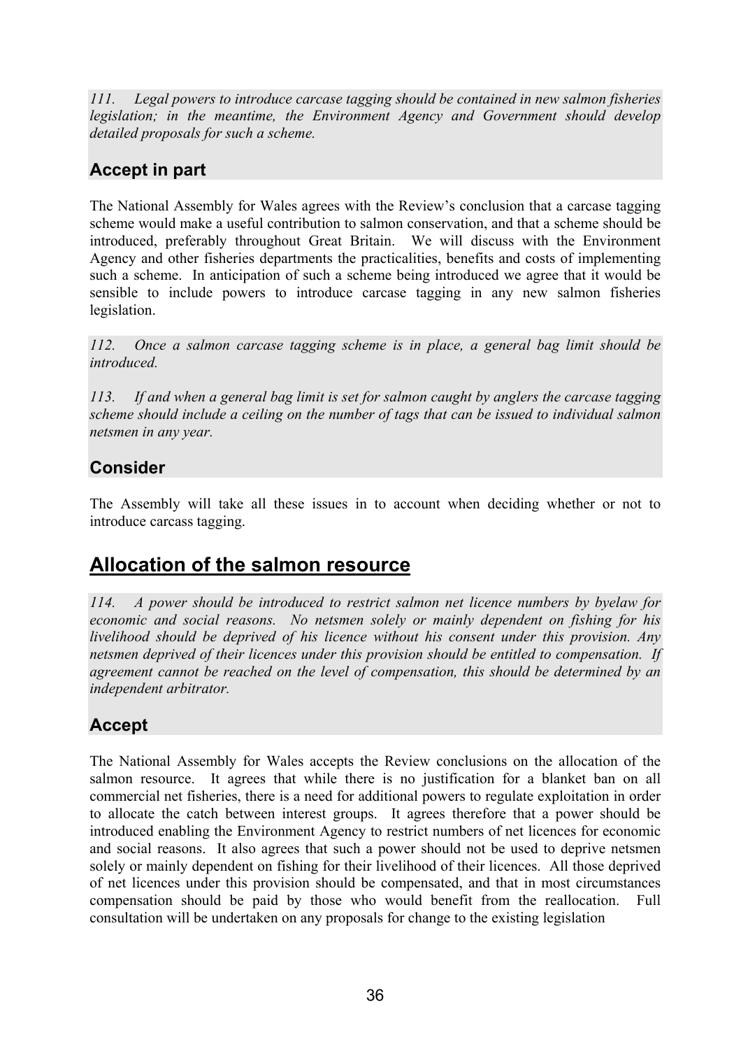*111. Legal powers to introduce carcase tagging should be contained in new salmon fisheries legislation; in the meantime, the Environment Agency and Government should develop detailed proposals for such a scheme.*

### Accept in part

The National Assembly for Wales agrees with the Review's conclusion that a carcase tagging scheme would make a useful contribution to salmon conservation, and that a scheme should be introduced, preferably throughout Great Britain. We will discuss with the Environment Agency and other fisheries departments the practicalities, benefits and costs of implementing such a scheme. In anticipation of such a scheme being introduced we agree that it would be sensible to include powers to introduce carcase tagging in any new salmon fisheries legislation.

*112. Once a salmon carcase tagging scheme is in place, a general bag limit should be introduced.*

*113. If and when a general bag limit is set for salmon caught by anglers the carcase tagging scheme should include a ceiling on the number of tags that can be issued to individual salmon netsmen in any year.*

### Consider

The Assembly will take all these issues in to account when deciding whether or not to introduce carcass tagging.

## Allocation of the salmon resource

*114. A power should be introduced to restrict salmon net licence numbers by byelaw for economic and social reasons. No netsmen solely or mainly dependent on fishing for his livelihood should be deprived of his licence without his consent under this provision. Any netsmen deprived of their licences under this provision should be entitled to compensation. If agreement cannot be reached on the level of compensation, this should be determined by an independent arbitrator.*

### Accept

The National Assembly for Wales accepts the Review conclusions on the allocation of the salmon resource. It agrees that while there is no justification for a blanket ban on all commercial net fisheries, there is a need for additional powers to regulate exploitation in order to allocate the catch between interest groups. It agrees therefore that a power should be introduced enabling the Environment Agency to restrict numbers of net licences for economic and social reasons. It also agrees that such a power should not be used to deprive netsmen solely or mainly dependent on fishing for their livelihood of their licences. All those deprived of net licences under this provision should be compensated, and that in most circumstances compensation should be paid by those who would benefit from the reallocation. Full consultation will be undertaken on any proposals for change to the existing legislation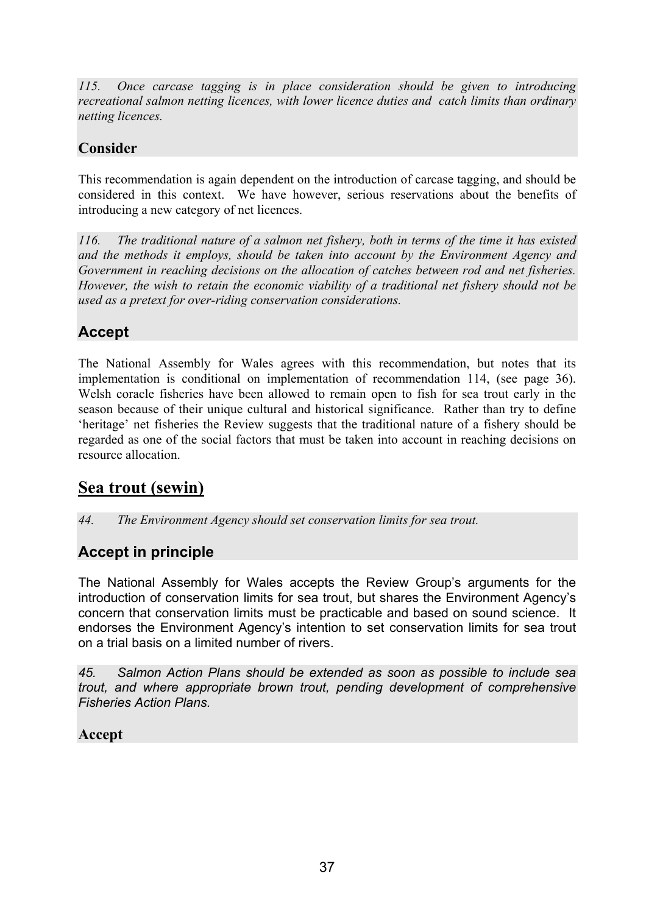*115. Once carcase tagging is in place consideration should be given to introducing recreational salmon netting licences, with lower licence duties and catch limits than ordinary netting licences.*

**Consider**

This recommendation is again dependent on the introduction of carcase tagging, and should be considered in this context. We have however, serious reservations about the benefits of introducing a new category of net licences.

*116. The traditional nature of a salmon net fishery, both in terms of the time it has existed and the methods it employs, should be taken into account by the Environment Agency and Government in reaching decisions on the allocation of catches between rod and net fisheries. However, the wish to retain the economic viability of a traditional net fishery should not be used as a pretext for over-riding conservation considerations.*

**Accept**

The National Assembly for Wales agrees with this recommendation, but notes that its implementation is conditional on implementation of recommendation 114, (see page 36). Welsh coracle fisheries have been allowed to remain open to fish for sea trout early in the season because of their unique cultural and historical significance. Rather than try to define 'heritage' net fisheries the Review suggests that the traditional nature of a fishery should be regarded as one of the social factors that must be taken into account in reaching decisions on resource allocation.

## Sea trout (sewin)

*44. The Environment Agency should set conservation limits for sea trout.*

**Accept in principle**

The National Assembly for Wales accepts the Review Group's arguments for the introduction of conservation limits for sea trout, but shares the Environment Agency's concern that conservation limits must be practicable and based on sound science. It endorses the Environment Agency's intention to set conservation limits for sea trout on a trial basis on a limited number of rivers.

*45. Salmon Action Plans should be extended as soon as possible to include sea trout, and where appropriate brown trout, pending development of comprehensive Fisheries Action Plans.*

**Accept**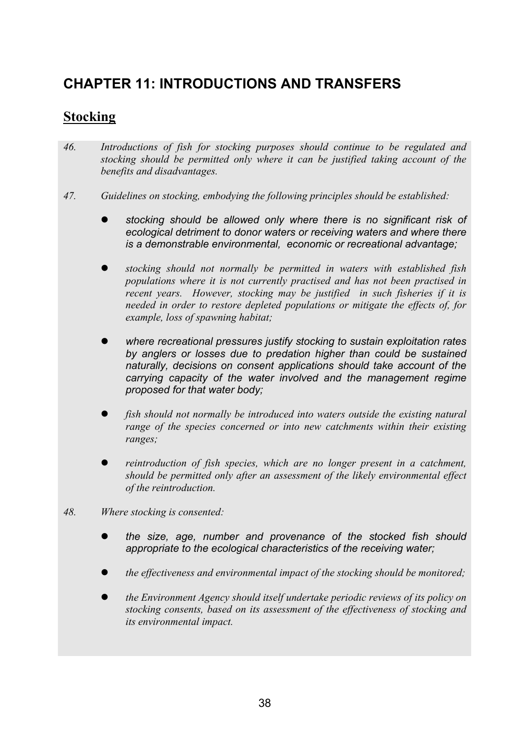# CHAPTER 11: INTRODUCTIONS AND TRANSFERS

## Stocking

*46. Introductions of fish for stocking purposes should continue to be regulated and stocking should be permitted only where it can be justified taking account of the benefits and disadvantages.*

*47. Guidelines on stocking, embodying the following principles should be established:*

- *stocking should be allowed only where there is no significant risk of ecological detriment to donor waters or receiving waters and where there is a demonstrable environmental, economic or recreational advantage;*
- *stocking should not normally be permitted in waters with established fish populations where it is not currently practised and has not been practised in recent years. However, stocking may be justified in such fisheries if it is needed in order to restore depleted populations or mitigate the effects of, for example, loss of spawning habitat;*
- *where recreational pressures justify stocking to sustain exploitation rates by anglers or losses due to predation higher than could be sustained naturally, decisions on consent applications should take account of the carrying capacity of the water involved and the management regime proposed for that water body;*
- *fish should not normally be introduced into waters outside the existing natural range of the species concerned or into new catchments within their existing ranges;*
- *reintroduction of fish species, which are no longer present in a catchment, should be permitted only after an assessment of the likely environmental effect of the reintroduction.*

*48. Where stocking is consented:*

- *the size, age, number and provenance of the stocked fish should appropriate to the ecological characteristics of the receiving water;*
- *the effectiveness and environmental impact of the stocking should be monitored;*
- *the Environment Agency should itself undertake periodic reviews of its policy on stocking consents, based on its assessment of the effectiveness of stocking and its environmental impact.*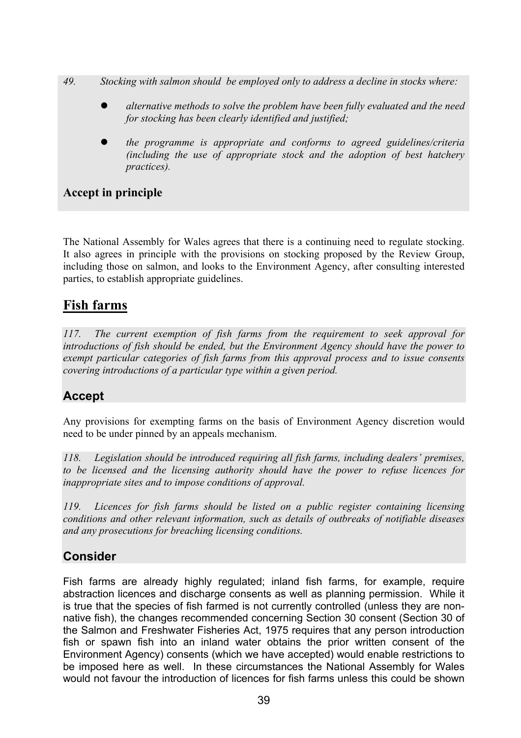*49. Stocking with salmon should be employed only to address a decline in stocks where:*

- *alternative methods to solve the problem have been fully evaluated and the need for stocking has been clearly identified and justified;*
- *the programme is appropriate and conforms to agreed guidelines/criteria (including the use of appropriate stock and the adoption of best hatchery practices).*

**Accept in principle**

The National Assembly for Wales agrees that there is a continuing need to regulate stocking. It also agrees in principle with the provisions on stocking proposed by the Review Group, including those on salmon, and looks to the Environment Agency, after consulting interested parties, to establish appropriate guidelines.

## Fish farms

*117. The current exemption of fish farms from the requirement to seek approval for introductions of fish should be ended, but the Environment Agency should have the power to exempt particular categories of fish farms from this approval process and to issue consents covering introductions of a particular type within a given period.*

### Accept

Any provisions for exempting farms on the basis of Environment Agency discretion would need to be under pinned by an appeals mechanism.

*118. Legislation should be introduced requiring all fish farms, including dealers' premises, to be licensed and the licensing authority should have the power to refuse licences for inappropriate sites and to impose conditions of approval.*

*119. Licences for fish farms should be listed on a public register containing licensing conditions and other relevant information, such as details of outbreaks of notifiable diseases and any prosecutions for breaching licensing conditions.*

### Consider

Fish farms are already highly regulated; inland fish farms, for example, require abstraction licences and discharge consents as well as planning permission. While it is true that the species of fish farmed is not currently controlled (unless they are non-native fish), the changes recommended concerning Section 30 consent (Section 30 of the Salmon and Freshwater Fisheries Act, 1975 requires that any person introduction fish or spawn fish into an inland water obtains the prior written consent of the Environment Agency) consents (which we have accepted) would enable restrictions to be imposed here as well. In these circumstances the National Assembly for Wales would not favour the introduction of licences for fish farms unless this could be shown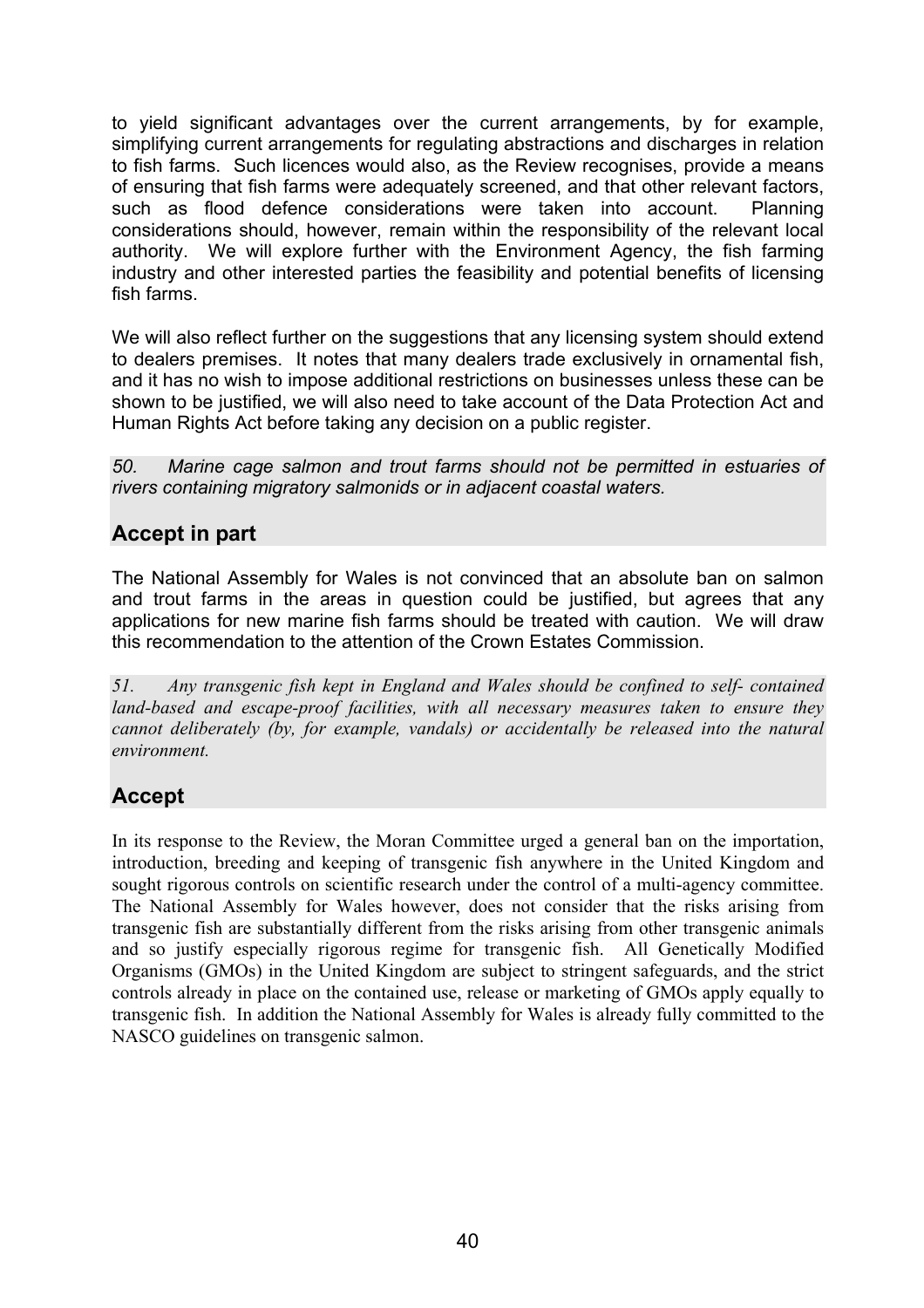to yield significant advantages over the current arrangements, by for example, simplifying current arrangements for regulating abstractions and discharges in relation to fish farms. Such licences would also, as the Review recognises, provide a means of ensuring that fish farms were adequately screened, and that other relevant factors, such as flood defence considerations were taken into account. Planning considerations should, however, remain within the responsibility of the relevant local authority. We will explore further with the Environment Agency, the fish farming industry and other interested parties the feasibility and potential benefits of licensing fish farms.

We will also reflect further on the suggestions that any licensing system should extend to dealers premises. It notes that many dealers trade exclusively in ornamental fish, and it has no wish to impose additional restrictions on businesses unless these can be shown to be justified, we will also need to take account of the Data Protection Act and Human Rights Act before taking any decision on a public register.

*50. Marine cage salmon and trout farms should not be permitted in estuaries of rivers containing migratory salmonids or in adjacent coastal waters.*

## Accept in part

The National Assembly for Wales is not convinced that an absolute ban on salmon and trout farms in the areas in question could be justified, but agrees that any applications for new marine fish farms should be treated with caution. We will draw this recommendation to the attention of the Crown Estates Commission.

*51. Any transgenic fish kept in England and Wales should be confined to self- contained land-based and escape-proof facilities, with all necessary measures taken to ensure they cannot deliberately (by, for example, vandals) or accidentally be released into the natural environment.*

## Accept

In its response to the Review, the Moran Committee urged a general ban on the importation, introduction, breeding and keeping of transgenic fish anywhere in the United Kingdom and sought rigorous controls on scientific research under the control of a multi-agency committee. The National Assembly for Wales however, does not consider that the risks arising from transgenic fish are substantially different from the risks arising from other transgenic animals and so justify especially rigorous regime for transgenic fish. All Genetically Modified Organisms (GMOs) in the United Kingdom are subject to stringent safeguards, and the strict controls already in place on the contained use, release or marketing of GMOs apply equally to transgenic fish. In addition the National Assembly for Wales is already fully committed to the NASCO guidelines on transgenic salmon.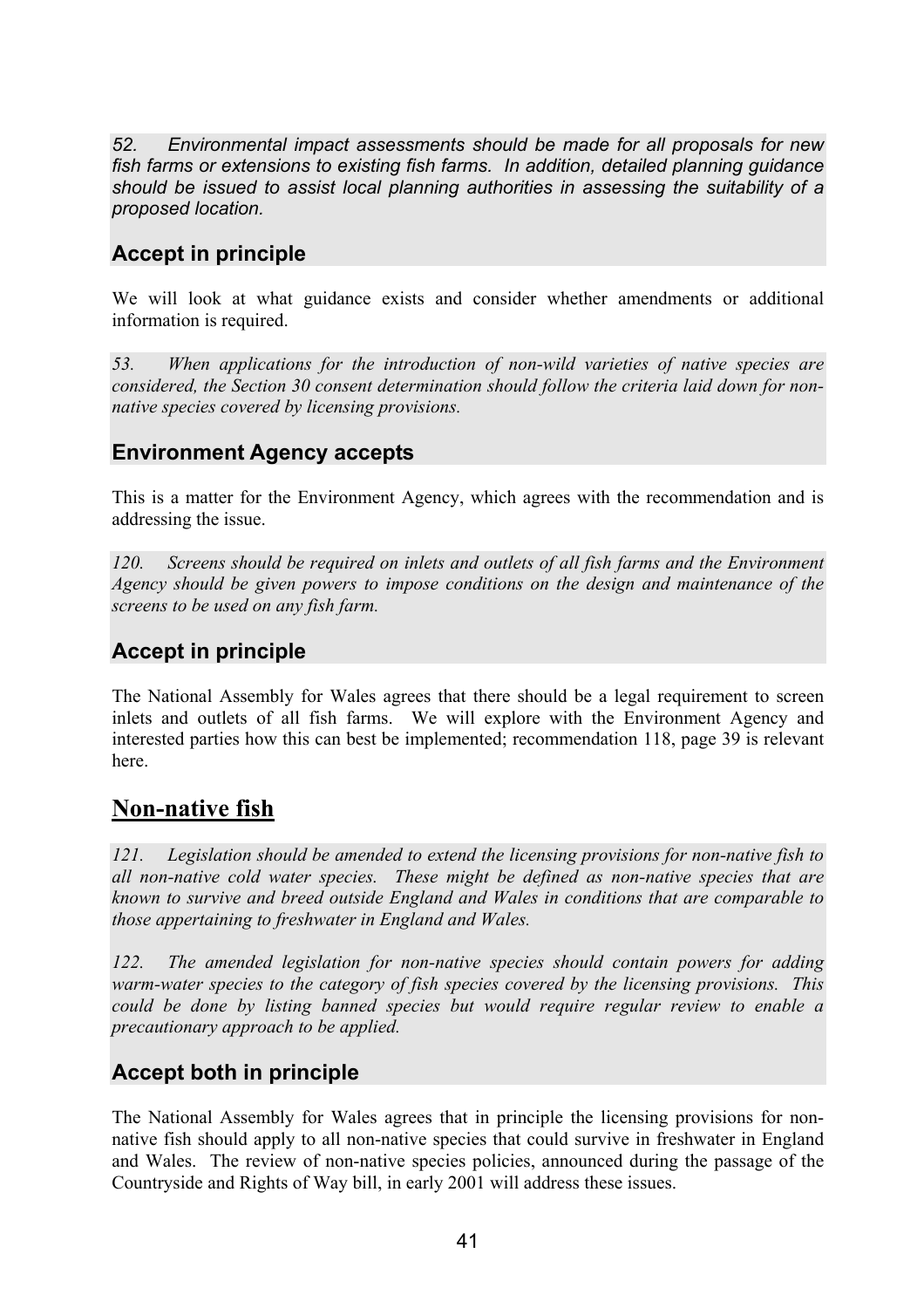*52. Environmental impact assessments should be made for all proposals for new fish farms or extensions to existing fish farms. In addition, detailed planning guidance should be issued to assist local planning authorities in assessing the suitability of a proposed location.*

### Accept in principle

We will look at what guidance exists and consider whether amendments or additional information is required.

*53. When applications for the introduction of non-wild varieties of native species are considered, the Section 30 consent determination should follow the criteria laid down for non-native species covered by licensing provisions.*

### Environment Agency accepts

This is a matter for the Environment Agency, which agrees with the recommendation and is addressing the issue.

*120. Screens should be required on inlets and outlets of all fish farms and the Environment Agency should be given powers to impose conditions on the design and maintenance of the screens to be used on any fish farm.*

### Accept in principle

The National Assembly for Wales agrees that there should be a legal requirement to screen inlets and outlets of all fish farms. We will explore with the Environment Agency and interested parties how this can best be implemented; recommendation 118, page 39 is relevant here.

## Non-native fish

*121. Legislation should be amended to extend the licensing provisions for non-native fish to all non-native cold water species. These might be defined as non-native species that are known to survive and breed outside England and Wales in conditions that are comparable to those appertaining to freshwater in England and Wales.*

*122. The amended legislation for non-native species should contain powers for adding warm-water species to the category of fish species covered by the licensing provisions. This could be done by listing banned species but would require regular review to enable a precautionary approach to be applied.*

### Accept both in principle

The National Assembly for Wales agrees that in principle the licensing provisions for non-native fish should apply to all non-native species that could survive in freshwater in England and Wales. The review of non-native species policies, announced during the passage of the Countryside and Rights of Way bill, in early 2001 will address these issues.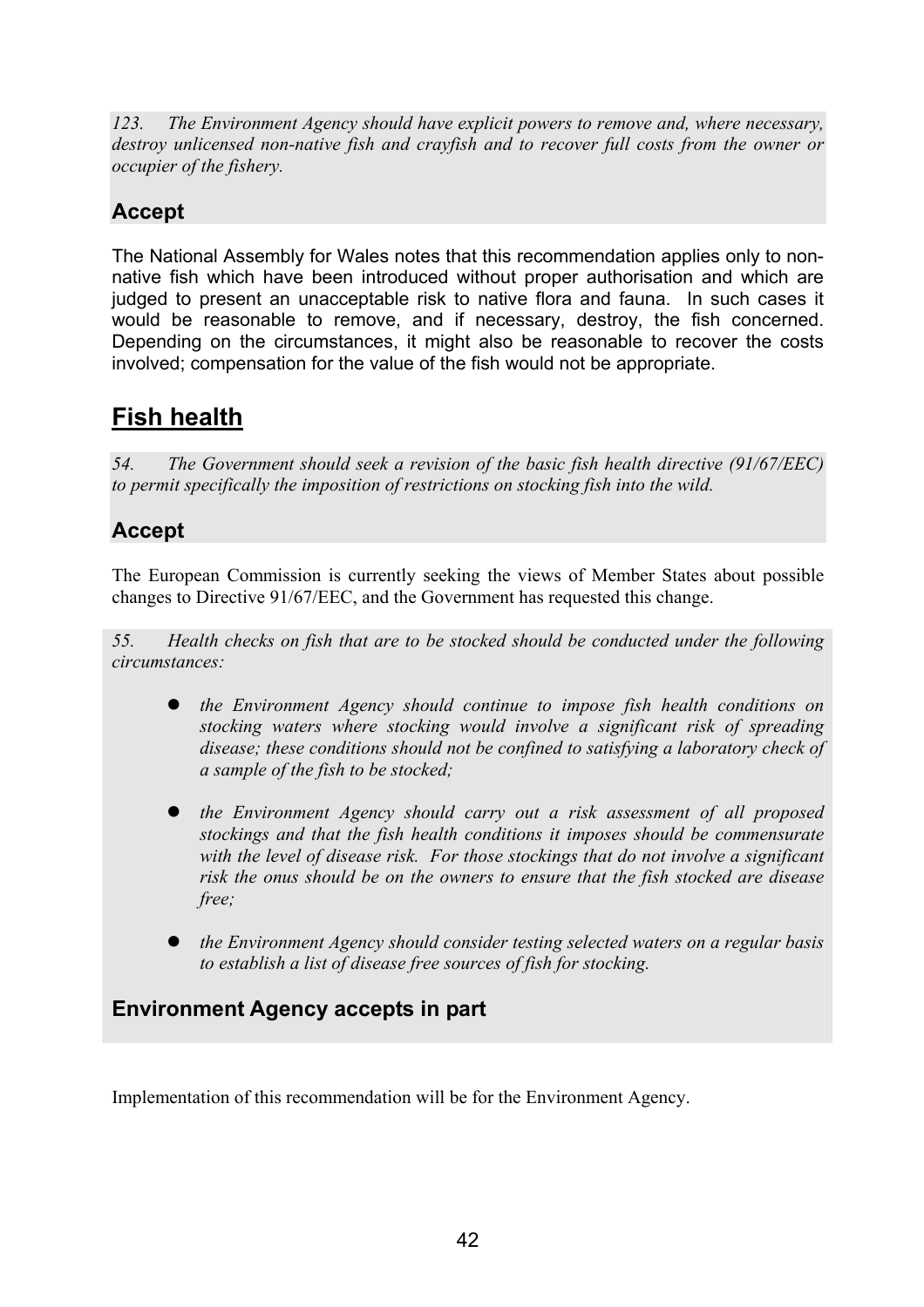*123. The Environment Agency should have explicit powers to remove and, where necessary, destroy unlicensed non-native fish and crayfish and to recover full costs from the owner or occupier of the fishery.*

### Accept

The National Assembly for Wales notes that this recommendation applies only to non-native fish which have been introduced without proper authorisation and which are judged to present an unacceptable risk to native flora and fauna. In such cases it would be reasonable to remove, and if necessary, destroy, the fish concerned. Depending on the circumstances, it might also be reasonable to recover the costs involved; compensation for the value of the fish would not be appropriate.

## Fish health

*54. The Government should seek a revision of the basic fish health directive (91/67/EEC) to permit specifically the imposition of restrictions on stocking fish into the wild.*

### Accept

The European Commission is currently seeking the views of Member States about possible changes to Directive 91/67/EEC, and the Government has requested this change.

*55. Health checks on fish that are to be stocked should be conducted under the following circumstances:*

- *the Environment Agency should continue to impose fish health conditions on stocking waters where stocking would involve a significant risk of spreading disease; these conditions should not be confined to satisfying a laboratory check of a sample of the fish to be stocked;*
- *the Environment Agency should carry out a risk assessment of all proposed stockings and that the fish health conditions it imposes should be commensurate with the level of disease risk. For those stockings that do not involve a significant risk the onus should be on the owners to ensure that the fish stocked are disease free;*
- *the Environment Agency should consider testing selected waters on a regular basis to establish a list of disease free sources of fish for stocking.*

### Environment Agency accepts in part

Implementation of this recommendation will be for the Environment Agency.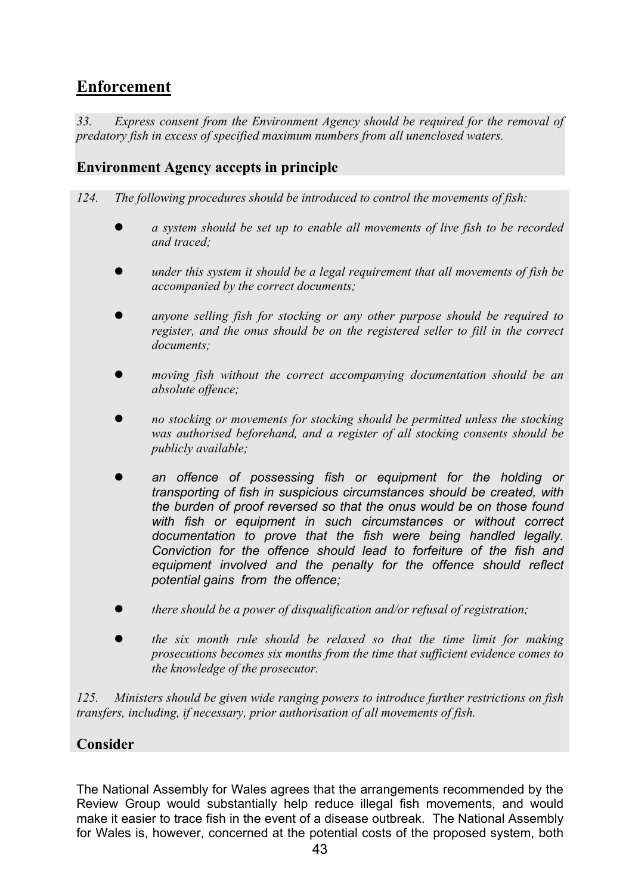## Enforcement

*33. Express consent from the Environment Agency should be required for the removal of predatory fish in excess of specified maximum numbers from all unenclosed waters.*

### Environment Agency accepts in principle

*124. The following procedures should be introduced to control the movements of fish:*

- *a system should be set up to enable all movements of live fish to be recorded and traced;*
- *under this system it should be a legal requirement that all movements of fish be accompanied by the correct documents;*
- *anyone selling fish for stocking or any other purpose should be required to register, and the onus should be on the registered seller to fill in the correct documents;*
- *moving fish without the correct accompanying documentation should be an absolute offence;*
- *no stocking or movements for stocking should be permitted unless the stocking was authorised beforehand, and a register of all stocking consents should be publicly available;*
- *an offence of possessing fish or equipment for the holding or transporting of fish in suspicious circumstances should be created, with the burden of proof reversed so that the onus would be on those found with fish or equipment in such circumstances or without correct documentation to prove that the fish were being handled legally. Conviction for the offence should lead to forfeiture of the fish and equipment involved and the penalty for the offence should reflect potential gains from the offence;*
- *there should be a power of disqualification and/or refusal of registration;*
- *the six month rule should be relaxed so that the time limit for making prosecutions becomes six months from the time that sufficient evidence comes to the knowledge of the prosecutor.*

*125. Ministers should be given wide ranging powers to introduce further restrictions on fish transfers, including, if necessary, prior authorisation of all movements of fish.*

### Consider

The National Assembly for Wales agrees that the arrangements recommended by the Review Group would substantially help reduce illegal fish movements, and would make it easier to trace fish in the event of a disease outbreak. The National Assembly for Wales is, however, concerned at the potential costs of the proposed system, both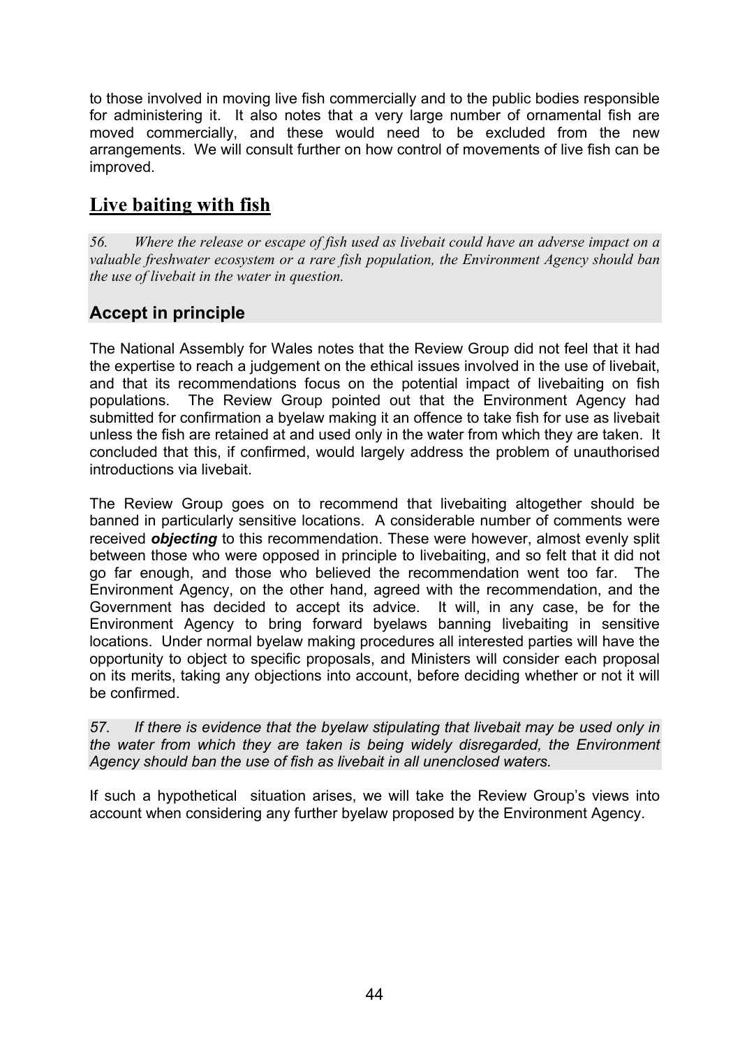to those involved in moving live fish commercially and to the public bodies responsible for administering it. It also notes that a very large number of ornamental fish are moved commercially, and these would need to be excluded from the new arrangements. We will consult further on how control of movements of live fish can be improved.

## Live baiting with fish

*56. Where the release or escape of fish used as livebait could have an adverse impact on a valuable freshwater ecosystem or a rare fish population, the Environment Agency should ban the use of livebait in the water in question.*

### Accept in principle

The National Assembly for Wales notes that the Review Group did not feel that it had the expertise to reach a judgement on the ethical issues involved in the use of livebait, and that its recommendations focus on the potential impact of livebaiting on fish populations. The Review Group pointed out that the Environment Agency had submitted for confirmation a byelaw making it an offence to take fish for use as livebait unless the fish are retained at and used only in the water from which they are taken. It concluded that this, if confirmed, would largely address the problem of unauthorised introductions via livebait.

The Review Group goes on to recommend that livebaiting altogether should be banned in particularly sensitive locations. A considerable number of comments were received ***objecting*** to this recommendation. These were however, almost evenly split between those who were opposed in principle to livebaiting, and so felt that it did not go far enough, and those who believed the recommendation went too far. The Environment Agency, on the other hand, agreed with the recommendation, and the Government has decided to accept its advice. It will, in any case, be for the Environment Agency to bring forward byelaws banning livebaiting in sensitive locations. Under normal byelaw making procedures all interested parties will have the opportunity to object to specific proposals, and Ministers will consider each proposal on its merits, taking any objections into account, before deciding whether or not it will be confirmed.

*57. If there is evidence that the byelaw stipulating that livebait may be used only in the water from which they are taken is being widely disregarded, the Environment Agency should ban the use of fish as livebait in all unenclosed waters.*

If such a hypothetical situation arises, we will take the Review Group's views into account when considering any further byelaw proposed by the Environment Agency.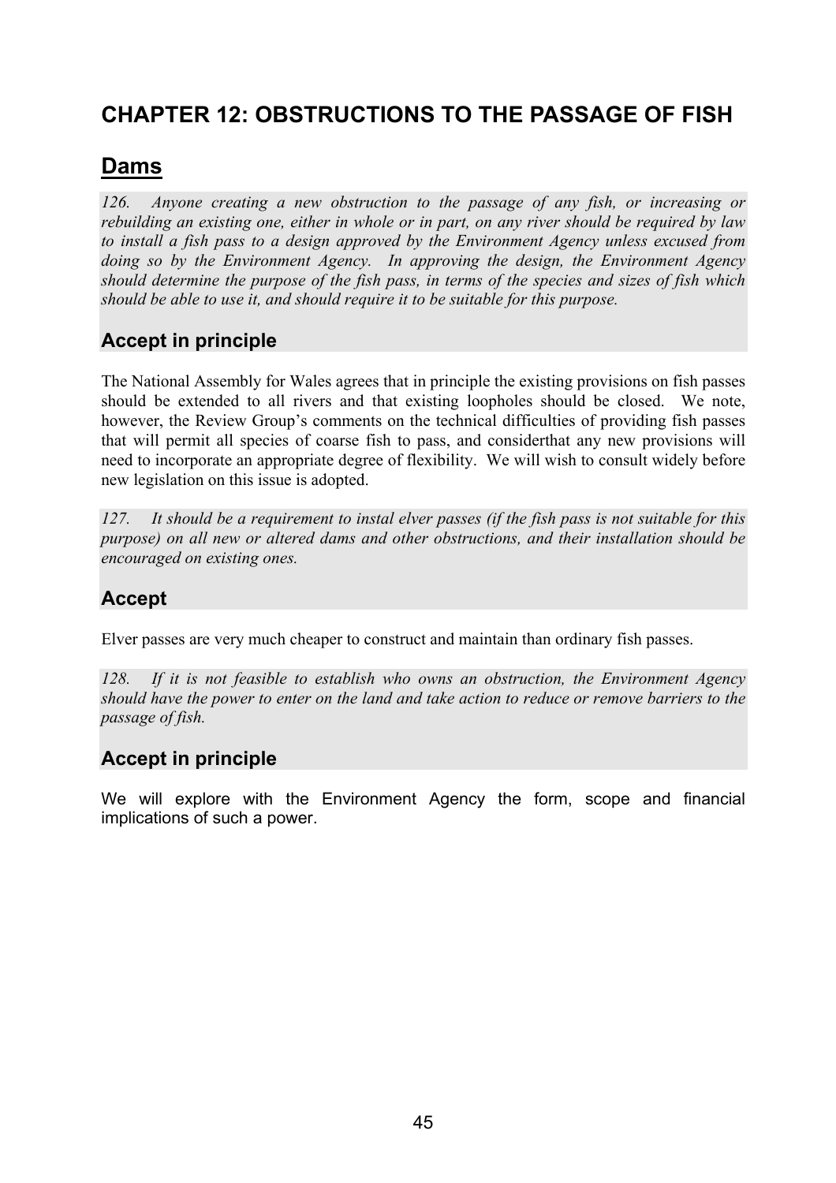# CHAPTER 12: OBSTRUCTIONS TO THE PASSAGE OF FISH

## Dams

*126. Anyone creating a new obstruction to the passage of any fish, or increasing or rebuilding an existing one, either in whole or in part, on any river should be required by law to install a fish pass to a design approved by the Environment Agency unless excused from doing so by the Environment Agency. In approving the design, the Environment Agency should determine the purpose of the fish pass, in terms of the species and sizes of fish which should be able to use it, and should require it to be suitable for this purpose.*

### Accept in principle

The National Assembly for Wales agrees that in principle the existing provisions on fish passes should be extended to all rivers and that existing loopholes should be closed. We note, however, the Review Group's comments on the technical difficulties of providing fish passes that will permit all species of coarse fish to pass, and considerthat any new provisions will need to incorporate an appropriate degree of flexibility. We will wish to consult widely before new legislation on this issue is adopted.

*127. It should be a requirement to instal elver passes (if the fish pass is not suitable for this purpose) on all new or altered dams and other obstructions, and their installation should be encouraged on existing ones.*

### Accept

Elver passes are very much cheaper to construct and maintain than ordinary fish passes.

*128. If it is not feasible to establish who owns an obstruction, the Environment Agency should have the power to enter on the land and take action to reduce or remove barriers to the passage of fish.*

### Accept in principle

We will explore with the Environment Agency the form, scope and financial implications of such a power.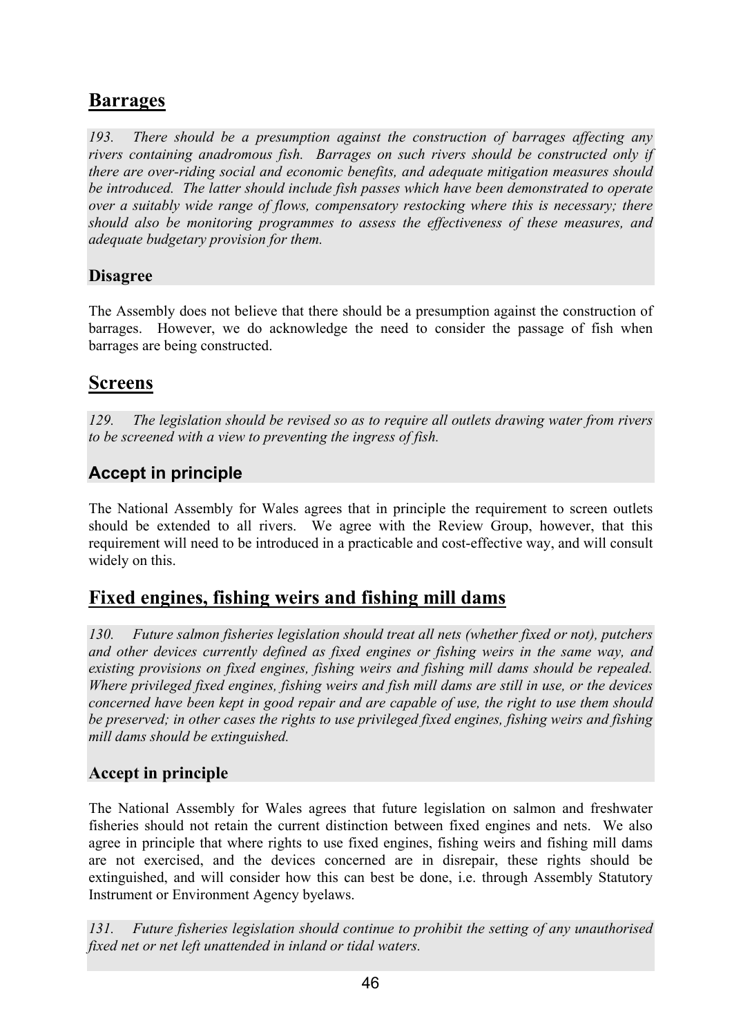## Barrages

*193. There should be a presumption against the construction of barrages affecting any rivers containing anadromous fish. Barrages on such rivers should be constructed only if there are over-riding social and economic benefits, and adequate mitigation measures should be introduced. The latter should include fish passes which have been demonstrated to operate over a suitably wide range of flows, compensatory restocking where this is necessary; there should also be monitoring programmes to assess the effectiveness of these measures, and adequate budgetary provision for them.*

### Disagree

The Assembly does not believe that there should be a presumption against the construction of barrages. However, we do acknowledge the need to consider the passage of fish when barrages are being constructed.

## Screens

*129. The legislation should be revised so as to require all outlets drawing water from rivers to be screened with a view to preventing the ingress of fish.*

### Accept in principle

The National Assembly for Wales agrees that in principle the requirement to screen outlets should be extended to all rivers. We agree with the Review Group, however, that this requirement will need to be introduced in a practicable and cost-effective way, and will consult widely on this.

## Fixed engines, fishing weirs and fishing mill dams

*130. Future salmon fisheries legislation should treat all nets (whether fixed or not), putchers and other devices currently defined as fixed engines or fishing weirs in the same way, and existing provisions on fixed engines, fishing weirs and fishing mill dams should be repealed. Where privileged fixed engines, fishing weirs and fish mill dams are still in use, or the devices concerned have been kept in good repair and are capable of use, the right to use them should be preserved; in other cases the rights to use privileged fixed engines, fishing weirs and fishing mill dams should be extinguished.*

### Accept in principle

The National Assembly for Wales agrees that future legislation on salmon and freshwater fisheries should not retain the current distinction between fixed engines and nets. We also agree in principle that where rights to use fixed engines, fishing weirs and fishing mill dams are not exercised, and the devices concerned are in disrepair, these rights should be extinguished, and will consider how this can best be done, i.e. through Assembly Statutory Instrument or Environment Agency byelaws.

*131. Future fisheries legislation should continue to prohibit the setting of any unauthorised fixed net or net left unattended in inland or tidal waters.*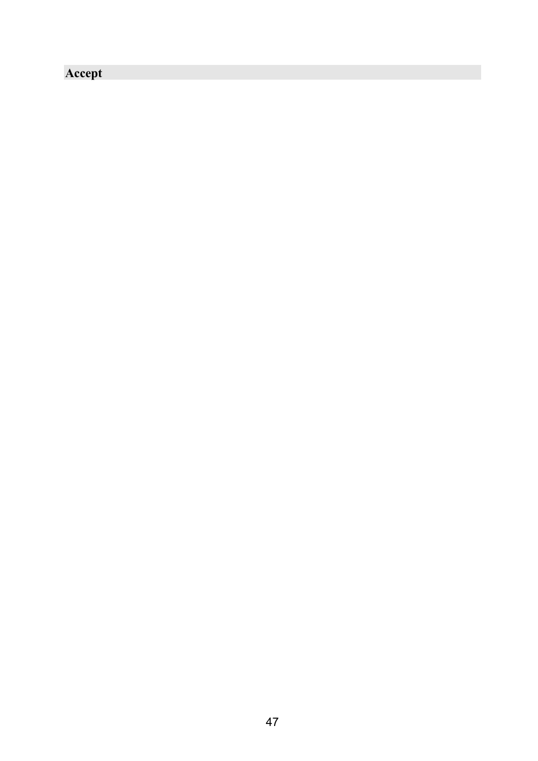## Accept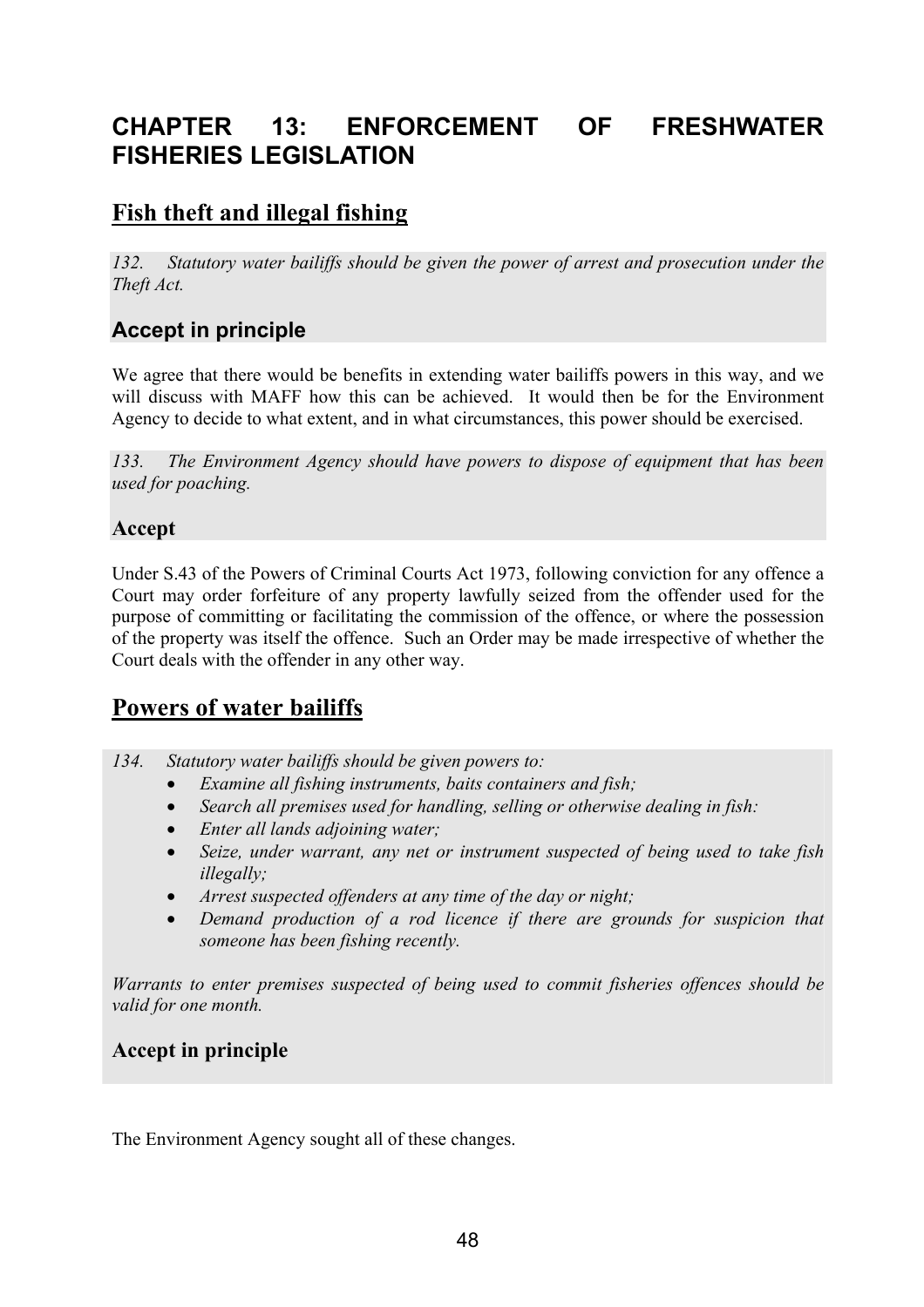# CHAPTER 13: ENFORCEMENT OF FRESHWATER FISHERIES LEGISLATION

## Fish theft and illegal fishing

*132. Statutory water bailiffs should be given the power of arrest and prosecution under the Theft Act.*

### Accept in principle

We agree that there would be benefits in extending water bailiffs powers in this way, and we will discuss with MAFF how this can be achieved. It would then be for the Environment Agency to decide to what extent, and in what circumstances, this power should be exercised.

*133. The Environment Agency should have powers to dispose of equipment that has been used for poaching.*

### Accept

Under S.43 of the Powers of Criminal Courts Act 1973, following conviction for any offence a Court may order forfeiture of any property lawfully seized from the offender used for the purpose of committing or facilitating the commission of the offence, or where the possession of the property was itself the offence. Such an Order may be made irrespective of whether the Court deals with the offender in any other way.

## Powers of water bailiffs

*134. Statutory water bailiffs should be given powers to:*

- *Examine all fishing instruments, baits containers and fish;*
- *Search all premises used for handling, selling or otherwise dealing in fish:*
- *Enter all lands adjoining water;*
- *Seize, under warrant, any net or instrument suspected of being used to take fish illegally;*
- *Arrest suspected offenders at any time of the day or night;*
- *Demand production of a rod licence if there are grounds for suspicion that someone has been fishing recently.*

*Warrants to enter premises suspected of being used to commit fisheries offences should be valid for one month.*

### Accept in principle

The Environment Agency sought all of these changes.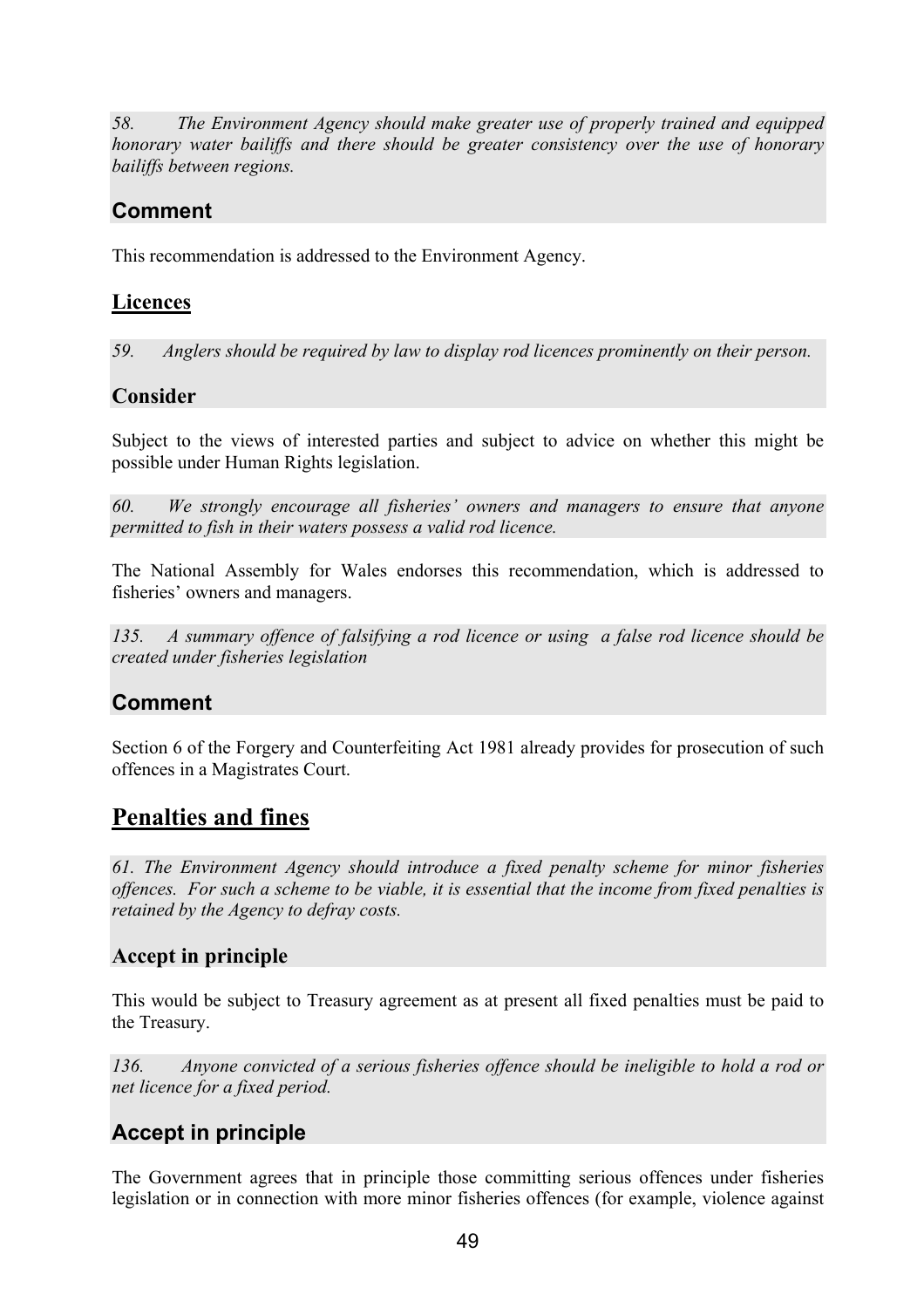*58. The Environment Agency should make greater use of properly trained and equipped honorary water bailiffs and there should be greater consistency over the use of honorary bailiffs between regions.*

### Comment

This recommendation is addressed to the Environment Agency.

## Licences

*59. Anglers should be required by law to display rod licences prominently on their person.*

### Consider

Subject to the views of interested parties and subject to advice on whether this might be possible under Human Rights legislation.

*60. We strongly encourage all fisheries' owners and managers to ensure that anyone permitted to fish in their waters possess a valid rod licence.*

The National Assembly for Wales endorses this recommendation, which is addressed to fisheries' owners and managers.

*135. A summary offence of falsifying a rod licence or using a false rod licence should be created under fisheries legislation*

### Comment

Section 6 of the Forgery and Counterfeiting Act 1981 already provides for prosecution of such offences in a Magistrates Court.

# Penalties and fines

*61. The Environment Agency should introduce a fixed penalty scheme for minor fisheries offences. For such a scheme to be viable, it is essential that the income from fixed penalties is retained by the Agency to defray costs.*

### Accept in principle

This would be subject to Treasury agreement as at present all fixed penalties must be paid to the Treasury.

*136. Anyone convicted of a serious fisheries offence should be ineligible to hold a rod or net licence for a fixed period.*

### Accept in principle

The Government agrees that in principle those committing serious offences under fisheries legislation or in connection with more minor fisheries offences (for example, violence against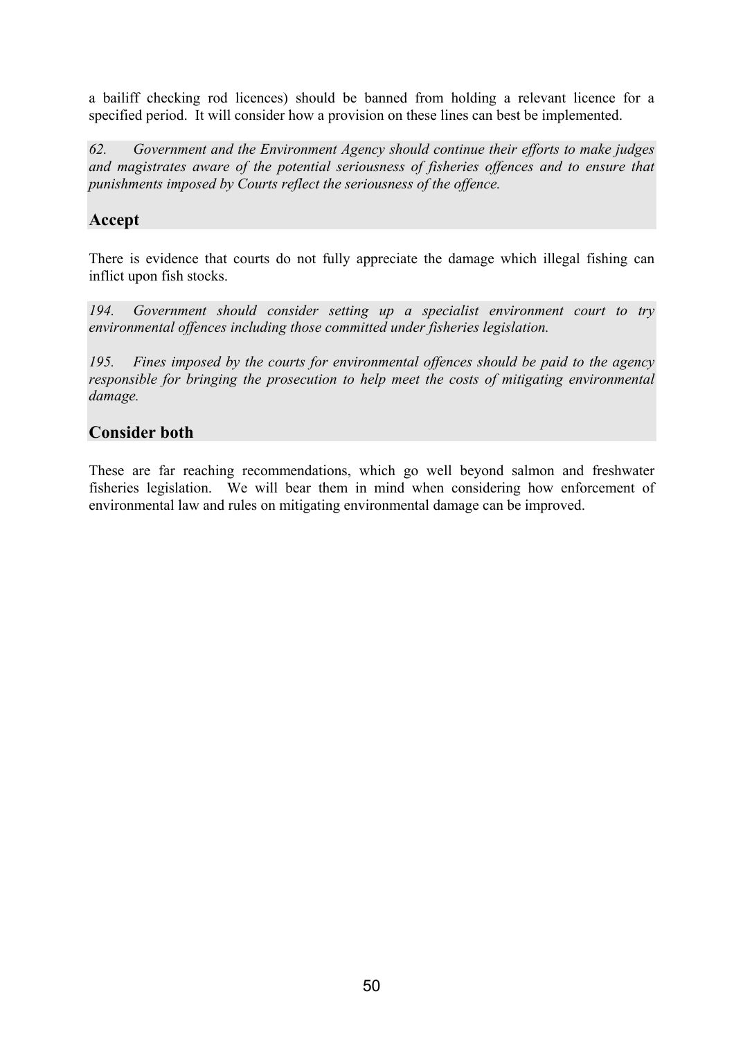a bailiff checking rod licences) should be banned from holding a relevant licence for a specified period. It will consider how a provision on these lines can best be implemented.

*62. Government and the Environment Agency should continue their efforts to make judges and magistrates aware of the potential seriousness of fisheries offences and to ensure that punishments imposed by Courts reflect the seriousness of the offence.*

## Accept

There is evidence that courts do not fully appreciate the damage which illegal fishing can inflict upon fish stocks.

*194. Government should consider setting up a specialist environment court to try environmental offences including those committed under fisheries legislation.*

*195. Fines imposed by the courts for environmental offences should be paid to the agency responsible for bringing the prosecution to help meet the costs of mitigating environmental damage.*

## Consider both

These are far reaching recommendations, which go well beyond salmon and freshwater fisheries legislation. We will bear them in mind when considering how enforcement of environmental law and rules on mitigating environmental damage can be improved.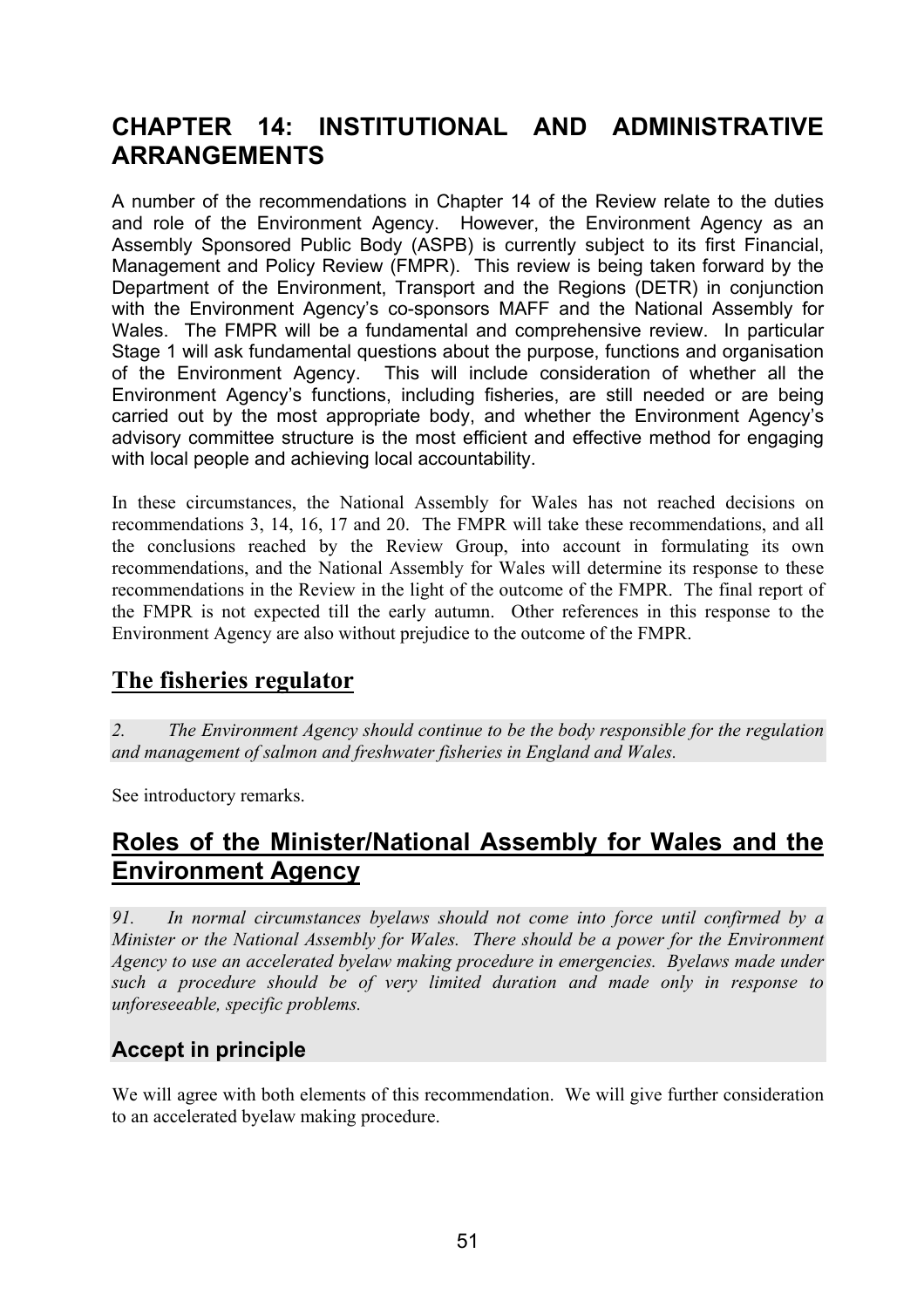# CHAPTER 14: INSTITUTIONAL AND ADMINISTRATIVE ARRANGEMENTS

A number of the recommendations in Chapter 14 of the Review relate to the duties and role of the Environment Agency. However, the Environment Agency as an Assembly Sponsored Public Body (ASPB) is currently subject to its first Financial, Management and Policy Review (FMPR). This review is being taken forward by the Department of the Environment, Transport and the Regions (DETR) in conjunction with the Environment Agency's co-sponsors MAFF and the National Assembly for Wales. The FMPR will be a fundamental and comprehensive review. In particular Stage 1 will ask fundamental questions about the purpose, functions and organisation of the Environment Agency. This will include consideration of whether all the Environment Agency's functions, including fisheries, are still needed or are being carried out by the most appropriate body, and whether the Environment Agency's advisory committee structure is the most efficient and effective method for engaging with local people and achieving local accountability.

In these circumstances, the National Assembly for Wales has not reached decisions on recommendations 3, 14, 16, 17 and 20. The FMPR will take these recommendations, and all the conclusions reached by the Review Group, into account in formulating its own recommendations, and the National Assembly for Wales will determine its response to these recommendations in the Review in the light of the outcome of the FMPR. The final report of the FMPR is not expected till the early autumn. Other references in this response to the Environment Agency are also without prejudice to the outcome of the FMPR.

## The fisheries regulator

*2. The Environment Agency should continue to be the body responsible for the regulation and management of salmon and freshwater fisheries in England and Wales.*

See introductory remarks.

## Roles of the Minister/National Assembly for Wales and the Environment Agency

*91. In normal circumstances byelaws should not come into force until confirmed by a Minister or the National Assembly for Wales. There should be a power for the Environment Agency to use an accelerated byelaw making procedure in emergencies. Byelaws made under such a procedure should be of very limited duration and made only in response to unforeseeable, specific problems.*

### Accept in principle

We will agree with both elements of this recommendation. We will give further consideration to an accelerated byelaw making procedure.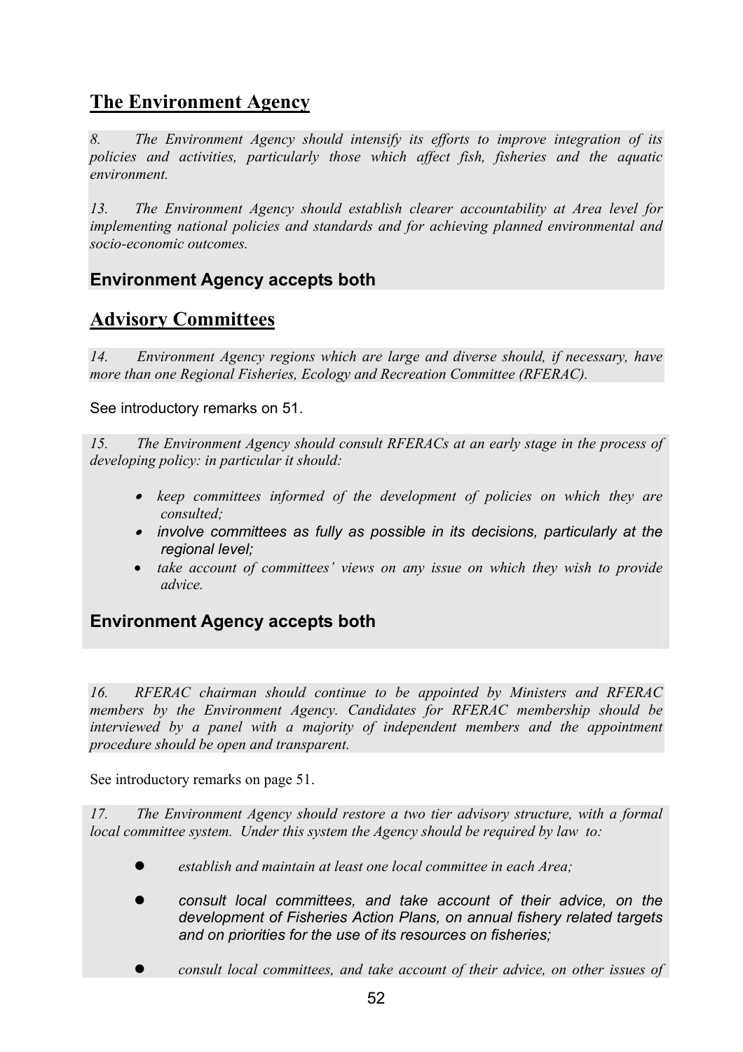## The Environment Agency

*8. The Environment Agency should intensify its efforts to improve integration of its policies and activities, particularly those which affect fish, fisheries and the aquatic environment.*

*13. The Environment Agency should establish clearer accountability at Area level for implementing national policies and standards and for achieving planned environmental and socio-economic outcomes.*

### Environment Agency accepts both

## Advisory Committees

*14. Environment Agency regions which are large and diverse should, if necessary, have more than one Regional Fisheries, Ecology and Recreation Committee (RFERAC).*

See introductory remarks on 51.

*15. The Environment Agency should consult RFERACs at an early stage in the process of developing policy: in particular it should:*

- *keep committees informed of the development of policies on which they are consulted;*
- *involve committees as fully as possible in its decisions, particularly at the regional level;*
- *take account of committees' views on any issue on which they wish to provide advice.*

### Environment Agency accepts both

*16. RFERAC chairman should continue to be appointed by Ministers and RFERAC members by the Environment Agency. Candidates for RFERAC membership should be interviewed by a panel with a majority of independent members and the appointment procedure should be open and transparent.*

See introductory remarks on page 51.

*17. The Environment Agency should restore a two tier advisory structure, with a formal local committee system. Under this system the Agency should be required by law to:*

- *establish and maintain at least one local committee in each Area;*
- *consult local committees, and take account of their advice, on the development of Fisheries Action Plans, on annual fishery related targets and on priorities for the use of its resources on fisheries;*
- *consult local committees, and take account of their advice, on other issues of*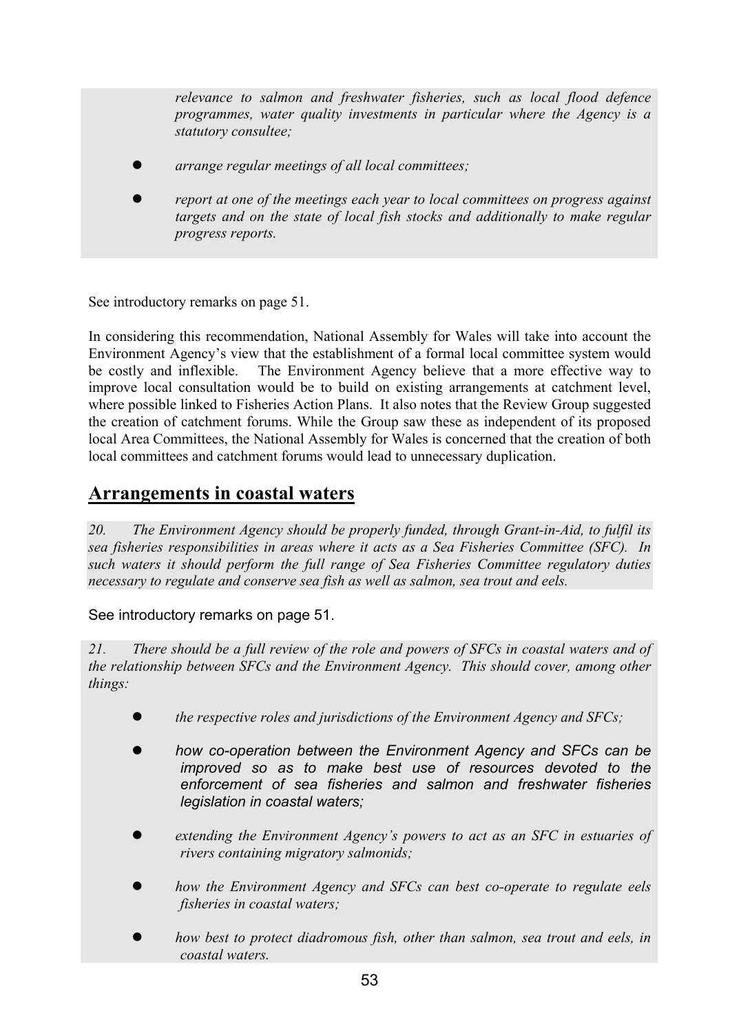*relevance to salmon and freshwater fisheries, such as local flood defence programmes, water quality investments in particular where the Agency is a statutory consultee;*

- *arrange regular meetings of all local committees;*
- *report at one of the meetings each year to local committees on progress against targets and on the state of local fish stocks and additionally to make regular progress reports.*

See introductory remarks on page 51.

In considering this recommendation, National Assembly for Wales will take into account the Environment Agency's view that the establishment of a formal local committee system would be costly and inflexible. The Environment Agency believe that a more effective way to improve local consultation would be to build on existing arrangements at catchment level, where possible linked to Fisheries Action Plans. It also notes that the Review Group suggested the creation of catchment forums. While the Group saw these as independent of its proposed local Area Committees, the National Assembly for Wales is concerned that the creation of both local committees and catchment forums would lead to unnecessary duplication.

## Arrangements in coastal waters

*20. The Environment Agency should be properly funded, through Grant-in-Aid, to fulfil its sea fisheries responsibilities in areas where it acts as a Sea Fisheries Committee (SFC). In such waters it should perform the full range of Sea Fisheries Committee regulatory duties necessary to regulate and conserve sea fish as well as salmon, sea trout and eels.*

See introductory remarks on page 51.

*21. There should be a full review of the role and powers of SFCs in coastal waters and of the relationship between SFCs and the Environment Agency. This should cover, among other things:*

- *the respective roles and jurisdictions of the Environment Agency and SFCs;*
- *how co-operation between the Environment Agency and SFCs can be improved so as to make best use of resources devoted to the enforcement of sea fisheries and salmon and freshwater fisheries legislation in coastal waters;*
- *extending the Environment Agency's powers to act as an SFC in estuaries of rivers containing migratory salmonids;*
- *how the Environment Agency and SFCs can best co-operate to regulate eels fisheries in coastal waters;*
- *how best to protect diadromous fish, other than salmon, sea trout and eels, in coastal waters.*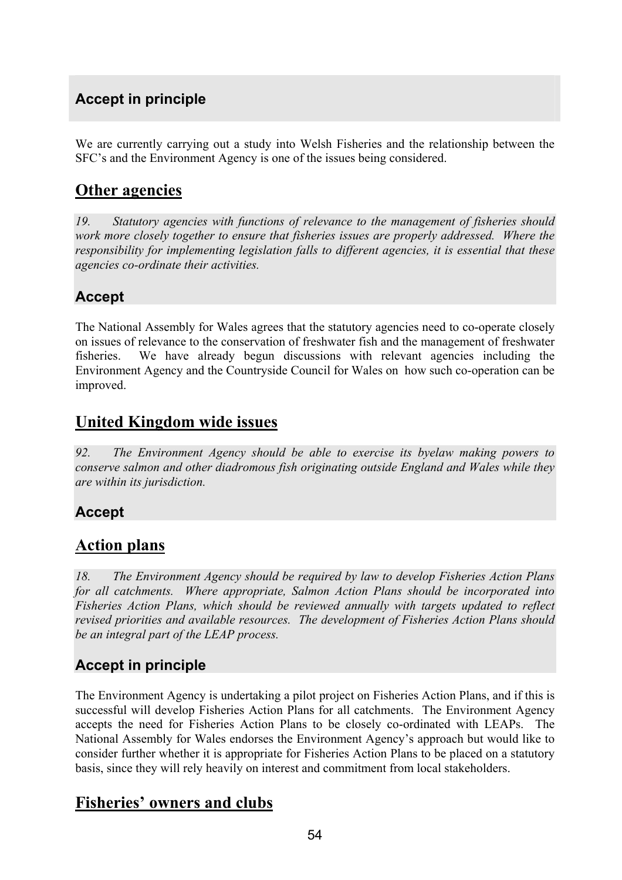### Accept in principle

We are currently carrying out a study into Welsh Fisheries and the relationship between the SFC's and the Environment Agency is one of the issues being considered.

## Other agencies

*19. Statutory agencies with functions of relevance to the management of fisheries should work more closely together to ensure that fisheries issues are properly addressed. Where the responsibility for implementing legislation falls to different agencies, it is essential that these agencies co-ordinate their activities.*

### Accept

The National Assembly for Wales agrees that the statutory agencies need to co-operate closely on issues of relevance to the conservation of freshwater fish and the management of freshwater fisheries. We have already begun discussions with relevant agencies including the Environment Agency and the Countryside Council for Wales on how such co-operation can be improved.

## United Kingdom wide issues

*92. The Environment Agency should be able to exercise its byelaw making powers to conserve salmon and other diadromous fish originating outside England and Wales while they are within its jurisdiction.*

### Accept

## Action plans

*18. The Environment Agency should be required by law to develop Fisheries Action Plans for all catchments. Where appropriate, Salmon Action Plans should be incorporated into Fisheries Action Plans, which should be reviewed annually with targets updated to reflect revised priorities and available resources. The development of Fisheries Action Plans should be an integral part of the LEAP process.*

### Accept in principle

The Environment Agency is undertaking a pilot project on Fisheries Action Plans, and if this is successful will develop Fisheries Action Plans for all catchments. The Environment Agency accepts the need for Fisheries Action Plans to be closely co-ordinated with LEAPs. The National Assembly for Wales endorses the Environment Agency's approach but would like to consider further whether it is appropriate for Fisheries Action Plans to be placed on a statutory basis, since they will rely heavily on interest and commitment from local stakeholders.

## Fisheries' owners and clubs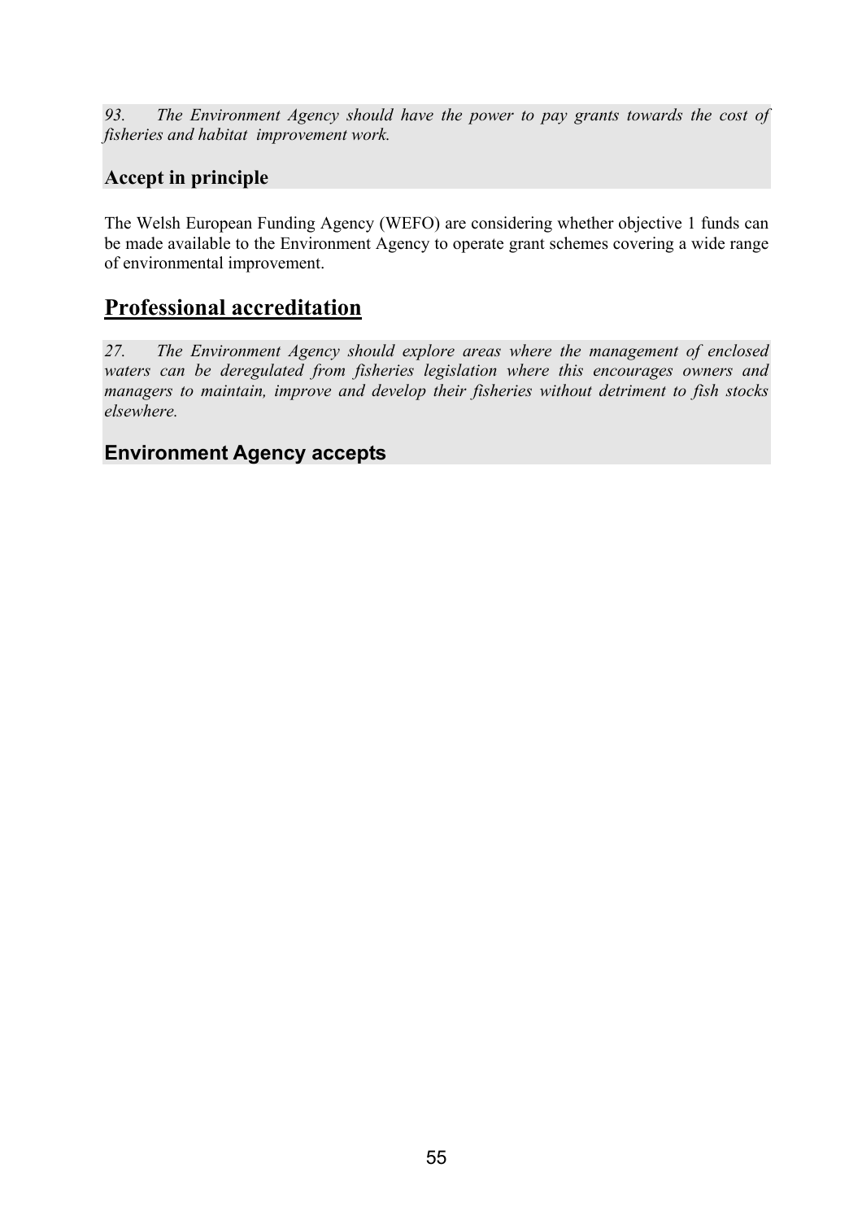*93. The Environment Agency should have the power to pay grants towards the cost of fisheries and habitat improvement work.*

### Accept in principle

The Welsh European Funding Agency (WEFO) are considering whether objective 1 funds can be made available to the Environment Agency to operate grant schemes covering a wide range of environmental improvement.

## Professional accreditation

*27. The Environment Agency should explore areas where the management of enclosed waters can be deregulated from fisheries legislation where this encourages owners and managers to maintain, improve and develop their fisheries without detriment to fish stocks elsewhere.*

### Environment Agency accepts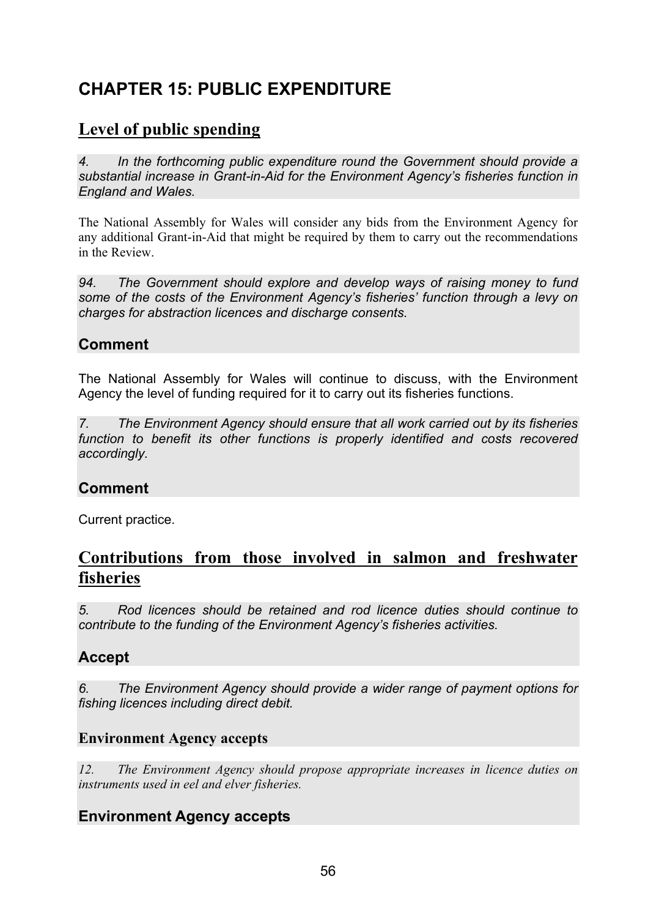# CHAPTER 15: PUBLIC EXPENDITURE

## Level of public spending

*4. In the forthcoming public expenditure round the Government should provide a substantial increase in Grant-in-Aid for the Environment Agency's fisheries function in England and Wales.*

The National Assembly for Wales will consider any bids from the Environment Agency for any additional Grant-in-Aid that might be required by them to carry out the recommendations in the Review.

*94. The Government should explore and develop ways of raising money to fund some of the costs of the Environment Agency's fisheries' function through a levy on charges for abstraction licences and discharge consents.*

### Comment

The National Assembly for Wales will continue to discuss, with the Environment Agency the level of funding required for it to carry out its fisheries functions.

*7. The Environment Agency should ensure that all work carried out by its fisheries function to benefit its other functions is properly identified and costs recovered accordingly.*

### Comment

Current practice.

## Contributions from those involved in salmon and freshwater fisheries

*5. Rod licences should be retained and rod licence duties should continue to contribute to the funding of the Environment Agency's fisheries activities.*

### Accept

*6. The Environment Agency should provide a wider range of payment options for fishing licences including direct debit.*

### Environment Agency accepts

*12. The Environment Agency should propose appropriate increases in licence duties on instruments used in eel and elver fisheries.*

### Environment Agency accepts